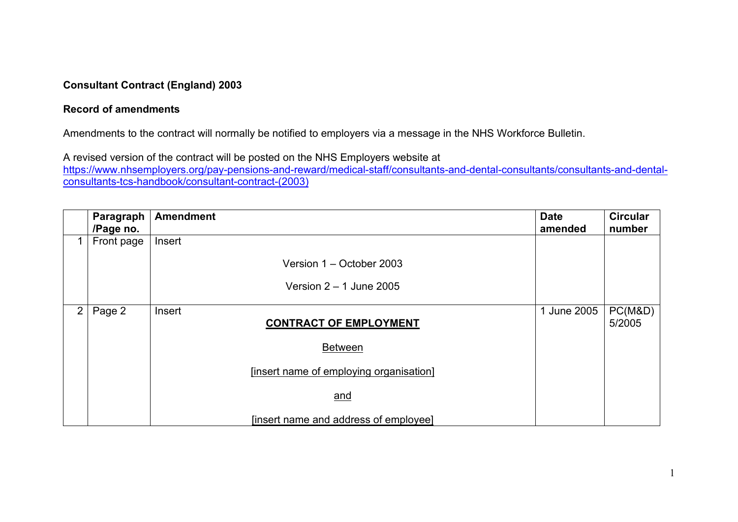**Consultant Contract (England) 2003**

**Record of amendments**

Amendments to the contract will normally be notified to employers via a message in the NHS Workforce Bulletin.

A revised version of the contract will be posted on the NHS Employers website at
https://www.nhsemployers.org/pay-pensions-and-reward/medical-staff/consultants-and-dental-consultants/consultants-and-dental-consultants-tcs-handbook/consultant-contract-(2003)

| | **Paragraph /Page no.** | **Amendment** | **Date amended** | **Circular number** |
|---|---|---|---|---|
| 1 | Front page | Insert<br><br>Version 1 – October 2003<br><br>Version 2 – 1 June 2005 | | |
| 2 | Page 2 | Insert<br>**CONTRACT OF EMPLOYMENT**<br><br>Between<br><br>[insert name of employing organisation]<br><br>and<br><br>[insert name and address of employee] | 1 June 2005 | PC(M&D) 5/2005 |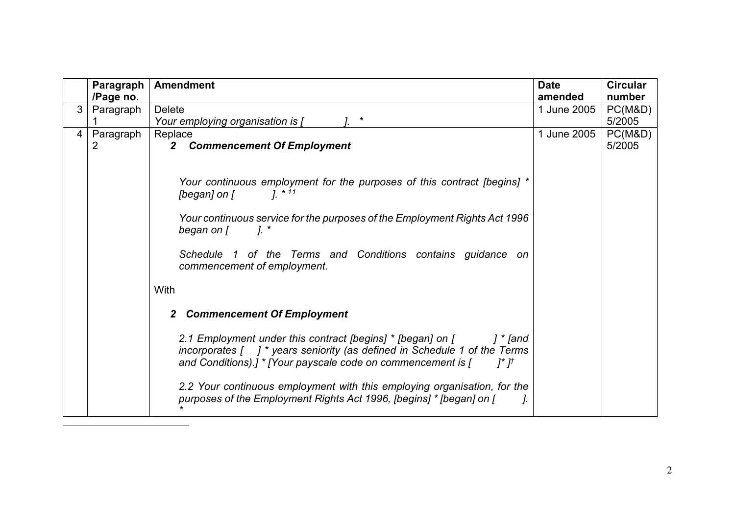| | Paragraph /Page no. | Amendment | Date amended | Circular number |
|---|---|---|---|---|
| 3 | Paragraph 1 | Delete<br>*Your employing organisation is [ ]. \** | 1 June 2005 | PC(M&D) 5/2005 |
| 4 | Paragraph 2 | Replace<br>***2 Commencement Of Employment***<br><br>*Your continuous employment for the purposes of this contract [begins] \* [began] on [ ]. \** [11]<br><br>*Your continuous service for the purposes of the Employment Rights Act 1996 began on [ ]. \**<br><br>*Schedule 1 of the Terms and Conditions contains guidance on commencement of employment.*<br><br>With<br><br>***2 Commencement Of Employment***<br><br>*2.1 Employment under this contract [begins] \* [began] on [ ] \* [and incorporates [ ] \* years seniority (as defined in Schedule 1 of the Terms and Conditions).] \* [Your payscale code on commencement is [ ]\* ]*[†]<br><br>*2.2 Your continuous employment with this employing organisation, for the purposes of the Employment Rights Act 1996, [begins] \* [began] on [ ]. \** | 1 June 2005 | PC(M&D) 5/2005 |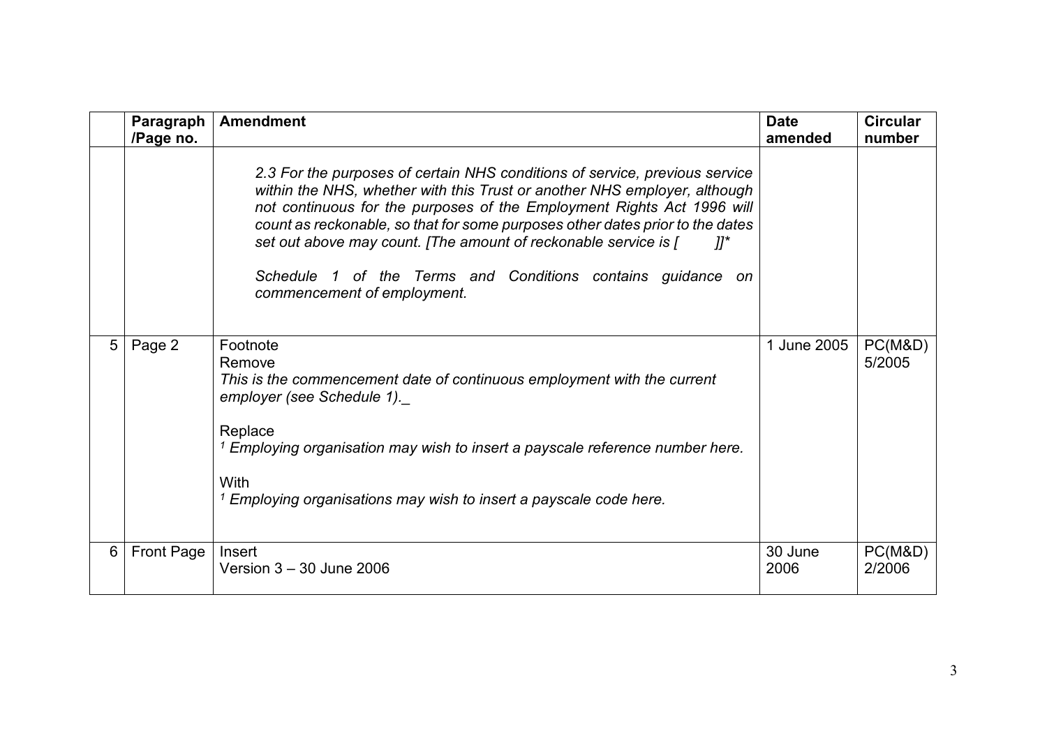| | Paragraph /Page no. | Amendment | Date amended | Circular number |
|---|---|---|---|---|
| | | *2.3 For the purposes of certain NHS conditions of service, previous service within the NHS, whether with this Trust or another NHS employer, although not continuous for the purposes of the Employment Rights Act 1996 will count as reckonable, so that for some purposes other dates prior to the dates set out above may count. [The amount of reckonable service is [ ]]** <br><br> *Schedule 1 of the Terms and Conditions contains guidance on commencement of employment.* | | |
| 5 | Page 2 | Footnote <br> Remove <br> *This is the commencement date of continuous employment with the current employer (see Schedule 1).*_ <br><br> Replace <br> [1] *Employing organisation may wish to insert a payscale reference number here.* <br><br> With <br> [1] *Employing organisations may wish to insert a payscale code here.* | 1 June 2005 | PC(M&D) 5/2005 |
| 6 | Front Page | Insert <br> Version 3 – 30 June 2006 | 30 June 2006 | PC(M&D) 2/2006 |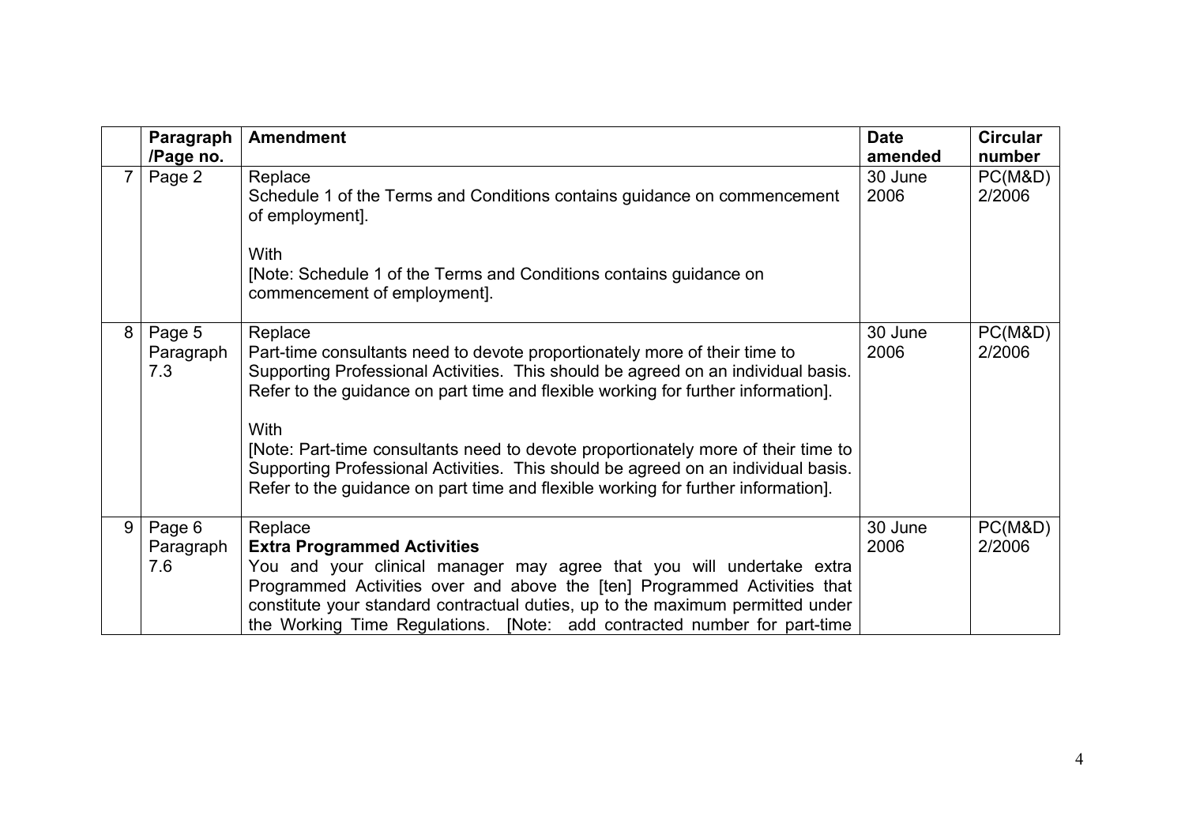| | Paragraph /Page no. | Amendment | Date amended | Circular number |
|---|---|---|---|---|
| 7 | Page 2 | Replace<br>Schedule 1 of the Terms and Conditions contains guidance on commencement of employment].<br><br>With<br>[Note: Schedule 1 of the Terms and Conditions contains guidance on commencement of employment]. | 30 June 2006 | PC(M&D) 2/2006 |
| 8 | Page 5 Paragraph 7.3 | Replace<br>Part-time consultants need to devote proportionately more of their time to Supporting Professional Activities. This should be agreed on an individual basis. Refer to the guidance on part time and flexible working for further information].<br><br>With<br>[Note: Part-time consultants need to devote proportionately more of their time to Supporting Professional Activities. This should be agreed on an individual basis. Refer to the guidance on part time and flexible working for further information]. | 30 June 2006 | PC(M&D) 2/2006 |
| 9 | Page 6 Paragraph 7.6 | Replace<br>**Extra Programmed Activities**<br>You and your clinical manager may agree that you will undertake extra Programmed Activities over and above the [ten] Programmed Activities that constitute your standard contractual duties, up to the maximum permitted under the Working Time Regulations. [Note: add contracted number for part-time | 30 June 2006 | PC(M&D) 2/2006 |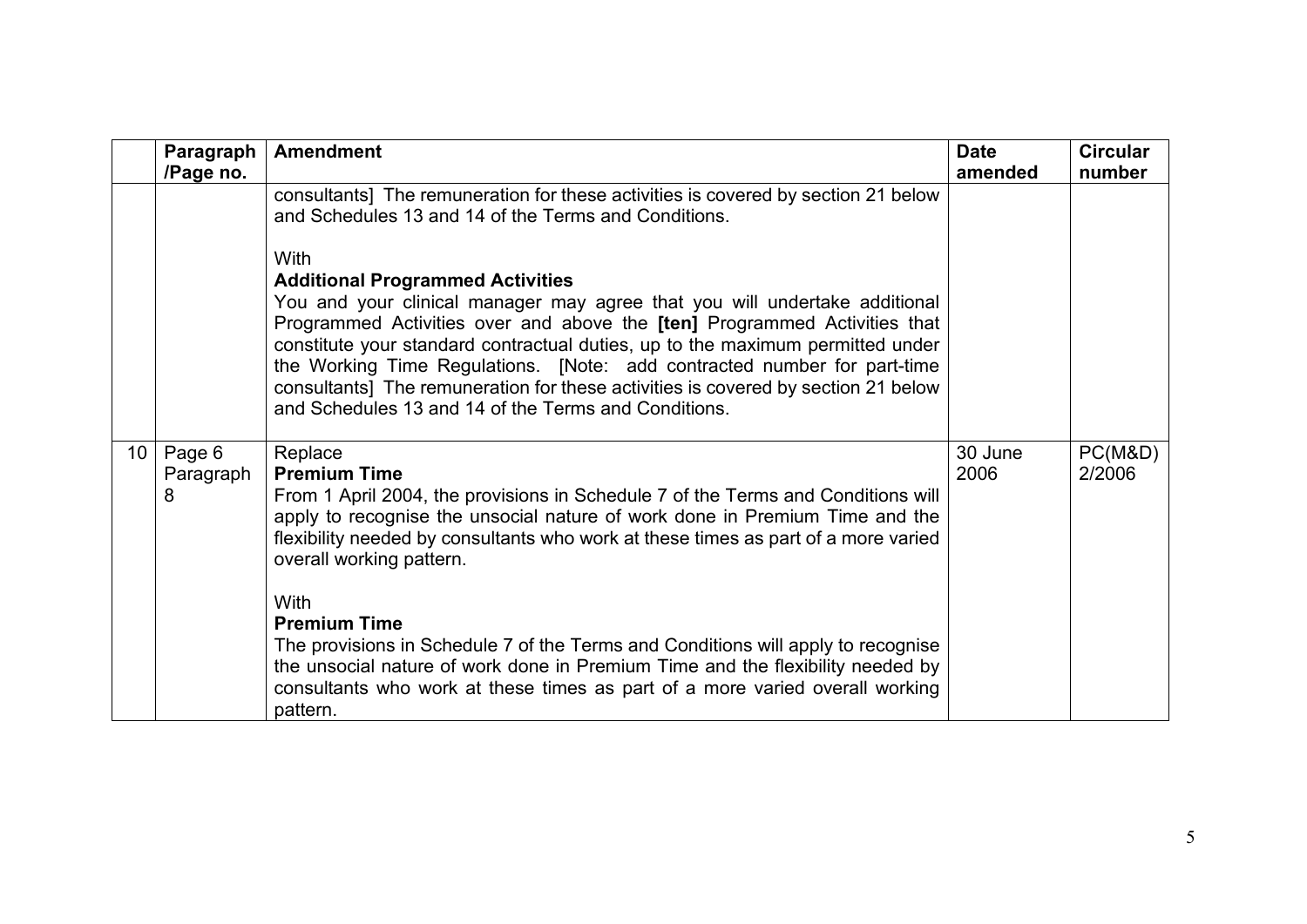| | Paragraph /Page no. | Amendment | Date amended | Circular number |
|---|---|---|---|---|
| | | consultants] The remuneration for these activities is covered by section 21 below and Schedules 13 and 14 of the Terms and Conditions.<br><br>With<br>**Additional Programmed Activities**<br>You and your clinical manager may agree that you will undertake additional Programmed Activities over and above the **[ten]** Programmed Activities that constitute your standard contractual duties, up to the maximum permitted under the Working Time Regulations. [Note: add contracted number for part-time consultants] The remuneration for these activities is covered by section 21 below and Schedules 13 and 14 of the Terms and Conditions. | | |
| 10 | Page 6 Paragraph 8 | Replace<br>**Premium Time**<br>From 1 April 2004, the provisions in Schedule 7 of the Terms and Conditions will apply to recognise the unsocial nature of work done in Premium Time and the flexibility needed by consultants who work at these times as part of a more varied overall working pattern.<br><br>With<br>**Premium Time**<br>The provisions in Schedule 7 of the Terms and Conditions will apply to recognise the unsocial nature of work done in Premium Time and the flexibility needed by consultants who work at these times as part of a more varied overall working pattern. | 30 June 2006 | PC(M&D) 2/2006 |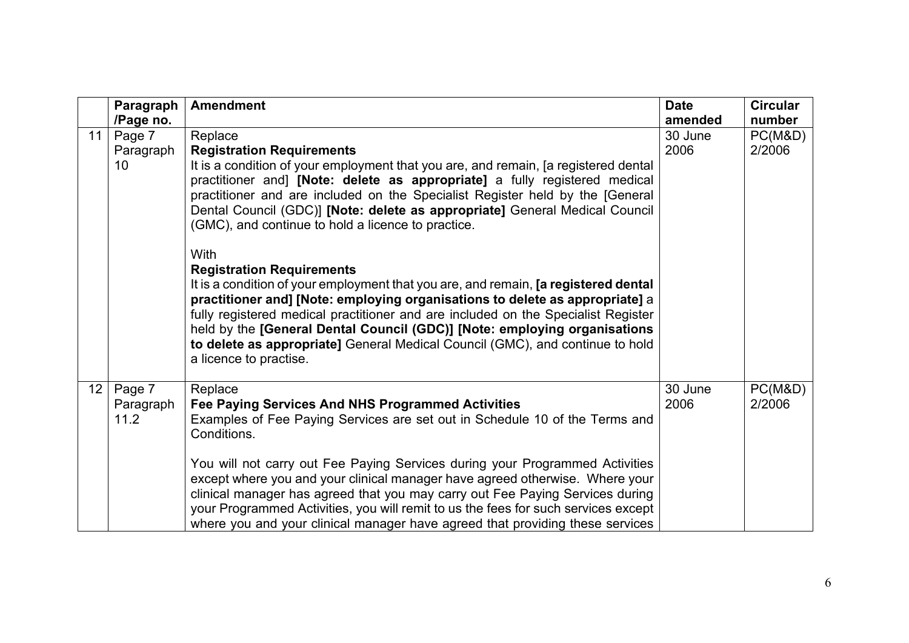| | Paragraph /Page no. | Amendment | Date amended | Circular number |
|---|---|---|---|---|
| 11 | Page 7 Paragraph 10 | Replace<br>**Registration Requirements**<br>It is a condition of your employment that you are, and remain, [a registered dental practitioner and] **[Note: delete as appropriate]** a fully registered medical practitioner and are included on the Specialist Register held by the [General Dental Council (GDC)] **[Note: delete as appropriate]** General Medical Council (GMC), and continue to hold a licence to practice.<br><br>With<br>**Registration Requirements**<br>It is a condition of your employment that you are, and remain, **[a registered dental practitioner and] [Note: employing organisations to delete as appropriate]** a fully registered medical practitioner and are included on the Specialist Register held by the **[General Dental Council (GDC)] [Note: employing organisations to delete as appropriate]** General Medical Council (GMC), and continue to hold a licence to practise. | 30 June 2006 | PC(M&D) 2/2006 |
| 12 | Page 7 Paragraph 11.2 | Replace<br>**Fee Paying Services And NHS Programmed Activities**<br>Examples of Fee Paying Services are set out in Schedule 10 of the Terms and Conditions.<br><br>You will not carry out Fee Paying Services during your Programmed Activities except where you and your clinical manager have agreed otherwise. Where your clinical manager has agreed that you may carry out Fee Paying Services during your Programmed Activities, you will remit to us the fees for such services except where you and your clinical manager have agreed that providing these services | 30 June 2006 | PC(M&D) 2/2006 |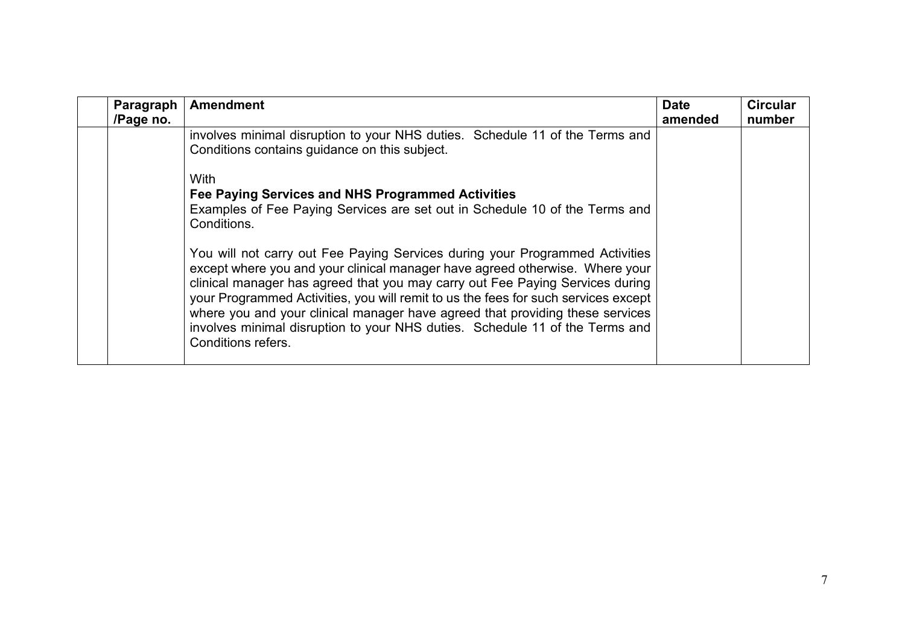| | Paragraph /Page no. | Amendment | Date amended | Circular number |
|---|---|---|---|---|
| | | involves minimal disruption to your NHS duties. Schedule 11 of the Terms and Conditions contains guidance on this subject.<br><br>With<br>**Fee Paying Services and NHS Programmed Activities**<br>Examples of Fee Paying Services are set out in Schedule 10 of the Terms and Conditions.<br><br>You will not carry out Fee Paying Services during your Programmed Activities except where you and your clinical manager have agreed otherwise. Where your clinical manager has agreed that you may carry out Fee Paying Services during your Programmed Activities, you will remit to us the fees for such services except where you and your clinical manager have agreed that providing these services involves minimal disruption to your NHS duties. Schedule 11 of the Terms and Conditions refers. | | |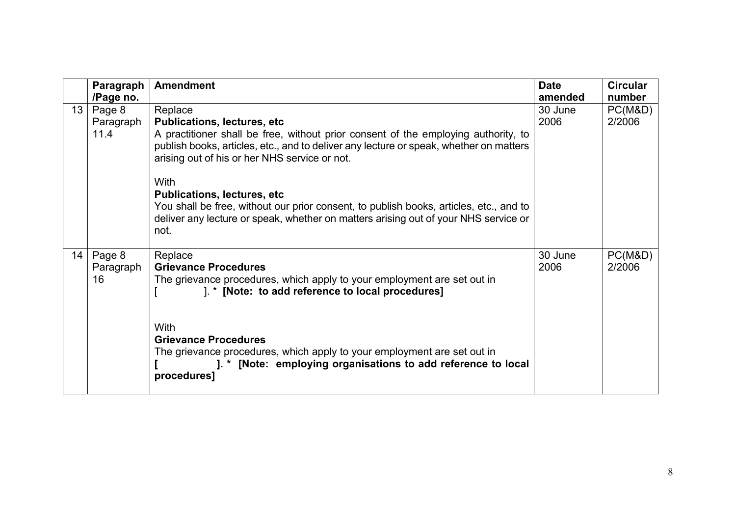| | Paragraph /Page no. | Amendment | Date amended | Circular number |
|---|---|---|---|---|
| 13 | Page 8 Paragraph 11.4 | Replace<br>**Publications, lectures, etc**<br>A practitioner shall be free, without prior consent of the employing authority, to publish books, articles, etc., and to deliver any lecture or speak, whether on matters arising out of his or her NHS service or not.<br><br>With<br>**Publications, lectures, etc**<br>You shall be free, without our prior consent, to publish books, articles, etc., and to deliver any lecture or speak, whether on matters arising out of your NHS service or not. | 30 June 2006 | PC(M&D) 2/2006 |
| 14 | Page 8 Paragraph 16 | Replace<br>**Grievance Procedures**<br>The grievance procedures, which apply to your employment are set out in<br>[ ]. * **[Note: to add reference to local procedures]**<br><br>With<br>**Grievance Procedures**<br>The grievance procedures, which apply to your employment are set out in<br>**[ ]. * [Note: employing organisations to add reference to local procedures]** | 30 June 2006 | PC(M&D) 2/2006 |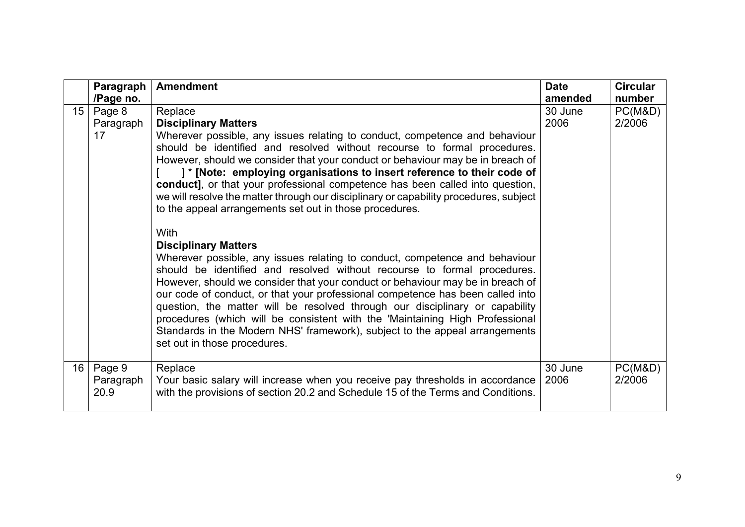| | Paragraph /Page no. | Amendment | Date amended | Circular number |
|---|---|---|---|---|
| 15 | Page 8 Paragraph 17 | Replace<br>**Disciplinary Matters**<br>Wherever possible, any issues relating to conduct, competence and behaviour should be identified and resolved without recourse to formal procedures. However, should we consider that your conduct or behaviour may be in breach of [ ] * **[Note: employing organisations to insert reference to their code of conduct]**, or that your professional competence has been called into question, we will resolve the matter through our disciplinary or capability procedures, subject to the appeal arrangements set out in those procedures.<br><br>With<br>**Disciplinary Matters**<br>Wherever possible, any issues relating to conduct, competence and behaviour should be identified and resolved without recourse to formal procedures. However, should we consider that your conduct or behaviour may be in breach of our code of conduct, or that your professional competence has been called into question, the matter will be resolved through our disciplinary or capability procedures (which will be consistent with the 'Maintaining High Professional Standards in the Modern NHS' framework), subject to the appeal arrangements set out in those procedures. | 30 June 2006 | PC(M&D) 2/2006 |
| 16 | Page 9 Paragraph 20.9 | Replace<br>Your basic salary will increase when you receive pay thresholds in accordance with the provisions of section 20.2 and Schedule 15 of the Terms and Conditions. | 30 June 2006 | PC(M&D) 2/2006 |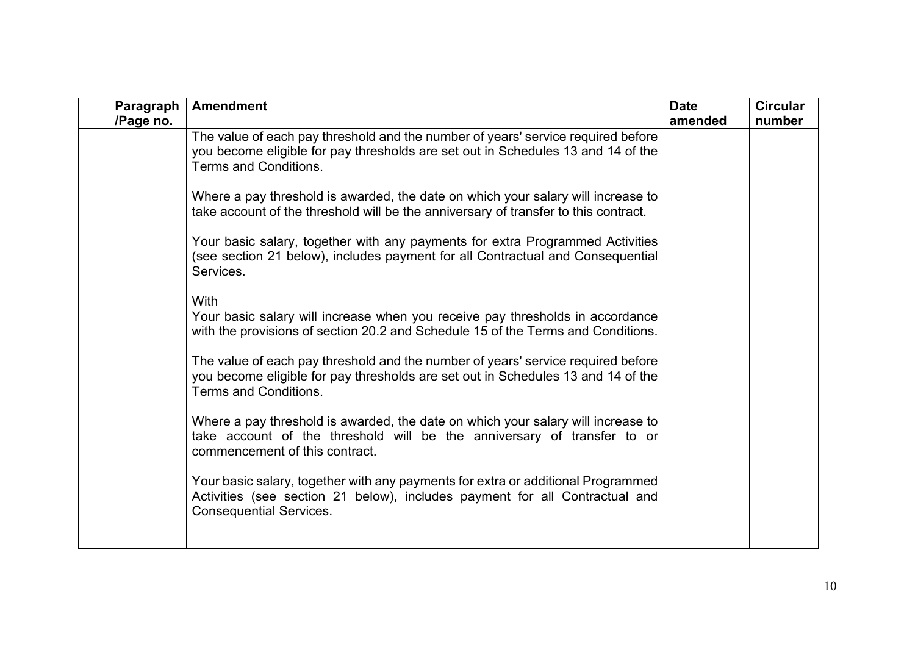| | Paragraph /Page no. | Amendment | Date amended | Circular number |
|---|---|---|---|---|
| | | The value of each pay threshold and the number of years' service required before you become eligible for pay thresholds are set out in Schedules 13 and 14 of the Terms and Conditions.<br><br>Where a pay threshold is awarded, the date on which your salary will increase to take account of the threshold will be the anniversary of transfer to this contract.<br><br>Your basic salary, together with any payments for extra Programmed Activities (see section 21 below), includes payment for all Contractual and Consequential Services.<br><br>With<br>Your basic salary will increase when you receive pay thresholds in accordance with the provisions of section 20.2 and Schedule 15 of the Terms and Conditions.<br><br>The value of each pay threshold and the number of years' service required before you become eligible for pay thresholds are set out in Schedules 13 and 14 of the Terms and Conditions.<br><br>Where a pay threshold is awarded, the date on which your salary will increase to take account of the threshold will be the anniversary of transfer to or commencement of this contract.<br><br>Your basic salary, together with any payments for extra or additional Programmed Activities (see section 21 below), includes payment for all Contractual and Consequential Services. | | |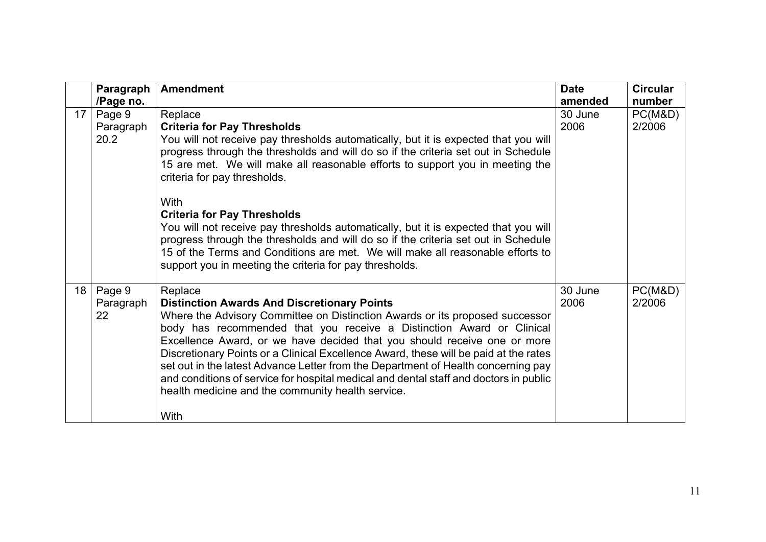|  | Paragraph /Page no. | Amendment | Date amended | Circular number |
|---|---|---|---|---|
| 17 | Page 9 Paragraph 20.2 | Replace<br>**Criteria for Pay Thresholds**<br>You will not receive pay thresholds automatically, but it is expected that you will progress through the thresholds and will do so if the criteria set out in Schedule 15 are met. We will make all reasonable efforts to support you in meeting the criteria for pay thresholds.<br><br>With<br>**Criteria for Pay Thresholds**<br>You will not receive pay thresholds automatically, but it is expected that you will progress through the thresholds and will do so if the criteria set out in Schedule 15 of the Terms and Conditions are met. We will make all reasonable efforts to support you in meeting the criteria for pay thresholds. | 30 June 2006 | PC(M&D) 2/2006 |
| 18 | Page 9 Paragraph 22 | Replace<br>**Distinction Awards And Discretionary Points**<br>Where the Advisory Committee on Distinction Awards or its proposed successor body has recommended that you receive a Distinction Award or Clinical Excellence Award, or we have decided that you should receive one or more Discretionary Points or a Clinical Excellence Award, these will be paid at the rates set out in the latest Advance Letter from the Department of Health concerning pay and conditions of service for hospital medical and dental staff and doctors in public health medicine and the community health service.<br><br>With | 30 June 2006 | PC(M&D) 2/2006 |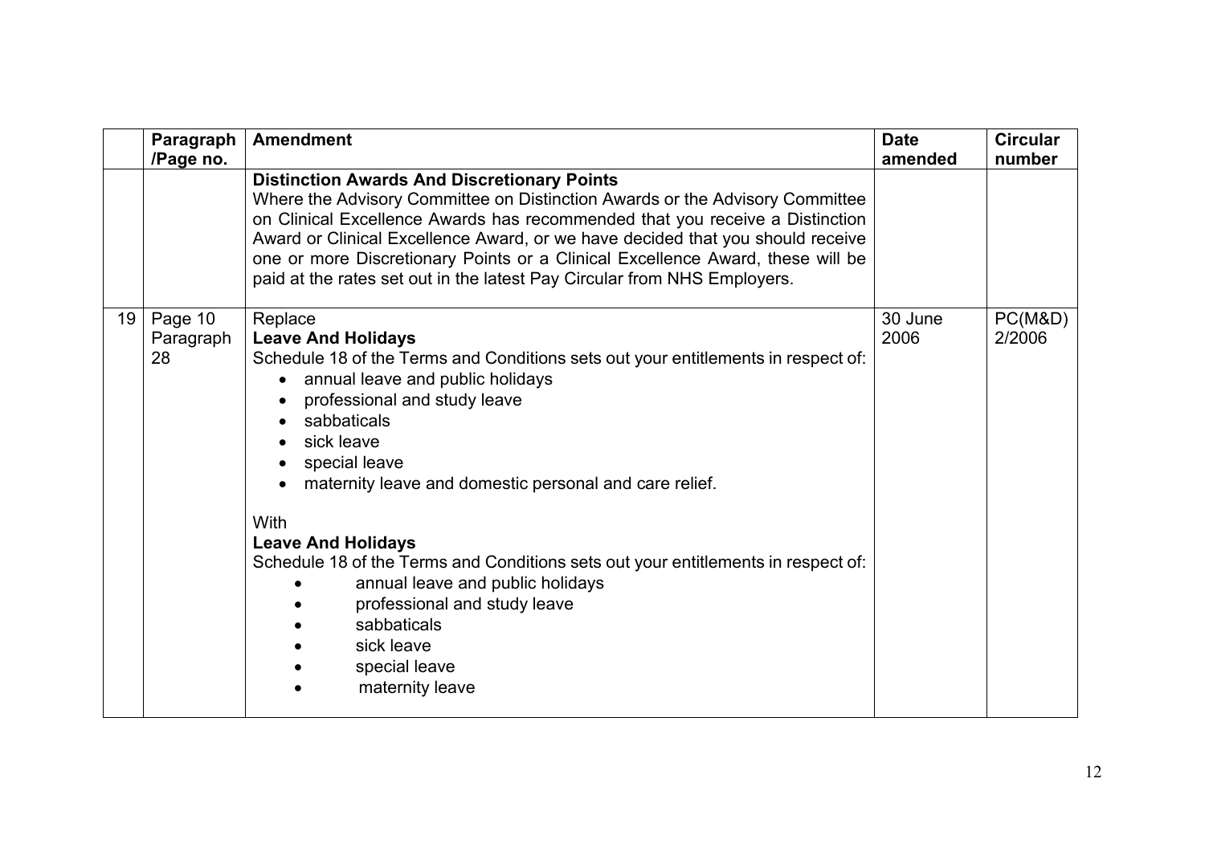| | Paragraph /Page no. | Amendment | Date amended | Circular number |
|---|---|---|---|---|
| | | **Distinction Awards And Discretionary Points**<br>Where the Advisory Committee on Distinction Awards or the Advisory Committee on Clinical Excellence Awards has recommended that you receive a Distinction Award or Clinical Excellence Award, or we have decided that you should receive one or more Discretionary Points or a Clinical Excellence Award, these will be paid at the rates set out in the latest Pay Circular from NHS Employers. | | |
| 19 | Page 10 Paragraph 28 | Replace<br>**Leave And Holidays**<br>Schedule 18 of the Terms and Conditions sets out your entitlements in respect of:<br>• annual leave and public holidays<br>• professional and study leave<br>• sabbaticals<br>• sick leave<br>• special leave<br>• maternity leave and domestic personal and care relief.<br><br>With<br>**Leave And Holidays**<br>Schedule 18 of the Terms and Conditions sets out your entitlements in respect of:<br>• annual leave and public holidays<br>• professional and study leave<br>• sabbaticals<br>• sick leave<br>• special leave<br>• maternity leave | 30 June 2006 | PC(M&D) 2/2006 |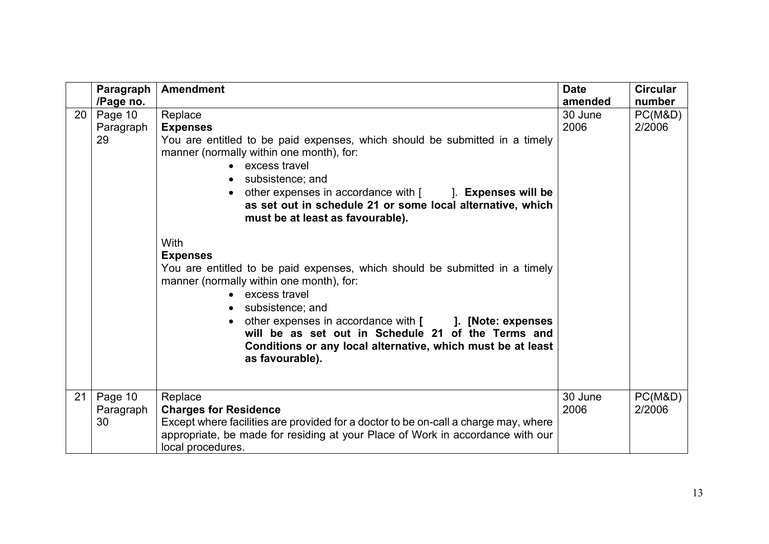| | Paragraph /Page no. | Amendment | Date amended | Circular number |
|---|---|---|---|---|
| 20 | Page 10 Paragraph 29 | Replace<br>**Expenses**<br>You are entitled to be paid expenses, which should be submitted in a timely manner (normally within one month), for:<br>• excess travel<br>• subsistence; and<br>• other expenses in accordance with [ &nbsp;&nbsp;&nbsp;&nbsp; ]. **Expenses will be as set out in schedule 21 or some local alternative, which must be at least as favourable).**<br><br>With<br>**Expenses**<br>You are entitled to be paid expenses, which should be submitted in a timely manner (normally within one month), for:<br>• excess travel<br>• subsistence; and<br>• other expenses in accordance with **[ &nbsp;&nbsp;&nbsp;&nbsp; ]. [Note: expenses will be as set out in Schedule 21 of the Terms and Conditions or any local alternative, which must be at least as favourable).** | 30 June 2006 | PC(M&D) 2/2006 |
| 21 | Page 10 Paragraph 30 | Replace<br>**Charges for Residence**<br>Except where facilities are provided for a doctor to be on-call a charge may, where appropriate, be made for residing at your Place of Work in accordance with our local procedures. | 30 June 2006 | PC(M&D) 2/2006 |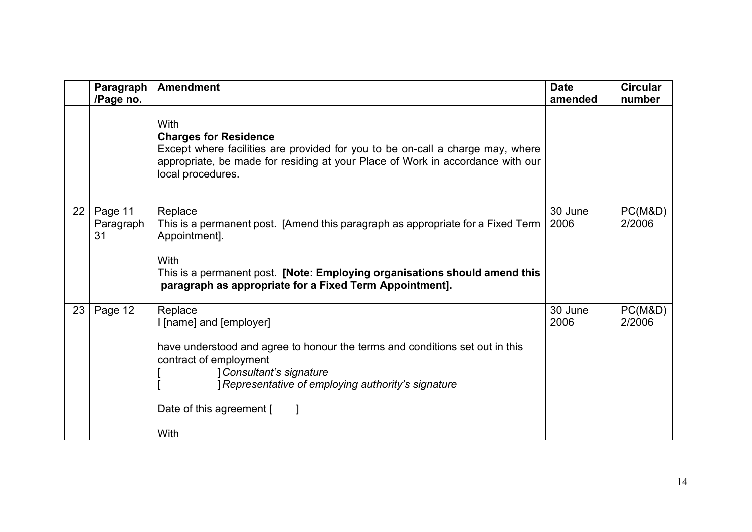| | Paragraph /Page no. | Amendment | Date amended | Circular number |
|---|---|---|---|---|
| | | With<br>**Charges for Residence**<br>Except where facilities are provided for you to be on-call a charge may, where appropriate, be made for residing at your Place of Work in accordance with our local procedures. | | |
| 22 | Page 11 Paragraph 31 | Replace<br>This is a permanent post. [Amend this paragraph as appropriate for a Fixed Term Appointment].<br><br>With<br>This is a permanent post. **[Note: Employing organisations should amend this paragraph as appropriate for a Fixed Term Appointment].** | 30 June 2006 | PC(M&D) 2/2006 |
| 23 | Page 12 | Replace<br>I [name] and [employer]<br><br>have understood and agree to honour the terms and conditions set out in this contract of employment<br>[ ] *Consultant's signature*<br>[ ] *Representative of employing authority's signature*<br><br>Date of this agreement [ ]<br><br>With | 30 June 2006 | PC(M&D) 2/2006 |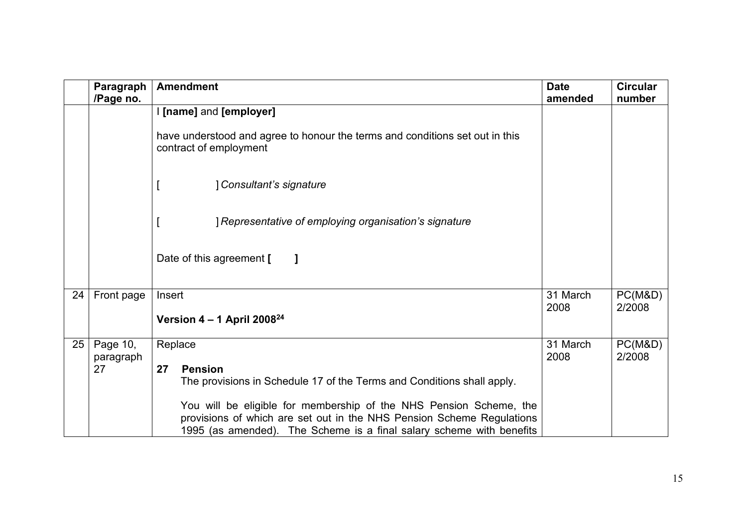| | Paragraph /Page no. | Amendment | Date amended | Circular number |
|---|---|---|---|---|
| | | I **[name]** and **[employer]**<br><br>have understood and agree to honour the terms and conditions set out in this contract of employment<br><br>[ ] *Consultant's signature*<br><br>[ ] *Representative of employing organisation's signature*<br><br>Date of this agreement **[ ]** | | |
| 24 | Front page | Insert<br><br>**Version 4 – 1 April 2008**[24] | 31 March 2008 | PC(M&D) 2/2008 |
| 25 | Page 10, paragraph 27 | Replace<br><br>**27 Pension**<br>The provisions in Schedule 17 of the Terms and Conditions shall apply.<br><br>You will be eligible for membership of the NHS Pension Scheme, the provisions of which are set out in the NHS Pension Scheme Regulations 1995 (as amended). The Scheme is a final salary scheme with benefits | 31 March 2008 | PC(M&D) 2/2008 |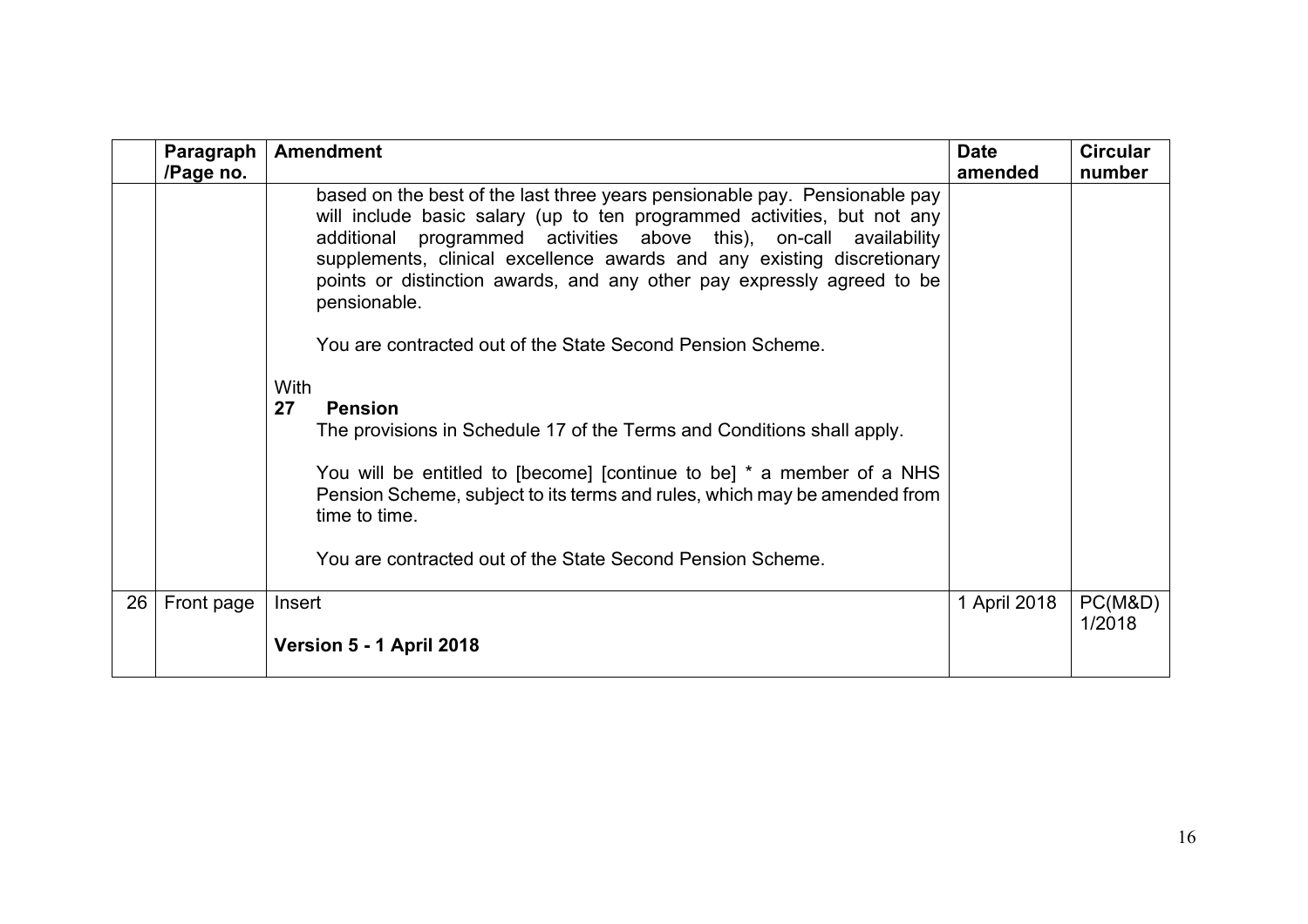| | Paragraph /Page no. | Amendment | Date amended | Circular number |
|---|---|---|---|---|
| | | based on the best of the last three years pensionable pay. Pensionable pay will include basic salary (up to ten programmed activities, but not any additional programmed activities above this), on-call availability supplements, clinical excellence awards and any existing discretionary points or distinction awards, and any other pay expressly agreed to be pensionable.<br><br>You are contracted out of the State Second Pension Scheme.<br><br>With<br>**27 Pension**<br>The provisions in Schedule 17 of the Terms and Conditions shall apply.<br><br>You will be entitled to [become] [continue to be] * a member of a NHS Pension Scheme, subject to its terms and rules, which may be amended from time to time.<br><br>You are contracted out of the State Second Pension Scheme. | | |
| 26 | Front page | Insert<br><br>**Version 5 - 1 April 2018** | 1 April 2018 | PC(M&D) 1/2018 |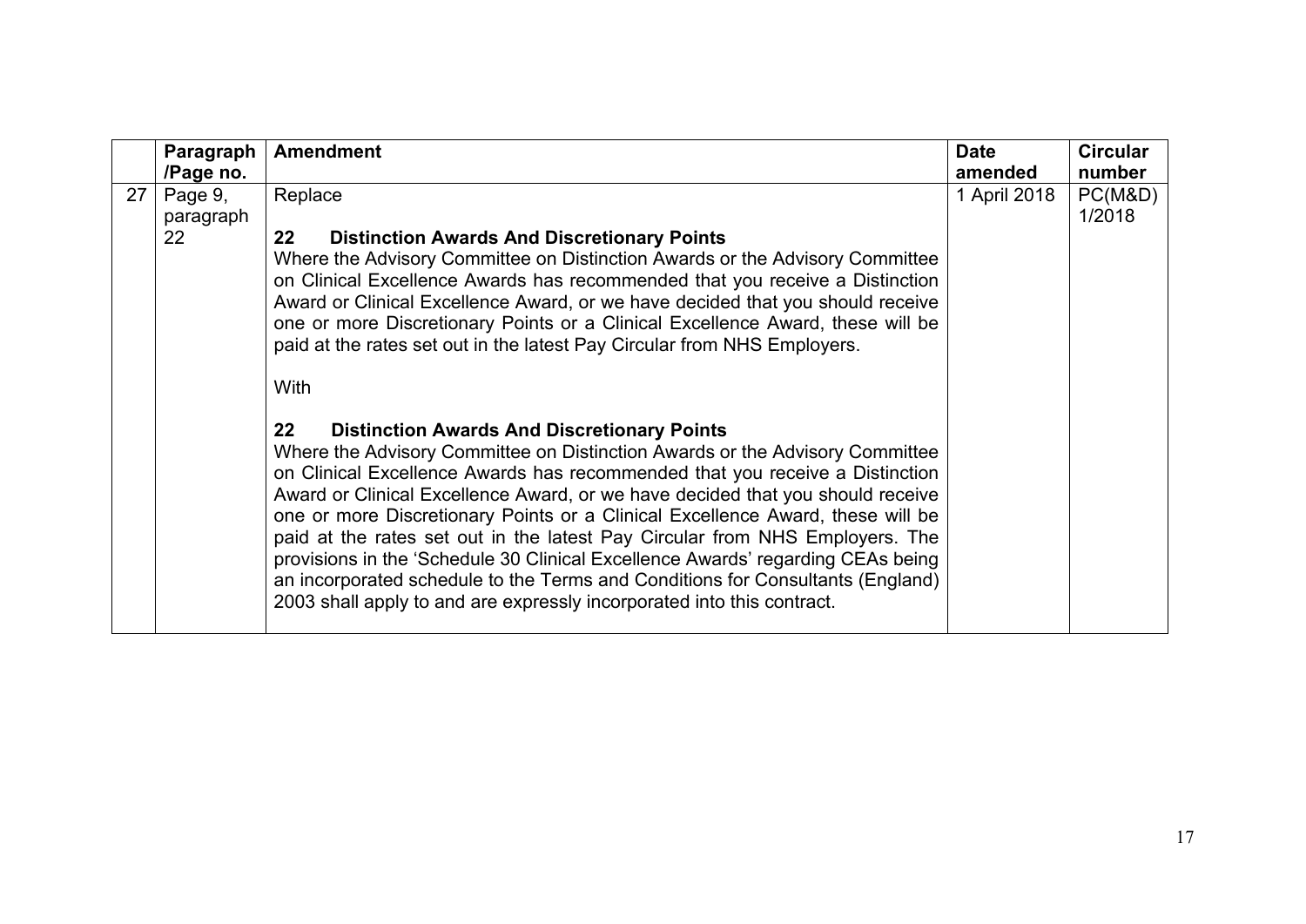| | Paragraph /Page no. | Amendment | Date amended | Circular number |
|---|---|---|---|---|
| 27 | Page 9, paragraph 22 | Replace<br><br>**22 Distinction Awards And Discretionary Points**<br>Where the Advisory Committee on Distinction Awards or the Advisory Committee on Clinical Excellence Awards has recommended that you receive a Distinction Award or Clinical Excellence Award, or we have decided that you should receive one or more Discretionary Points or a Clinical Excellence Award, these will be paid at the rates set out in the latest Pay Circular from NHS Employers.<br><br>With<br><br>**22 Distinction Awards And Discretionary Points**<br>Where the Advisory Committee on Distinction Awards or the Advisory Committee on Clinical Excellence Awards has recommended that you receive a Distinction Award or Clinical Excellence Award, or we have decided that you should receive one or more Discretionary Points or a Clinical Excellence Award, these will be paid at the rates set out in the latest Pay Circular from NHS Employers. The provisions in the 'Schedule 30 Clinical Excellence Awards' regarding CEAs being an incorporated schedule to the Terms and Conditions for Consultants (England) 2003 shall apply to and are expressly incorporated into this contract. | 1 April 2018 | PC(M&D) 1/2018 |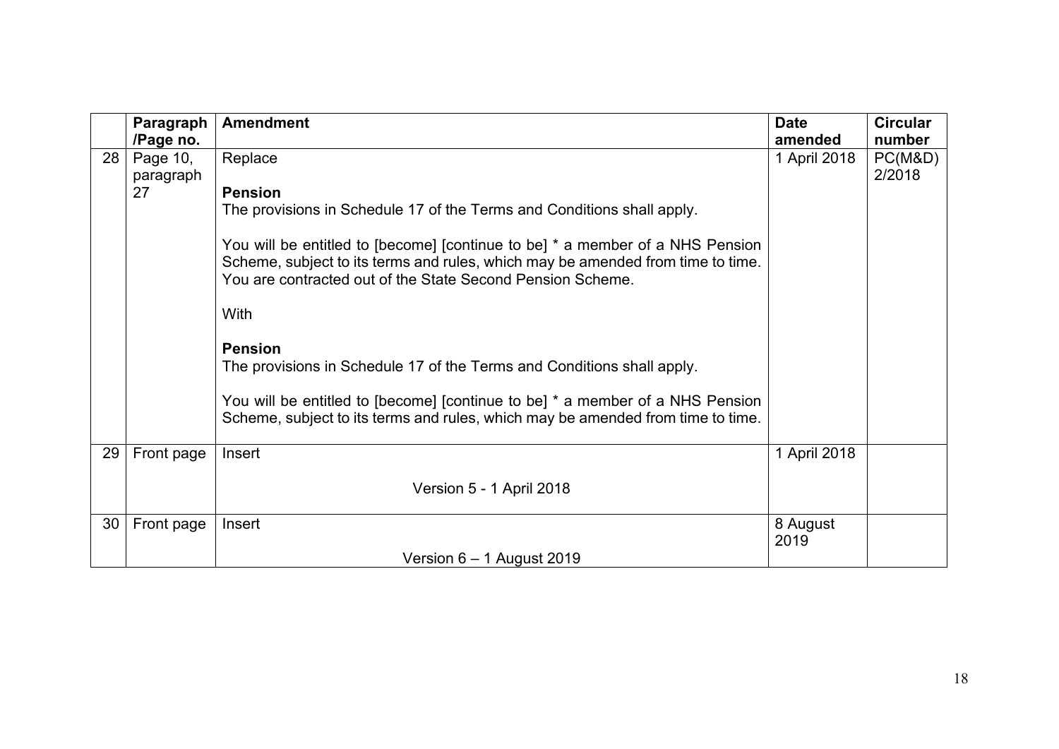| | Paragraph /Page no. | Amendment | Date amended | Circular number |
|---|---|---|---|---|
| 28 | Page 10, paragraph 27 | Replace<br><br>**Pension**<br>The provisions in Schedule 17 of the Terms and Conditions shall apply.<br><br>You will be entitled to [become] [continue to be] * a member of a NHS Pension Scheme, subject to its terms and rules, which may be amended from time to time. You are contracted out of the State Second Pension Scheme.<br><br>With<br><br>**Pension**<br>The provisions in Schedule 17 of the Terms and Conditions shall apply.<br><br>You will be entitled to [become] [continue to be] * a member of a NHS Pension Scheme, subject to its terms and rules, which may be amended from time to time. | 1 April 2018 | PC(M&D) 2/2018 |
| 29 | Front page | Insert<br><br>Version 5 - 1 April 2018 | 1 April 2018 | |
| 30 | Front page | Insert<br><br>Version 6 – 1 August 2019 | 8 August 2019 | |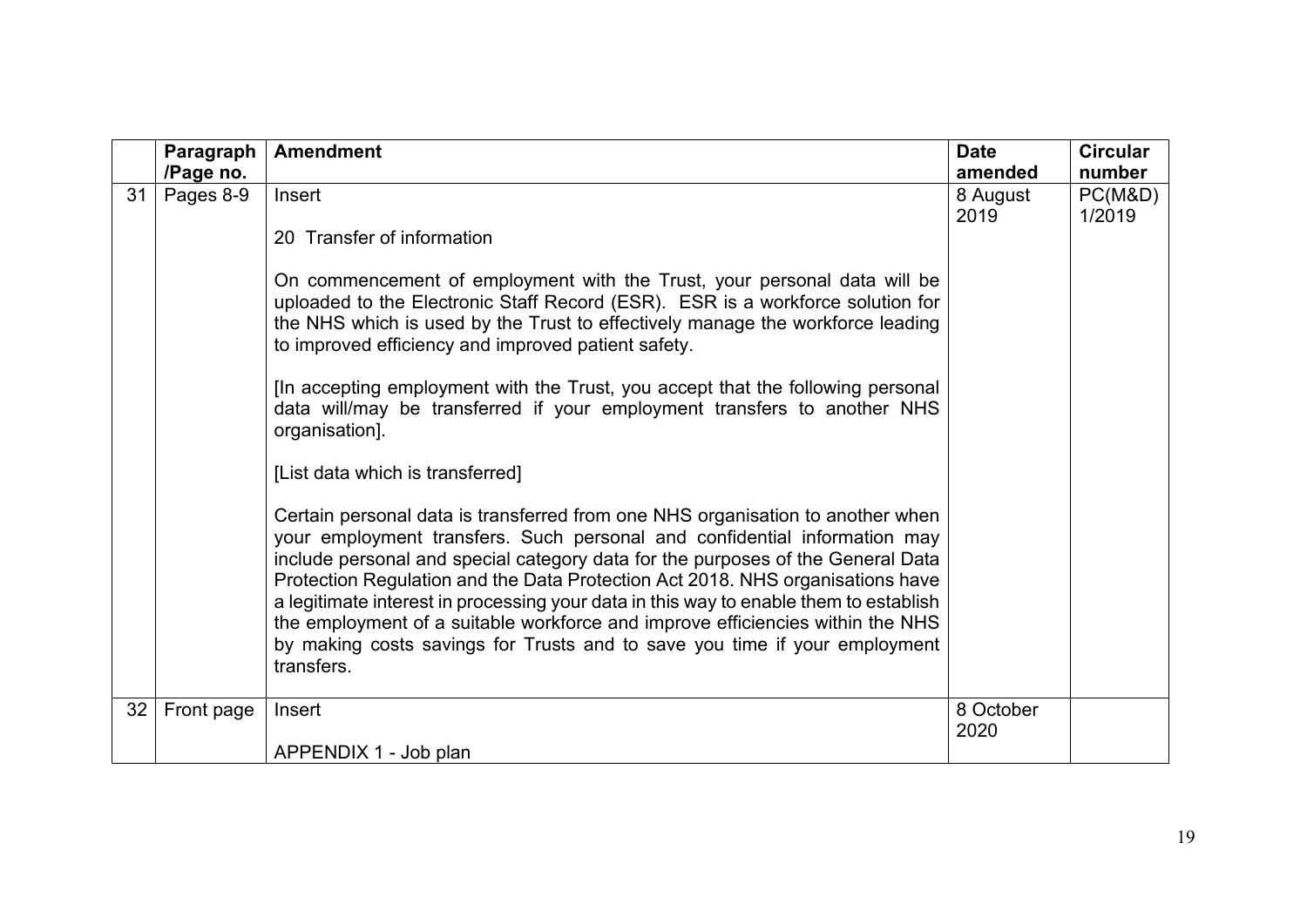| | Paragraph /Page no. | Amendment | Date amended | Circular number |
|---|---|---|---|---|
| 31 | Pages 8-9 | Insert<br><br>20 Transfer of information<br><br>On commencement of employment with the Trust, your personal data will be uploaded to the Electronic Staff Record (ESR). ESR is a workforce solution for the NHS which is used by the Trust to effectively manage the workforce leading to improved efficiency and improved patient safety.<br><br>[In accepting employment with the Trust, you accept that the following personal data will/may be transferred if your employment transfers to another NHS organisation].<br><br>[List data which is transferred]<br><br>Certain personal data is transferred from one NHS organisation to another when your employment transfers. Such personal and confidential information may include personal and special category data for the purposes of the General Data Protection Regulation and the Data Protection Act 2018. NHS organisations have a legitimate interest in processing your data in this way to enable them to establish the employment of a suitable workforce and improve efficiencies within the NHS by making costs savings for Trusts and to save you time if your employment transfers. | 8 August 2019 | PC(M&D) 1/2019 |
| 32 | Front page | Insert<br><br>APPENDIX 1 - Job plan | 8 October 2020 | |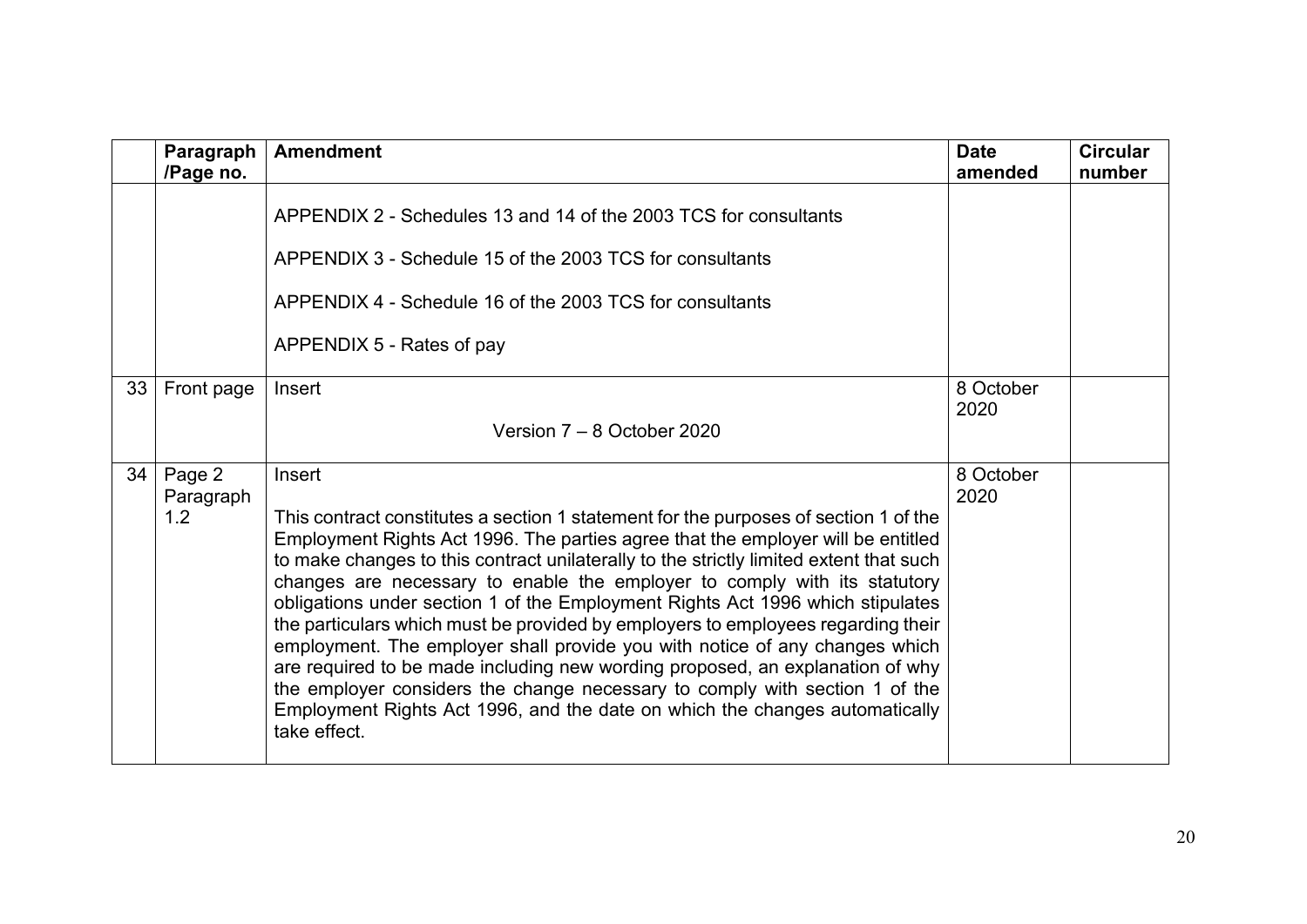| | Paragraph /Page no. | Amendment | Date amended | Circular number |
|---|---|---|---|---|
| | | APPENDIX 2 - Schedules 13 and 14 of the 2003 TCS for consultants<br><br>APPENDIX 3 - Schedule 15 of the 2003 TCS for consultants<br><br>APPENDIX 4 - Schedule 16 of the 2003 TCS for consultants<br><br>APPENDIX 5 - Rates of pay | | |
| 33 | Front page | Insert<br><br>Version 7 – 8 October 2020 | 8 October 2020 | |
| 34 | Page 2 Paragraph 1.2 | Insert<br><br>This contract constitutes a section 1 statement for the purposes of section 1 of the Employment Rights Act 1996. The parties agree that the employer will be entitled to make changes to this contract unilaterally to the strictly limited extent that such changes are necessary to enable the employer to comply with its statutory obligations under section 1 of the Employment Rights Act 1996 which stipulates the particulars which must be provided by employers to employees regarding their employment. The employer shall provide you with notice of any changes which are required to be made including new wording proposed, an explanation of why the employer considers the change necessary to comply with section 1 of the Employment Rights Act 1996, and the date on which the changes automatically take effect. | 8 October 2020 | |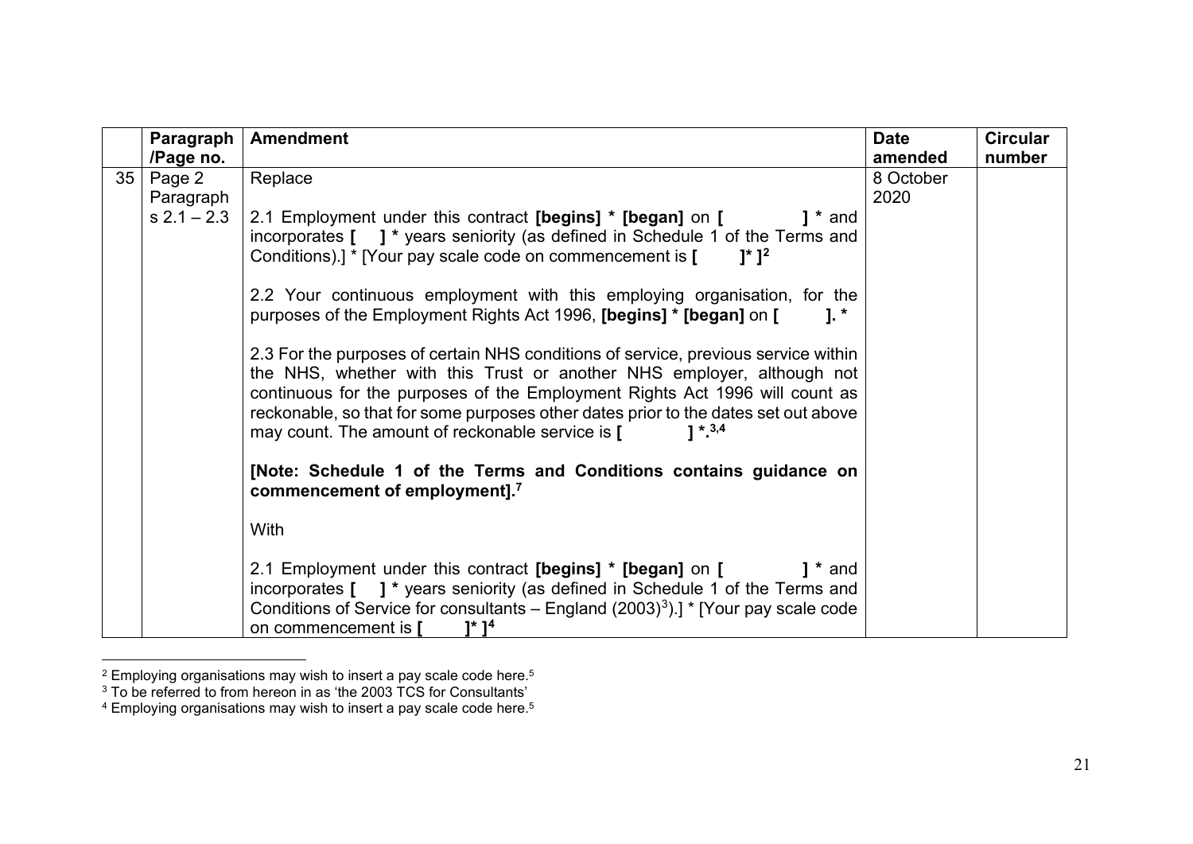| | Paragraph /Page no. | Amendment | Date amended | Circular number |
|---|---|---|---|---|
| 35 | Page 2 Paragraphs 2.1 – 2.3 | Replace<br><br>2.1 Employment under this contract **[begins] * [began]** on **[ ] *** and incorporates **[ ] *** years seniority (as defined in Schedule 1 of the Terms and Conditions).] * [Your pay scale code on commencement is **[ ]* ]**[2]<br><br>2.2 Your continuous employment with this employing organisation, for the purposes of the Employment Rights Act 1996, **[begins] * [began]** on **[ ]. ***<br><br>2.3 For the purposes of certain NHS conditions of service, previous service within the NHS, whether with this Trust or another NHS employer, although not continuous for the purposes of the Employment Rights Act 1996 will count as reckonable, so that for some purposes other dates prior to the dates set out above may count. The amount of reckonable service is **[ ] *.**[3,4]<br><br>**[Note: Schedule 1 of the Terms and Conditions contains guidance on commencement of employment].**[7]<br><br>With<br><br>2.1 Employment under this contract **[begins] * [began]** on **[ ] *** and incorporates **[ ] *** years seniority (as defined in Schedule 1 of the Terms and Conditions of Service for consultants – England (2003)[3]).] * [Your pay scale code on commencement is **[ ]* ]**[4] | 8 October 2020 | |

[2] Employing organisations may wish to insert a pay scale code here.[5]

[3] To be referred to from hereon in as 'the 2003 TCS for Consultants'

[4] Employing organisations may wish to insert a pay scale code here.[5]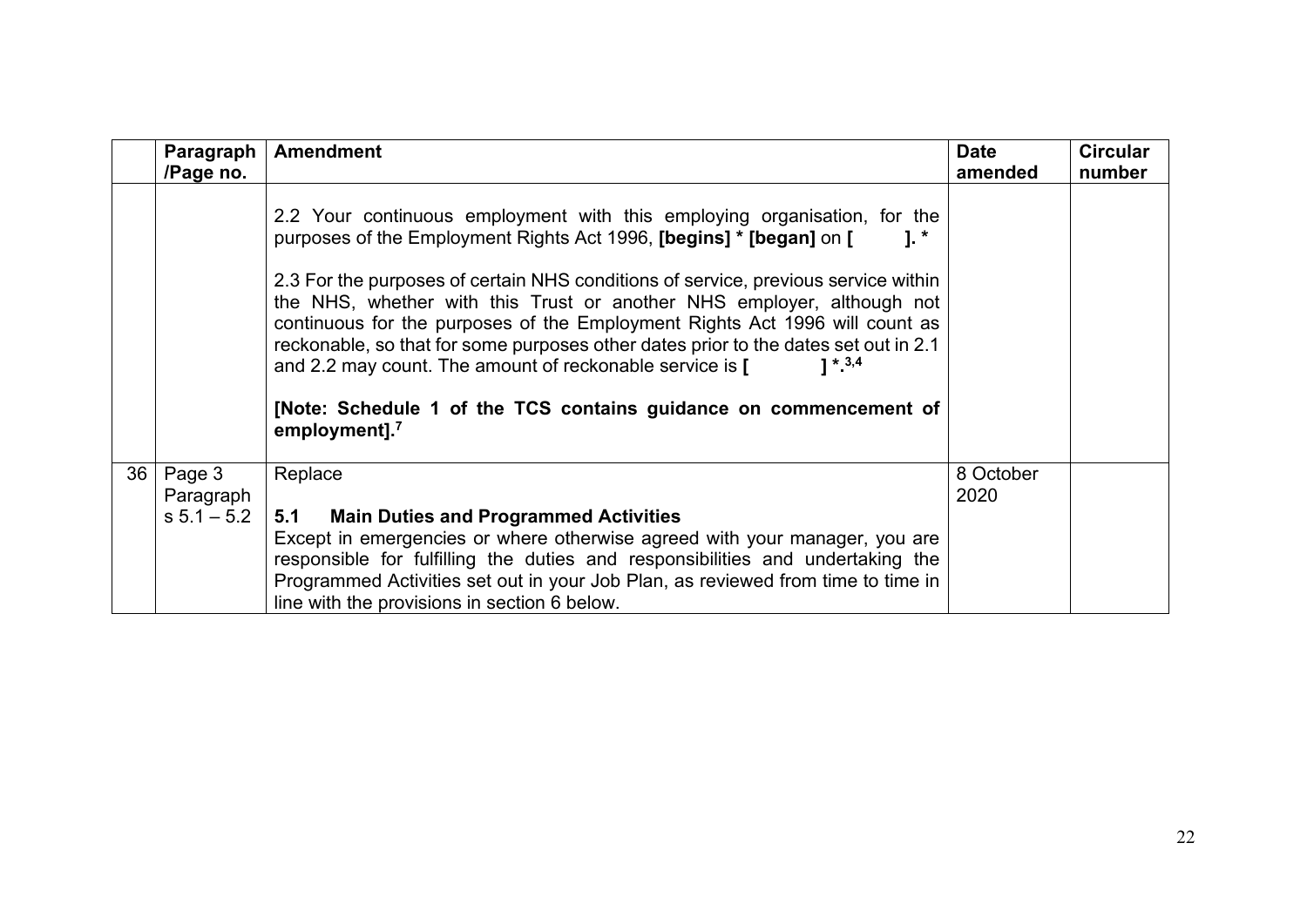| | Paragraph /Page no. | Amendment | Date amended | Circular number |
|---|---|---|---|---|
| | | 2.2 Your continuous employment with this employing organisation, for the purposes of the Employment Rights Act 1996, **[begins] * [began]** on **[ ]. ***<br><br>2.3 For the purposes of certain NHS conditions of service, previous service within the NHS, whether with this Trust or another NHS employer, although not continuous for the purposes of the Employment Rights Act 1996 will count as reckonable, so that for some purposes other dates prior to the dates set out in 2.1 and 2.2 may count. The amount of reckonable service is **[ ] *.**[3,4]<br><br>**[Note: Schedule 1 of the TCS contains guidance on commencement of employment].**[7] | | |
| 36 | Page 3 Paragraphs 5.1 – 5.2 | Replace<br><br>**5.1 Main Duties and Programmed Activities**<br>Except in emergencies or where otherwise agreed with your manager, you are responsible for fulfilling the duties and responsibilities and undertaking the Programmed Activities set out in your Job Plan, as reviewed from time to time in line with the provisions in section 6 below. | 8 October 2020 | |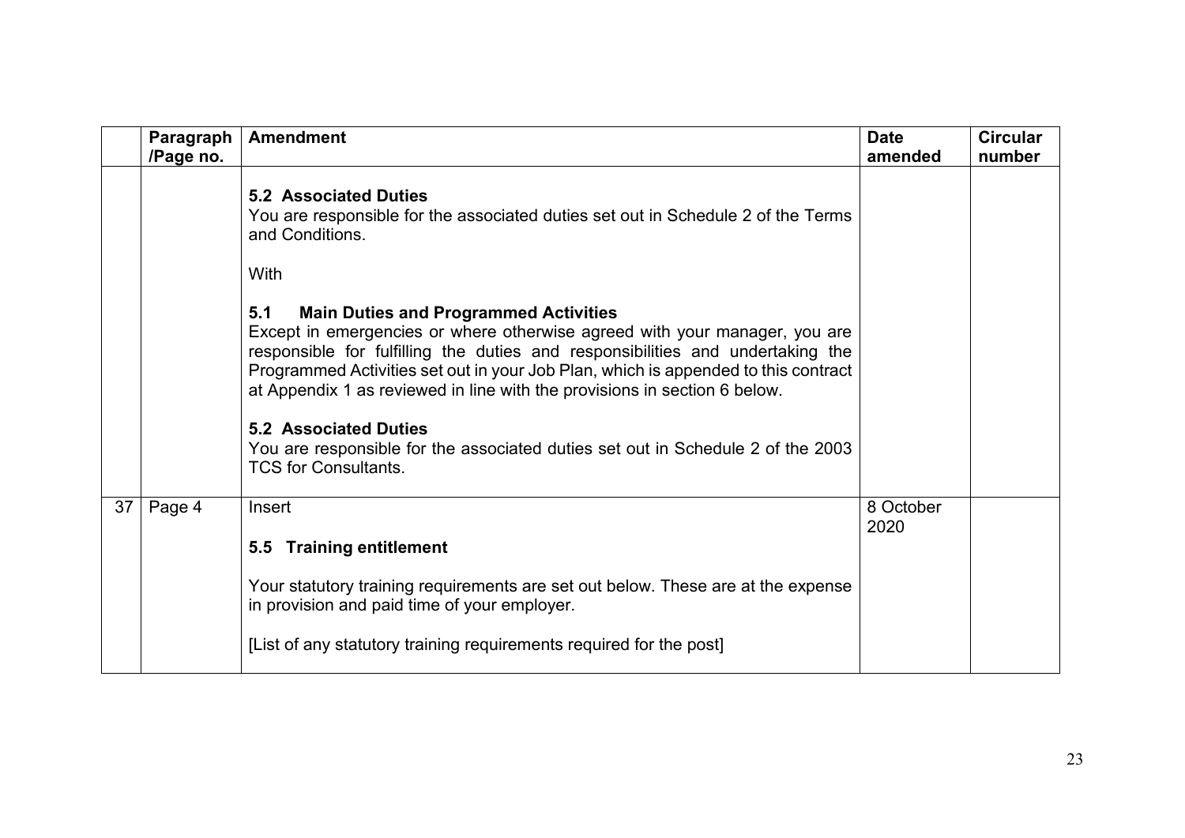| | Paragraph /Page no. | Amendment | Date amended | Circular number |
|---|---|---|---|---|
| | | **5.2 Associated Duties**<br>You are responsible for the associated duties set out in Schedule 2 of the Terms and Conditions.<br><br>With<br><br>**5.1 Main Duties and Programmed Activities**<br>Except in emergencies or where otherwise agreed with your manager, you are responsible for fulfilling the duties and responsibilities and undertaking the Programmed Activities set out in your Job Plan, which is appended to this contract at Appendix 1 as reviewed in line with the provisions in section 6 below.<br><br>**5.2 Associated Duties**<br>You are responsible for the associated duties set out in Schedule 2 of the 2003 TCS for Consultants. | | |
| 37 | Page 4 | Insert<br><br>**5.5 Training entitlement**<br><br>Your statutory training requirements are set out below. These are at the expense in provision and paid time of your employer.<br><br>[List of any statutory training requirements required for the post] | 8 October 2020 | |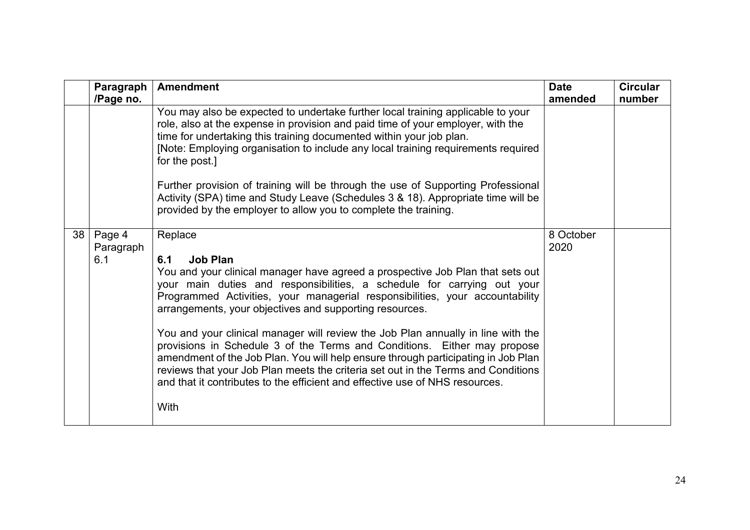| | Paragraph /Page no. | Amendment | Date amended | Circular number |
|---|---|---|---|---|
| | | You may also be expected to undertake further local training applicable to your role, also at the expense in provision and paid time of your employer, with the time for undertaking this training documented within your job plan.<br>[Note: Employing organisation to include any local training requirements required for the post.]<br><br>Further provision of training will be through the use of Supporting Professional Activity (SPA) time and Study Leave (Schedules 3 & 18). Appropriate time will be provided by the employer to allow you to complete the training. | | |
| 38 | Page 4 Paragraph 6.1 | Replace<br><br>**6.1 Job Plan**<br>You and your clinical manager have agreed a prospective Job Plan that sets out your main duties and responsibilities, a schedule for carrying out your Programmed Activities, your managerial responsibilities, your accountability arrangements, your objectives and supporting resources.<br><br>You and your clinical manager will review the Job Plan annually in line with the provisions in Schedule 3 of the Terms and Conditions. Either may propose amendment of the Job Plan. You will help ensure through participating in Job Plan reviews that your Job Plan meets the criteria set out in the Terms and Conditions and that it contributes to the efficient and effective use of NHS resources.<br><br>With | 8 October 2020 | |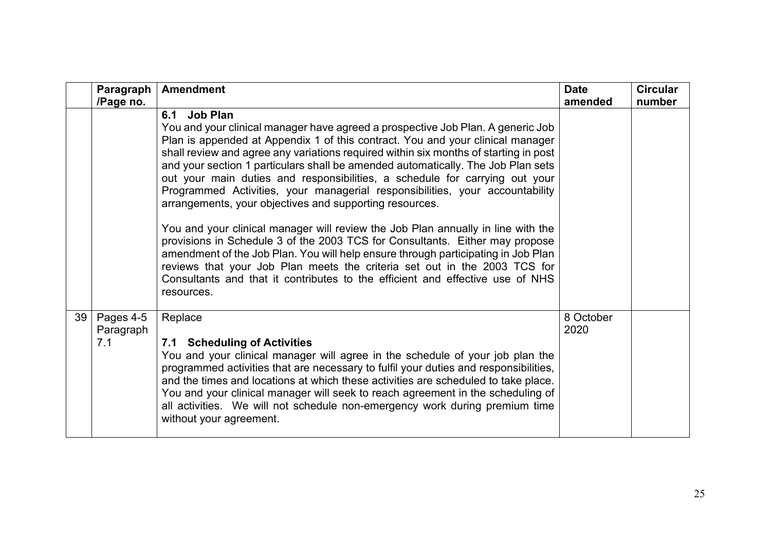| | Paragraph /Page no. | Amendment | Date amended | Circular number |
|---|---|---|---|---|
| | | **6.1 Job Plan**<br>You and your clinical manager have agreed a prospective Job Plan. A generic Job Plan is appended at Appendix 1 of this contract. You and your clinical manager shall review and agree any variations required within six months of starting in post and your section 1 particulars shall be amended automatically. The Job Plan sets out your main duties and responsibilities, a schedule for carrying out your Programmed Activities, your managerial responsibilities, your accountability arrangements, your objectives and supporting resources.<br><br>You and your clinical manager will review the Job Plan annually in line with the provisions in Schedule 3 of the 2003 TCS for Consultants. Either may propose amendment of the Job Plan. You will help ensure through participating in Job Plan reviews that your Job Plan meets the criteria set out in the 2003 TCS for Consultants and that it contributes to the efficient and effective use of NHS resources. | | |
| 39 | Pages 4-5 Paragraph 7.1 | Replace<br><br>**7.1 Scheduling of Activities**<br>You and your clinical manager will agree in the schedule of your job plan the programmed activities that are necessary to fulfil your duties and responsibilities, and the times and locations at which these activities are scheduled to take place. You and your clinical manager will seek to reach agreement in the scheduling of all activities. We will not schedule non-emergency work during premium time without your agreement. | 8 October 2020 | |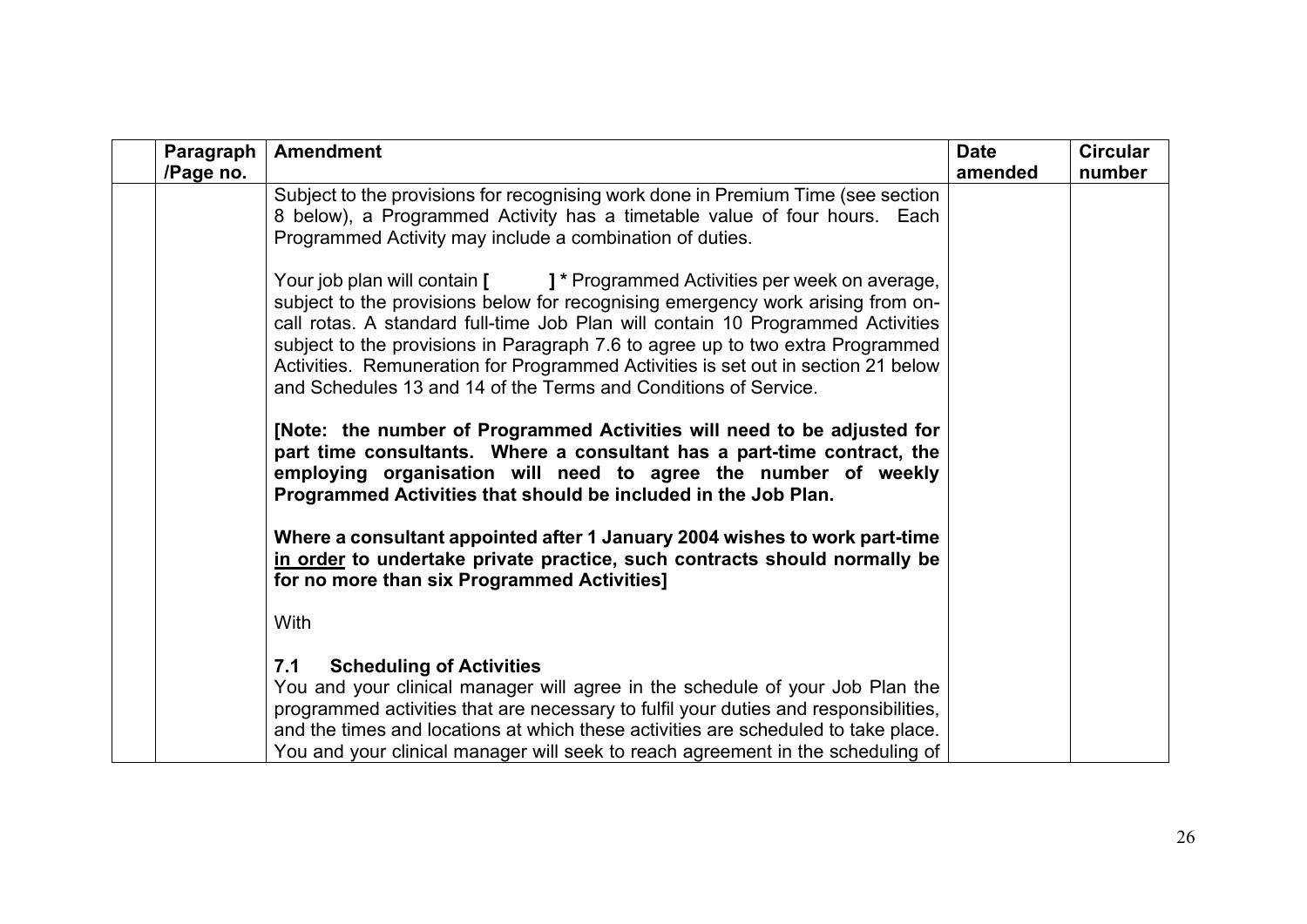| | Paragraph /Page no. | Amendment | Date amended | Circular number |
|---|---|---|---|---|
| | | Subject to the provisions for recognising work done in Premium Time (see section 8 below), a Programmed Activity has a timetable value of four hours. Each Programmed Activity may include a combination of duties.<br><br>Your job plan will contain **[ ] *** Programmed Activities per week on average, subject to the provisions below for recognising emergency work arising from on-call rotas. A standard full-time Job Plan will contain 10 Programmed Activities subject to the provisions in Paragraph 7.6 to agree up to two extra Programmed Activities. Remuneration for Programmed Activities is set out in section 21 below and Schedules 13 and 14 of the Terms and Conditions of Service.<br><br>**[Note: the number of Programmed Activities will need to be adjusted for part time consultants. Where a consultant has a part-time contract, the employing organisation will need to agree the number of weekly Programmed Activities that should be included in the Job Plan.**<br><br>**Where a consultant appointed after 1 January 2004 wishes to work part-time <u>in order</u> to undertake private practice, such contracts should normally be for no more than six Programmed Activities]**<br><br>With<br><br>**7.1 Scheduling of Activities**<br>You and your clinical manager will agree in the schedule of your Job Plan the programmed activities that are necessary to fulfil your duties and responsibilities, and the times and locations at which these activities are scheduled to take place. You and your clinical manager will seek to reach agreement in the scheduling of | | |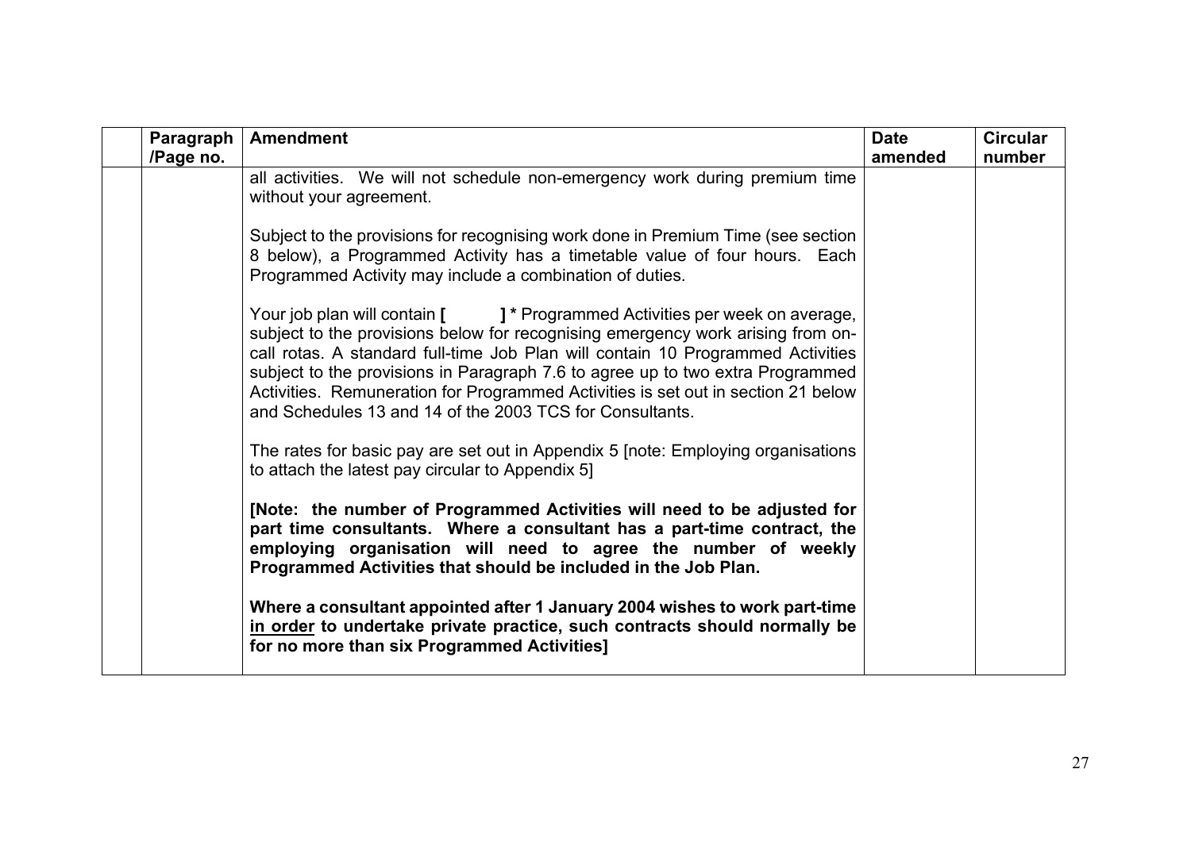| | Paragraph /Page no. | Amendment | Date amended | Circular number |
|---|---|---|---|---|
| | | all activities. We will not schedule non-emergency work during premium time without your agreement.<br><br>Subject to the provisions for recognising work done in Premium Time (see section 8 below), a Programmed Activity has a timetable value of four hours. Each Programmed Activity may include a combination of duties.<br><br>Your job plan will contain **[ ] *** Programmed Activities per week on average, subject to the provisions below for recognising emergency work arising from on-call rotas. A standard full-time Job Plan will contain 10 Programmed Activities subject to the provisions in Paragraph 7.6 to agree up to two extra Programmed Activities. Remuneration for Programmed Activities is set out in section 21 below and Schedules 13 and 14 of the 2003 TCS for Consultants.<br><br>The rates for basic pay are set out in Appendix 5 [note: Employing organisations to attach the latest pay circular to Appendix 5]<br><br>**[Note: the number of Programmed Activities will need to be adjusted for part time consultants. Where a consultant has a part-time contract, the employing organisation will need to agree the number of weekly Programmed Activities that should be included in the Job Plan.**<br><br>**Where a consultant appointed after 1 January 2004 wishes to work part-time <u>in order</u> to undertake private practice, such contracts should normally be for no more than six Programmed Activities]** | | |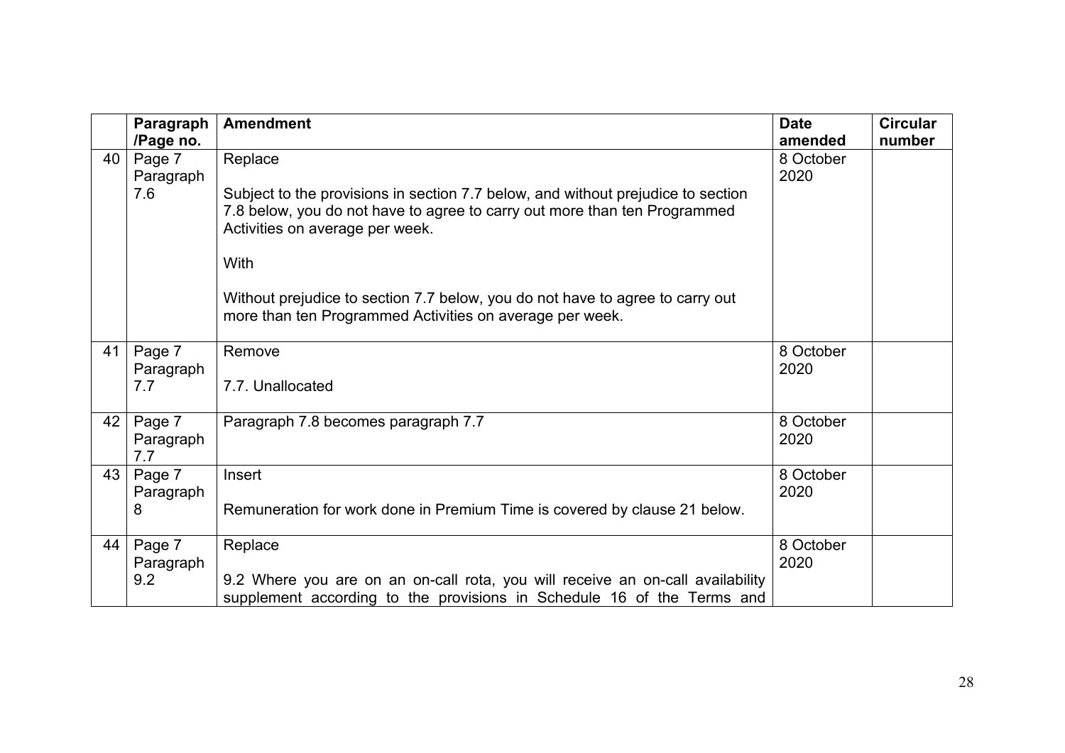| | Paragraph /Page no. | Amendment | Date amended | Circular number |
|---|---|---|---|---|
| 40 | Page 7 Paragraph 7.6 | Replace<br><br>Subject to the provisions in section 7.7 below, and without prejudice to section 7.8 below, you do not have to agree to carry out more than ten Programmed Activities on average per week.<br><br>With<br><br>Without prejudice to section 7.7 below, you do not have to agree to carry out more than ten Programmed Activities on average per week. | 8 October 2020 | |
| 41 | Page 7 Paragraph 7.7 | Remove<br><br>7.7. Unallocated | 8 October 2020 | |
| 42 | Page 7 Paragraph 7.7 | Paragraph 7.8 becomes paragraph 7.7 | 8 October 2020 | |
| 43 | Page 7 Paragraph 8 | Insert<br><br>Remuneration for work done in Premium Time is covered by clause 21 below. | 8 October 2020 | |
| 44 | Page 7 Paragraph 9.2 | Replace<br><br>9.2 Where you are on an on-call rota, you will receive an on-call availability supplement according to the provisions in Schedule 16 of the Terms and | 8 October 2020 | |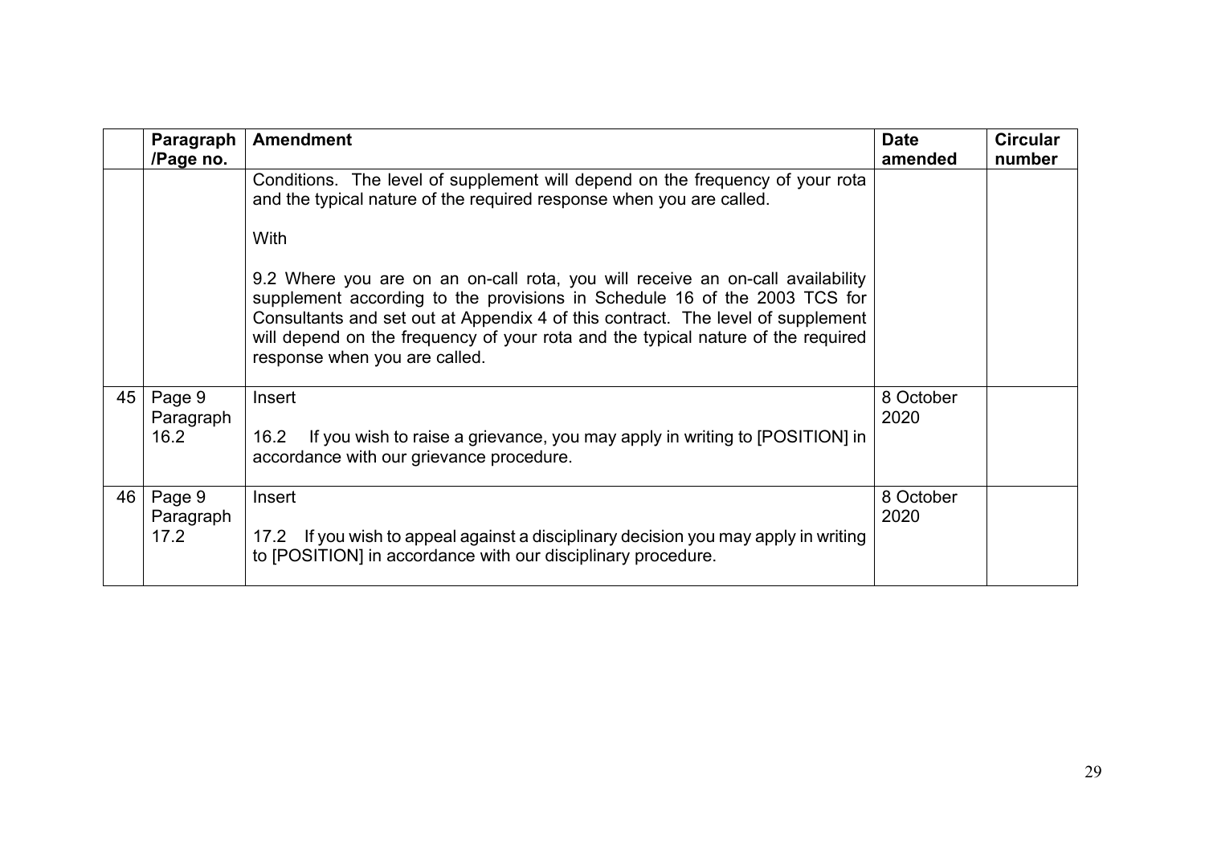| | Paragraph /Page no. | Amendment | Date amended | Circular number |
|---|---|---|---|---|
| | | Conditions. The level of supplement will depend on the frequency of your rota and the typical nature of the required response when you are called.<br><br>With<br><br>9.2 Where you are on an on-call rota, you will receive an on-call availability supplement according to the provisions in Schedule 16 of the 2003 TCS for Consultants and set out at Appendix 4 of this contract. The level of supplement will depend on the frequency of your rota and the typical nature of the required response when you are called. | | |
| 45 | Page 9 Paragraph 16.2 | Insert<br><br>16.2 If you wish to raise a grievance, you may apply in writing to [POSITION] in accordance with our grievance procedure. | 8 October 2020 | |
| 46 | Page 9 Paragraph 17.2 | Insert<br><br>17.2 If you wish to appeal against a disciplinary decision you may apply in writing to [POSITION] in accordance with our disciplinary procedure. | 8 October 2020 | |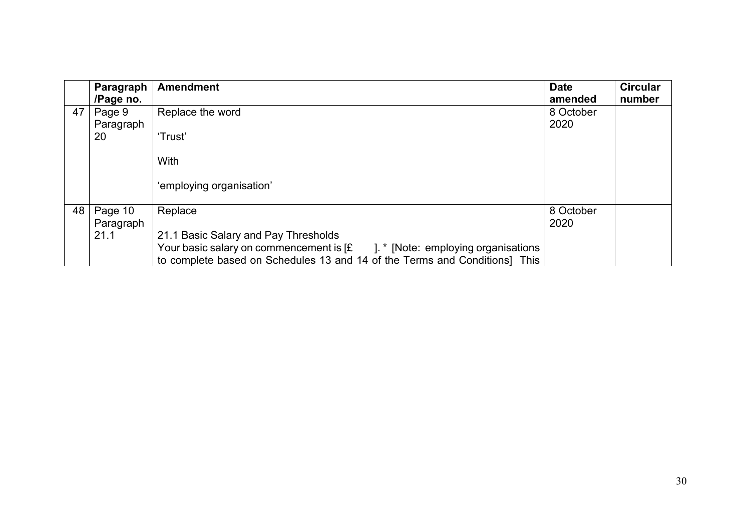| | Paragraph /Page no. | Amendment | Date amended | Circular number |
|---|---|---|---|---|
| 47 | Page 9 Paragraph 20 | Replace the word<br><br>'Trust'<br><br>With<br><br>'employing organisation' | 8 October 2020 | |
| 48 | Page 10 Paragraph 21.1 | Replace<br><br>21.1 Basic Salary and Pay Thresholds<br>Your basic salary on commencement is [£ ]. * [Note: employing organisations to complete based on Schedules 13 and 14 of the Terms and Conditions] This | 8 October 2020 | |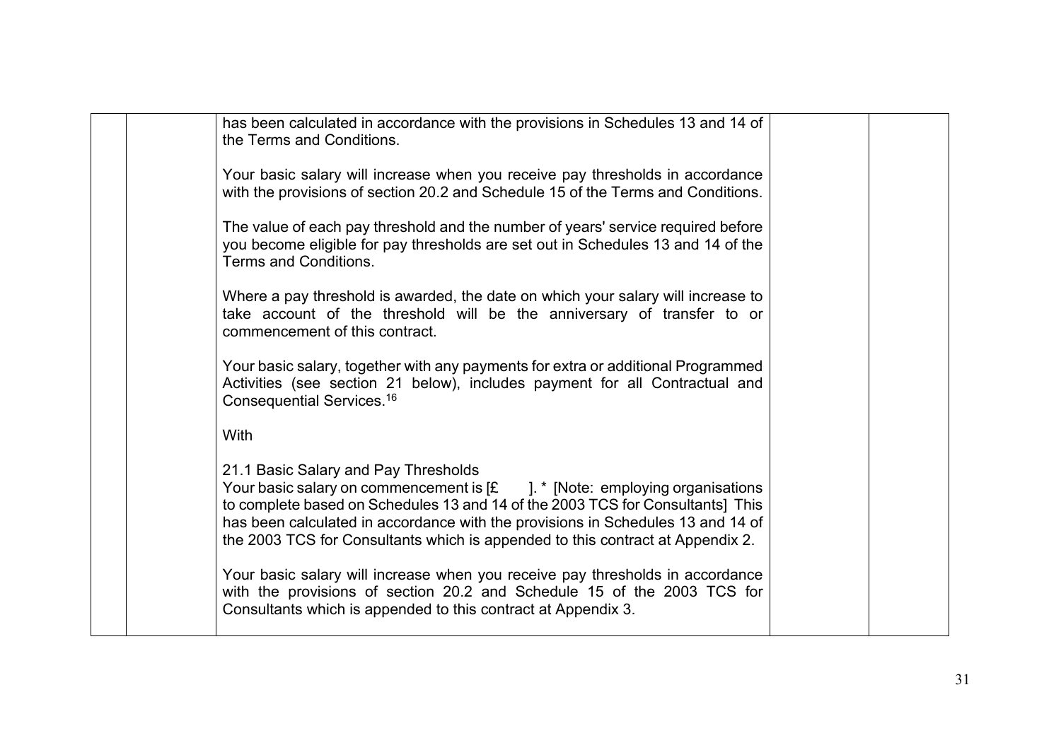| | | | | |
|---|---|---|---|---|
| | | has been calculated in accordance with the provisions in Schedules 13 and 14 of the Terms and Conditions.<br><br>Your basic salary will increase when you receive pay thresholds in accordance with the provisions of section 20.2 and Schedule 15 of the Terms and Conditions.<br><br>The value of each pay threshold and the number of years' service required before you become eligible for pay thresholds are set out in Schedules 13 and 14 of the Terms and Conditions.<br><br>Where a pay threshold is awarded, the date on which your salary will increase to take account of the threshold will be the anniversary of transfer to or commencement of this contract.<br><br>Your basic salary, together with any payments for extra or additional Programmed Activities (see section 21 below), includes payment for all Contractual and Consequential Services.[16]<br><br>With<br><br>21.1 Basic Salary and Pay Thresholds<br>Your basic salary on commencement is [£ ]. * [Note: employing organisations to complete based on Schedules 13 and 14 of the 2003 TCS for Consultants] This has been calculated in accordance with the provisions in Schedules 13 and 14 of the 2003 TCS for Consultants which is appended to this contract at Appendix 2.<br><br>Your basic salary will increase when you receive pay thresholds in accordance with the provisions of section 20.2 and Schedule 15 of the 2003 TCS for Consultants which is appended to this contract at Appendix 3. | | |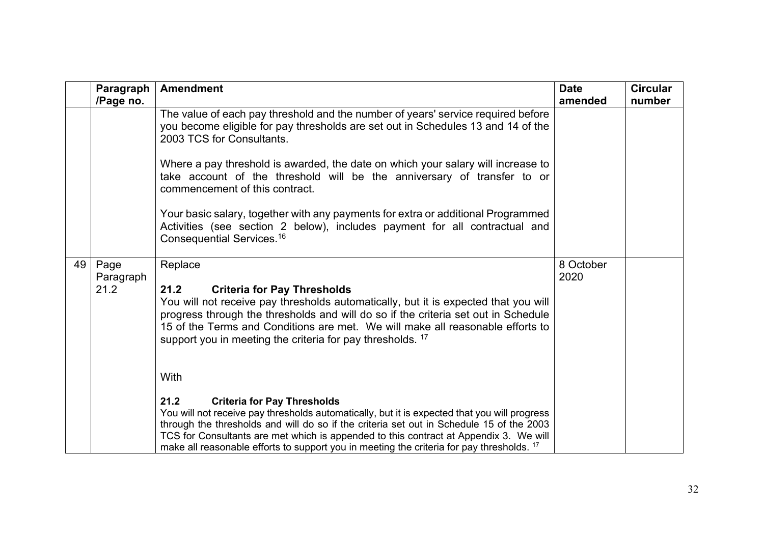| | Paragraph /Page no. | Amendment | Date amended | Circular number |
|---|---|---|---|---|
| | | The value of each pay threshold and the number of years' service required before you become eligible for pay thresholds are set out in Schedules 13 and 14 of the 2003 TCS for Consultants.<br><br>Where a pay threshold is awarded, the date on which your salary will increase to take account of the threshold will be the anniversary of transfer to or commencement of this contract.<br><br>Your basic salary, together with any payments for extra or additional Programmed Activities (see section 2 below), includes payment for all contractual and Consequential Services.[16] | | |
| 49 | Page Paragraph 21.2 | Replace<br><br>**21.2 Criteria for Pay Thresholds**<br>You will not receive pay thresholds automatically, but it is expected that you will progress through the thresholds and will do so if the criteria set out in Schedule 15 of the Terms and Conditions are met. We will make all reasonable efforts to support you in meeting the criteria for pay thresholds. [17]<br><br>With<br><br>**21.2 Criteria for Pay Thresholds**<br>You will not receive pay thresholds automatically, but it is expected that you will progress through the thresholds and will do so if the criteria set out in Schedule 15 of the 2003 TCS for Consultants are met which is appended to this contract at Appendix 3. We will make all reasonable efforts to support you in meeting the criteria for pay thresholds. [17] | 8 October 2020 | |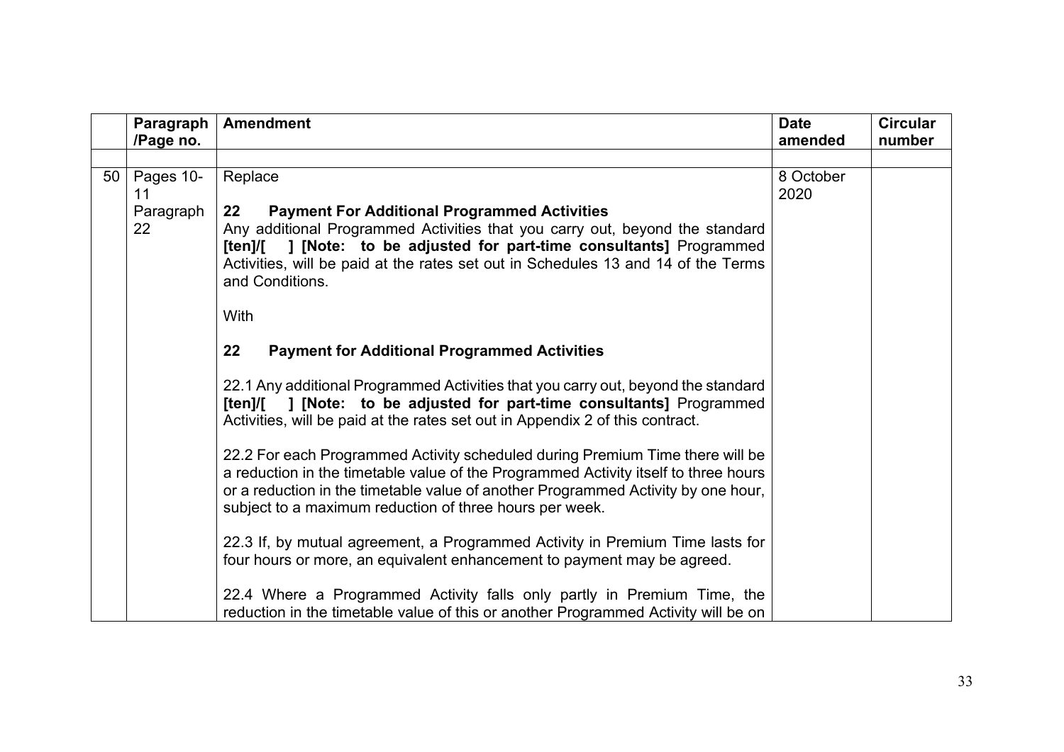| | Paragraph /Page no. | Amendment | Date amended | Circular number |
|---|---|---|---|---|
| | | | | |
| 50 | Pages 10-11<br><br>Paragraph 22 | Replace<br><br>**22 Payment For Additional Programmed Activities**<br>Any additional Programmed Activities that you carry out, beyond the standard **[ten]/[ ] [Note: to be adjusted for part-time consultants]** Programmed Activities, will be paid at the rates set out in Schedules 13 and 14 of the Terms and Conditions.<br><br>With<br><br>**22 Payment for Additional Programmed Activities**<br><br>22.1 Any additional Programmed Activities that you carry out, beyond the standard **[ten]/[ ] [Note: to be adjusted for part-time consultants]** Programmed Activities, will be paid at the rates set out in Appendix 2 of this contract.<br><br>22.2 For each Programmed Activity scheduled during Premium Time there will be a reduction in the timetable value of the Programmed Activity itself to three hours or a reduction in the timetable value of another Programmed Activity by one hour, subject to a maximum reduction of three hours per week.<br><br>22.3 If, by mutual agreement, a Programmed Activity in Premium Time lasts for four hours or more, an equivalent enhancement to payment may be agreed.<br><br>22.4 Where a Programmed Activity falls only partly in Premium Time, the reduction in the timetable value of this or another Programmed Activity will be on | 8 October 2020 | |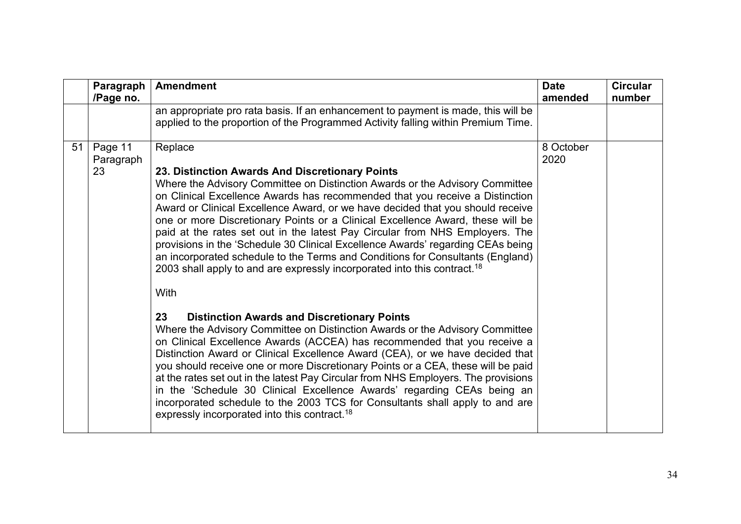| | Paragraph /Page no. | Amendment | Date amended | Circular number |
|---|---|---|---|---|
| | | an appropriate pro rata basis. If an enhancement to payment is made, this will be applied to the proportion of the Programmed Activity falling within Premium Time. | | |
| 51 | Page 11 Paragraph 23 | Replace<br><br>**23. Distinction Awards And Discretionary Points**<br>Where the Advisory Committee on Distinction Awards or the Advisory Committee on Clinical Excellence Awards has recommended that you receive a Distinction Award or Clinical Excellence Award, or we have decided that you should receive one or more Discretionary Points or a Clinical Excellence Award, these will be paid at the rates set out in the latest Pay Circular from NHS Employers. The provisions in the 'Schedule 30 Clinical Excellence Awards' regarding CEAs being an incorporated schedule to the Terms and Conditions for Consultants (England) 2003 shall apply to and are expressly incorporated into this contract.[18]<br><br>With<br><br>**23 Distinction Awards and Discretionary Points**<br>Where the Advisory Committee on Distinction Awards or the Advisory Committee on Clinical Excellence Awards (ACCEA) has recommended that you receive a Distinction Award or Clinical Excellence Award (CEA), or we have decided that you should receive one or more Discretionary Points or a CEA, these will be paid at the rates set out in the latest Pay Circular from NHS Employers. The provisions in the 'Schedule 30 Clinical Excellence Awards' regarding CEAs being an incorporated schedule to the 2003 TCS for Consultants shall apply to and are expressly incorporated into this contract.[18] | 8 October 2020 | |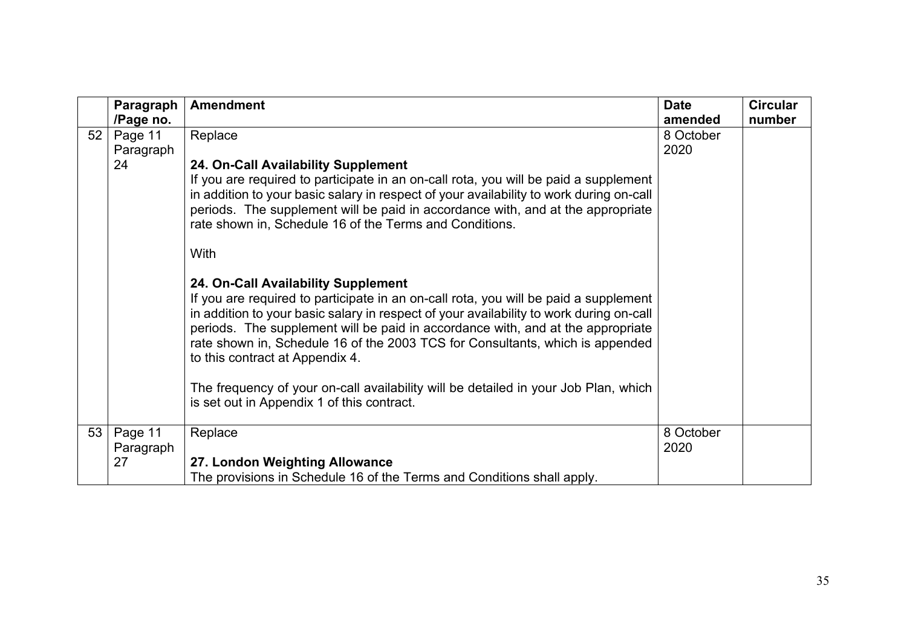| | Paragraph /Page no. | Amendment | Date amended | Circular number |
|---|---|---|---|---|
| 52 | Page 11 Paragraph 24 | Replace<br><br>**24. On-Call Availability Supplement**<br>If you are required to participate in an on-call rota, you will be paid a supplement in addition to your basic salary in respect of your availability to work during on-call periods. The supplement will be paid in accordance with, and at the appropriate rate shown in, Schedule 16 of the Terms and Conditions.<br><br>With<br><br>**24. On-Call Availability Supplement**<br>If you are required to participate in an on-call rota, you will be paid a supplement in addition to your basic salary in respect of your availability to work during on-call periods. The supplement will be paid in accordance with, and at the appropriate rate shown in, Schedule 16 of the 2003 TCS for Consultants, which is appended to this contract at Appendix 4.<br><br>The frequency of your on-call availability will be detailed in your Job Plan, which is set out in Appendix 1 of this contract. | 8 October 2020 | |
| 53 | Page 11 Paragraph 27 | Replace<br><br>**27. London Weighting Allowance**<br>The provisions in Schedule 16 of the Terms and Conditions shall apply. | 8 October 2020 | |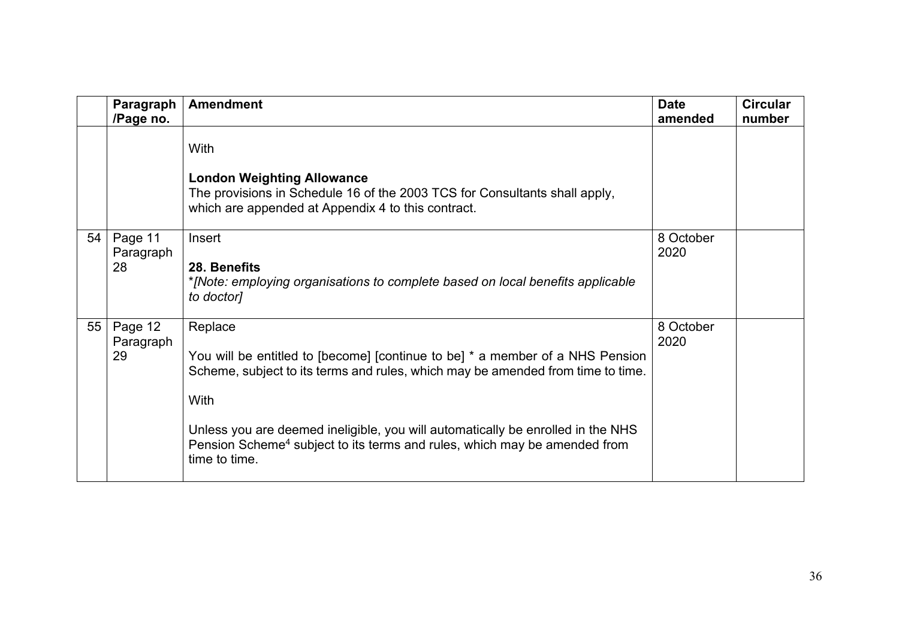| | Paragraph /Page no. | Amendment | Date amended | Circular number |
|---|---|---|---|---|
| | | With<br><br>**London Weighting Allowance**<br>The provisions in Schedule 16 of the 2003 TCS for Consultants shall apply, which are appended at Appendix 4 to this contract. | | |
| 54 | Page 11 Paragraph 28 | Insert<br><br>**28. Benefits**<br>**\***[*Note: employing organisations to complete based on local benefits applicable to doctor*] | 8 October 2020 | |
| 55 | Page 12 Paragraph 29 | Replace<br><br>You will be entitled to [become] [continue to be] * a member of a NHS Pension Scheme, subject to its terms and rules, which may be amended from time to time.<br><br>With<br><br>Unless you are deemed ineligible, you will automatically be enrolled in the NHS Pension Scheme[4] subject to its terms and rules, which may be amended from time to time. | 8 October 2020 | |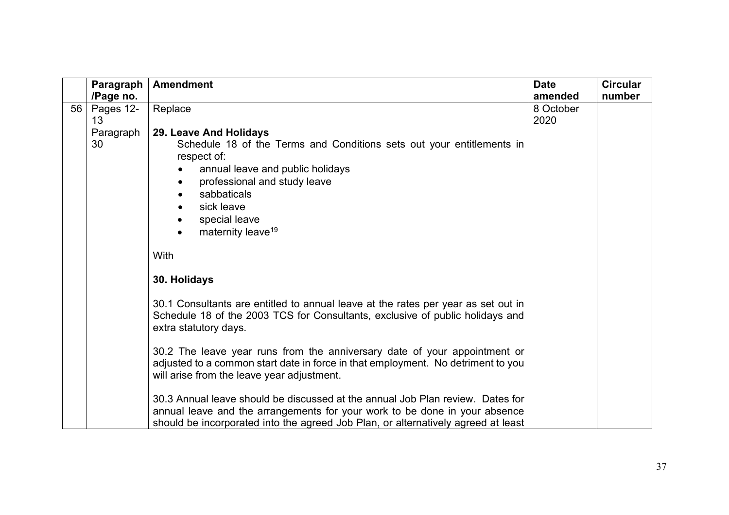| | Paragraph /Page no. | Amendment | Date amended | Circular number |
|---|---|---|---|---|
| 56 | Pages 12-13<br><br>Paragraph 30 | Replace<br><br>**29. Leave And Holidays**<br>Schedule 18 of the Terms and Conditions sets out your entitlements in respect of:<br>• annual leave and public holidays<br>• professional and study leave<br>• sabbaticals<br>• sick leave<br>• special leave<br>• maternity leave[19]<br><br>With<br><br>**30. Holidays**<br><br>30.1 Consultants are entitled to annual leave at the rates per year as set out in Schedule 18 of the 2003 TCS for Consultants, exclusive of public holidays and extra statutory days.<br><br>30.2 The leave year runs from the anniversary date of your appointment or adjusted to a common start date in force in that employment. No detriment to you will arise from the leave year adjustment.<br><br>30.3 Annual leave should be discussed at the annual Job Plan review. Dates for annual leave and the arrangements for your work to be done in your absence should be incorporated into the agreed Job Plan, or alternatively agreed at least | 8 October 2020 | |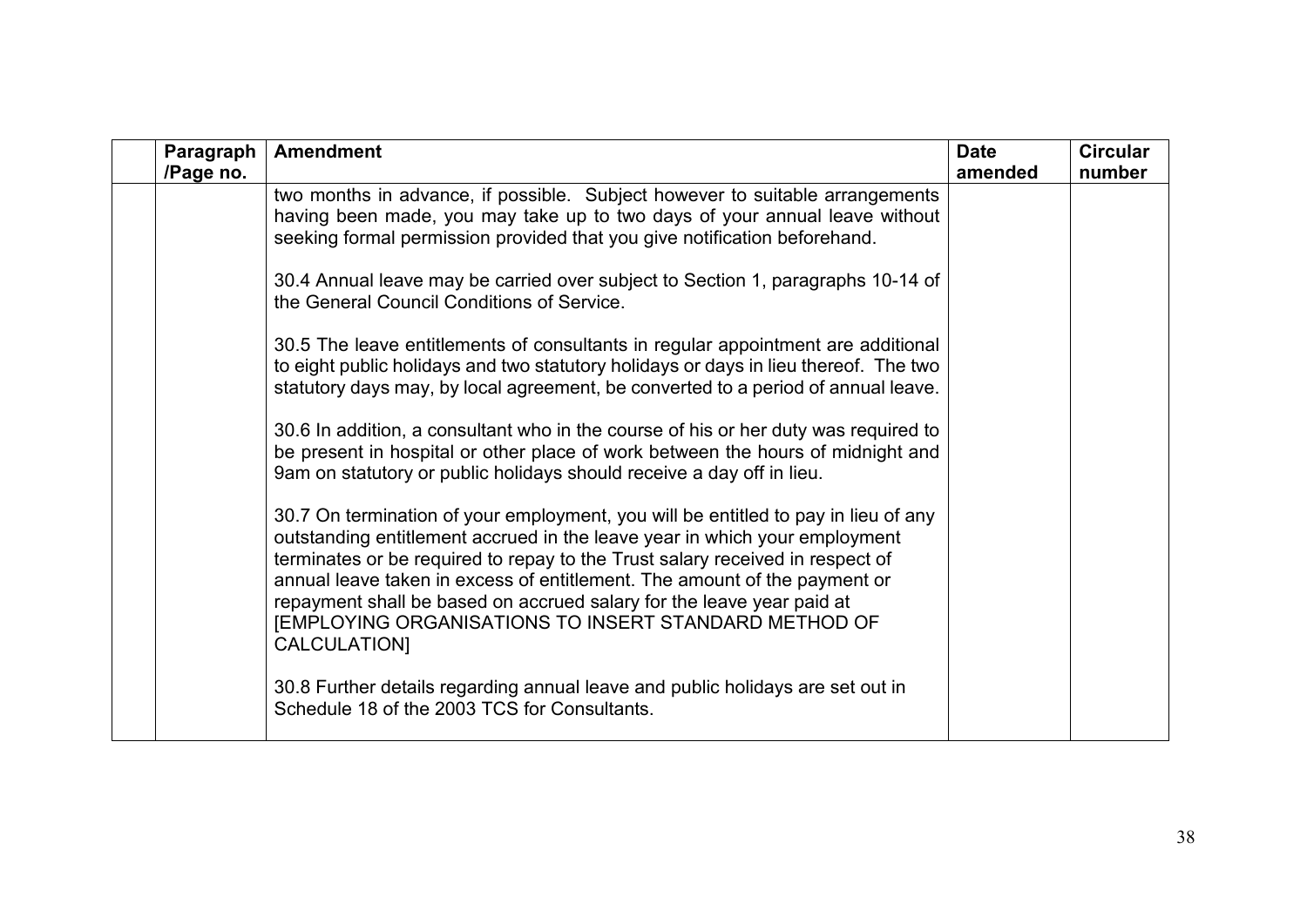| | Paragraph /Page no. | Amendment | Date amended | Circular number |
|---|---|---|---|---|
| | | two months in advance, if possible. Subject however to suitable arrangements having been made, you may take up to two days of your annual leave without seeking formal permission provided that you give notification beforehand.<br><br>30.4 Annual leave may be carried over subject to Section 1, paragraphs 10-14 of the General Council Conditions of Service.<br><br>30.5 The leave entitlements of consultants in regular appointment are additional to eight public holidays and two statutory holidays or days in lieu thereof. The two statutory days may, by local agreement, be converted to a period of annual leave.<br><br>30.6 In addition, a consultant who in the course of his or her duty was required to be present in hospital or other place of work between the hours of midnight and 9am on statutory or public holidays should receive a day off in lieu.<br><br>30.7 On termination of your employment, you will be entitled to pay in lieu of any outstanding entitlement accrued in the leave year in which your employment terminates or be required to repay to the Trust salary received in respect of annual leave taken in excess of entitlement. The amount of the payment or repayment shall be based on accrued salary for the leave year paid at [EMPLOYING ORGANISATIONS TO INSERT STANDARD METHOD OF CALCULATION]<br><br>30.8 Further details regarding annual leave and public holidays are set out in Schedule 18 of the 2003 TCS for Consultants. | | |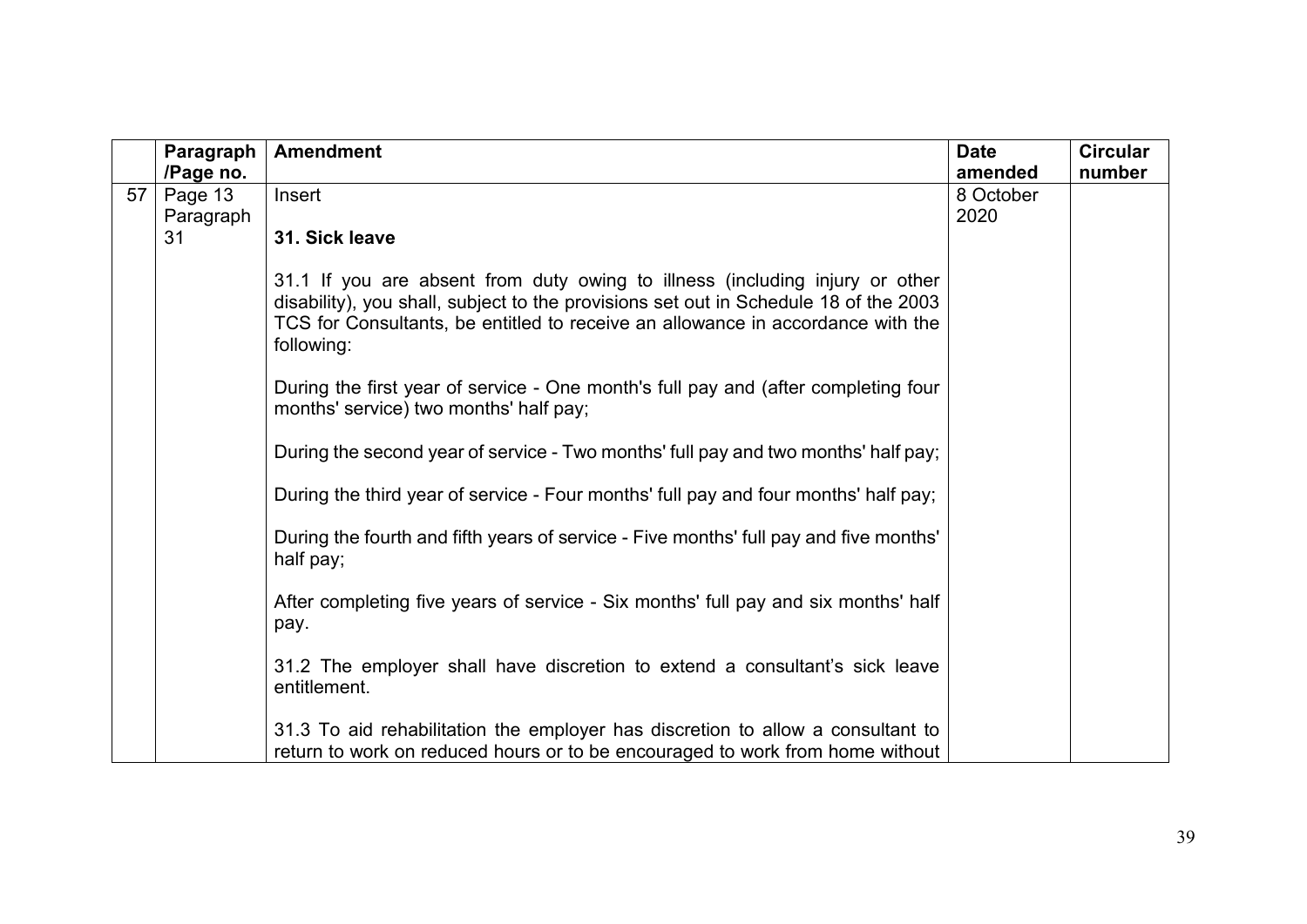| | Paragraph /Page no. | Amendment | Date amended | Circular number |
|---|---|---|---|---|
| 57 | Page 13 Paragraph 31 | Insert<br><br>**31. Sick leave**<br><br>31.1 If you are absent from duty owing to illness (including injury or other disability), you shall, subject to the provisions set out in Schedule 18 of the 2003 TCS for Consultants, be entitled to receive an allowance in accordance with the following:<br><br>During the first year of service - One month's full pay and (after completing four months' service) two months' half pay;<br><br>During the second year of service - Two months' full pay and two months' half pay;<br><br>During the third year of service - Four months' full pay and four months' half pay;<br><br>During the fourth and fifth years of service - Five months' full pay and five months' half pay;<br><br>After completing five years of service - Six months' full pay and six months' half pay.<br><br>31.2 The employer shall have discretion to extend a consultant's sick leave entitlement.<br><br>31.3 To aid rehabilitation the employer has discretion to allow a consultant to return to work on reduced hours or to be encouraged to work from home without | 8 October 2020 | |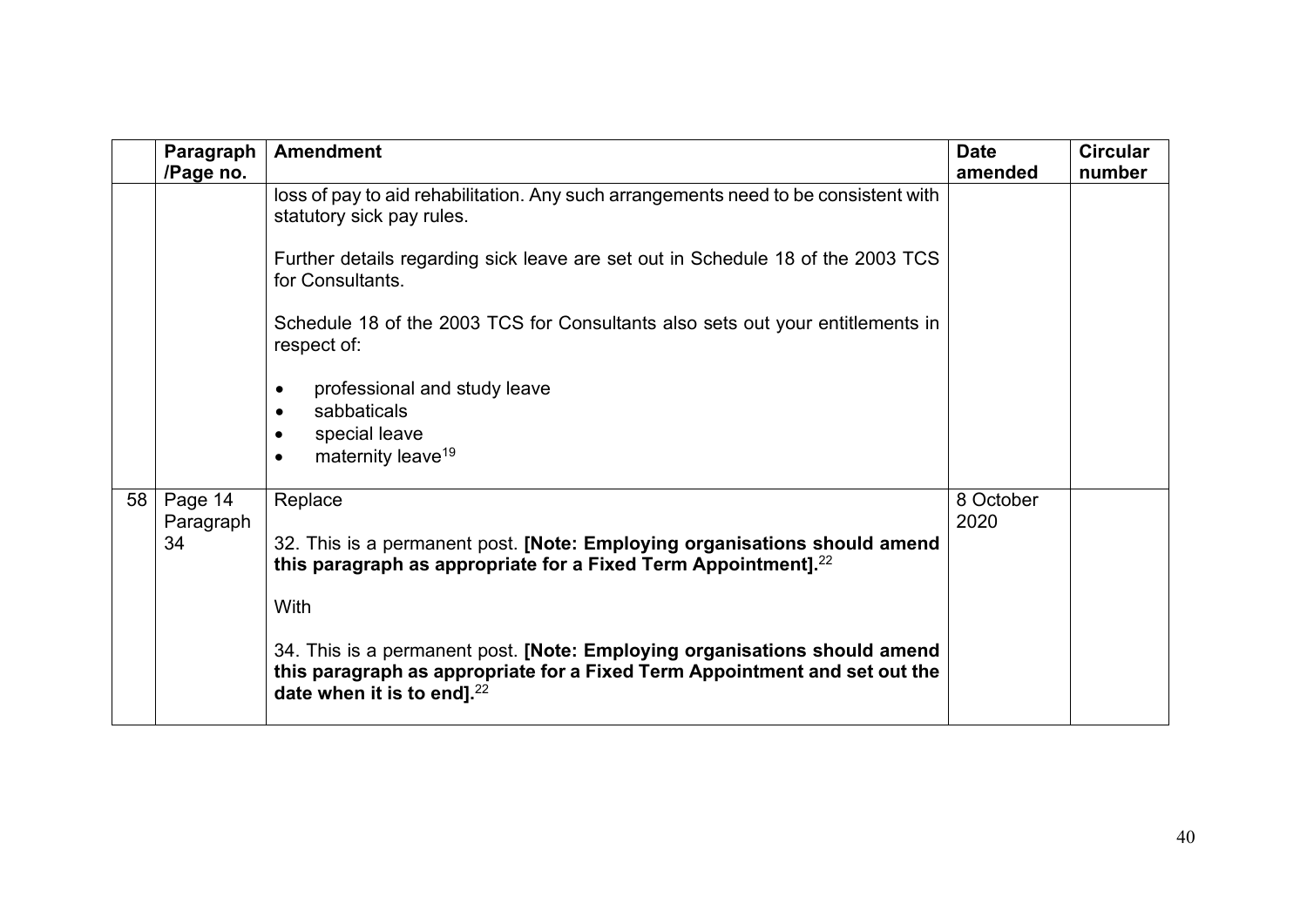| | Paragraph /Page no. | Amendment | Date amended | Circular number |
|---|---|---|---|---|
| | | loss of pay to aid rehabilitation. Any such arrangements need to be consistent with statutory sick pay rules.<br><br>Further details regarding sick leave are set out in Schedule 18 of the 2003 TCS for Consultants.<br><br>Schedule 18 of the 2003 TCS for Consultants also sets out your entitlements in respect of:<br><br>• professional and study leave<br>• sabbaticals<br>• special leave<br>• maternity leave[19] | | |
| 58 | Page 14 Paragraph 34 | Replace<br><br>32. This is a permanent post. **[Note: Employing organisations should amend this paragraph as appropriate for a Fixed Term Appointment].**[22]<br><br>With<br><br>34. This is a permanent post. **[Note: Employing organisations should amend this paragraph as appropriate for a Fixed Term Appointment and set out the date when it is to end].**[22] | 8 October 2020 | |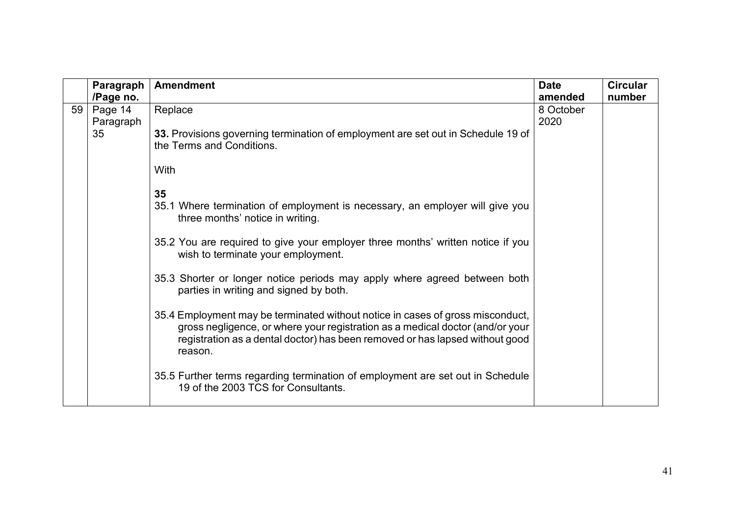| | Paragraph /Page no. | Amendment | Date amended | Circular number |
|---|---|---|---|---|
| 59 | Page 14 Paragraph 35 | Replace<br><br>**33.** Provisions governing termination of employment are set out in Schedule 19 of the Terms and Conditions.<br><br>With<br><br>**35**<br>35.1 Where termination of employment is necessary, an employer will give you three months' notice in writing.<br><br>35.2 You are required to give your employer three months' written notice if you wish to terminate your employment.<br><br>35.3 Shorter or longer notice periods may apply where agreed between both parties in writing and signed by both.<br><br>35.4 Employment may be terminated without notice in cases of gross misconduct, gross negligence, or where your registration as a medical doctor (and/or your registration as a dental doctor) has been removed or has lapsed without good reason.<br><br>35.5 Further terms regarding termination of employment are set out in Schedule 19 of the 2003 TCS for Consultants. | 8 October 2020 | |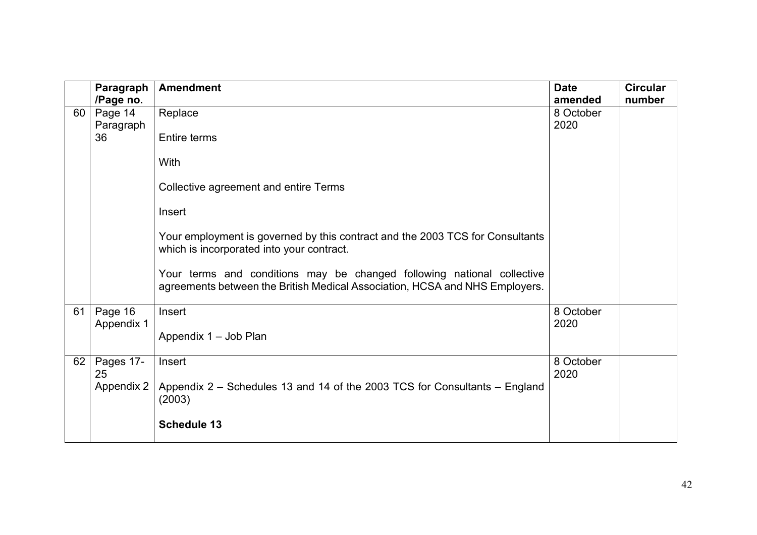| | Paragraph /Page no. | Amendment | Date amended | Circular number |
|---|---|---|---|---|
| 60 | Page 14 Paragraph 36 | Replace<br><br>Entire terms<br><br>With<br><br>Collective agreement and entire Terms<br><br>Insert<br><br>Your employment is governed by this contract and the 2003 TCS for Consultants which is incorporated into your contract.<br><br>Your terms and conditions may be changed following national collective agreements between the British Medical Association, HCSA and NHS Employers. | 8 October 2020 | |
| 61 | Page 16 Appendix 1 | Insert<br><br>Appendix 1 – Job Plan | 8 October 2020 | |
| 62 | Pages 17-25 Appendix 2 | Insert<br><br>Appendix 2 – Schedules 13 and 14 of the 2003 TCS for Consultants – England (2003)<br><br>**Schedule 13** | 8 October 2020 | |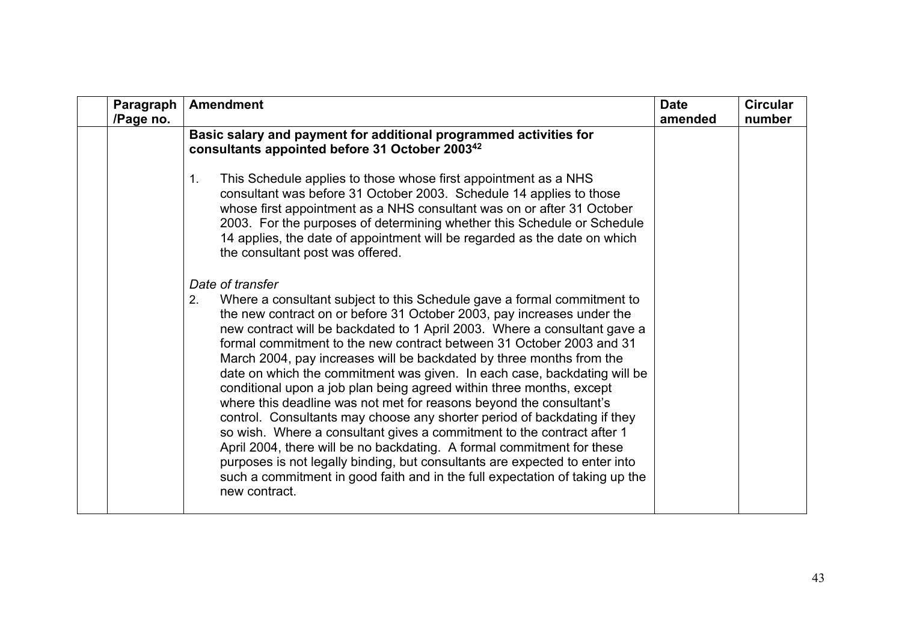| | Paragraph /Page no. | Amendment | Date amended | Circular number |
|---|---|---|---|---|
| | | **Basic salary and payment for additional programmed activities for consultants appointed before 31 October 2003**[42]<br><br>1. This Schedule applies to those whose first appointment as a NHS consultant was before 31 October 2003. Schedule 14 applies to those whose first appointment as a NHS consultant was on or after 31 October 2003. For the purposes of determining whether this Schedule or Schedule 14 applies, the date of appointment will be regarded as the date on which the consultant post was offered.<br><br>*Date of transfer*<br>2. Where a consultant subject to this Schedule gave a formal commitment to the new contract on or before 31 October 2003, pay increases under the new contract will be backdated to 1 April 2003. Where a consultant gave a formal commitment to the new contract between 31 October 2003 and 31 March 2004, pay increases will be backdated by three months from the date on which the commitment was given. In each case, backdating will be conditional upon a job plan being agreed within three months, except where this deadline was not met for reasons beyond the consultant's control. Consultants may choose any shorter period of backdating if they so wish. Where a consultant gives a commitment to the contract after 1 April 2004, there will be no backdating. A formal commitment for these purposes is not legally binding, but consultants are expected to enter into such a commitment in good faith and in the full expectation of taking up the new contract. | | |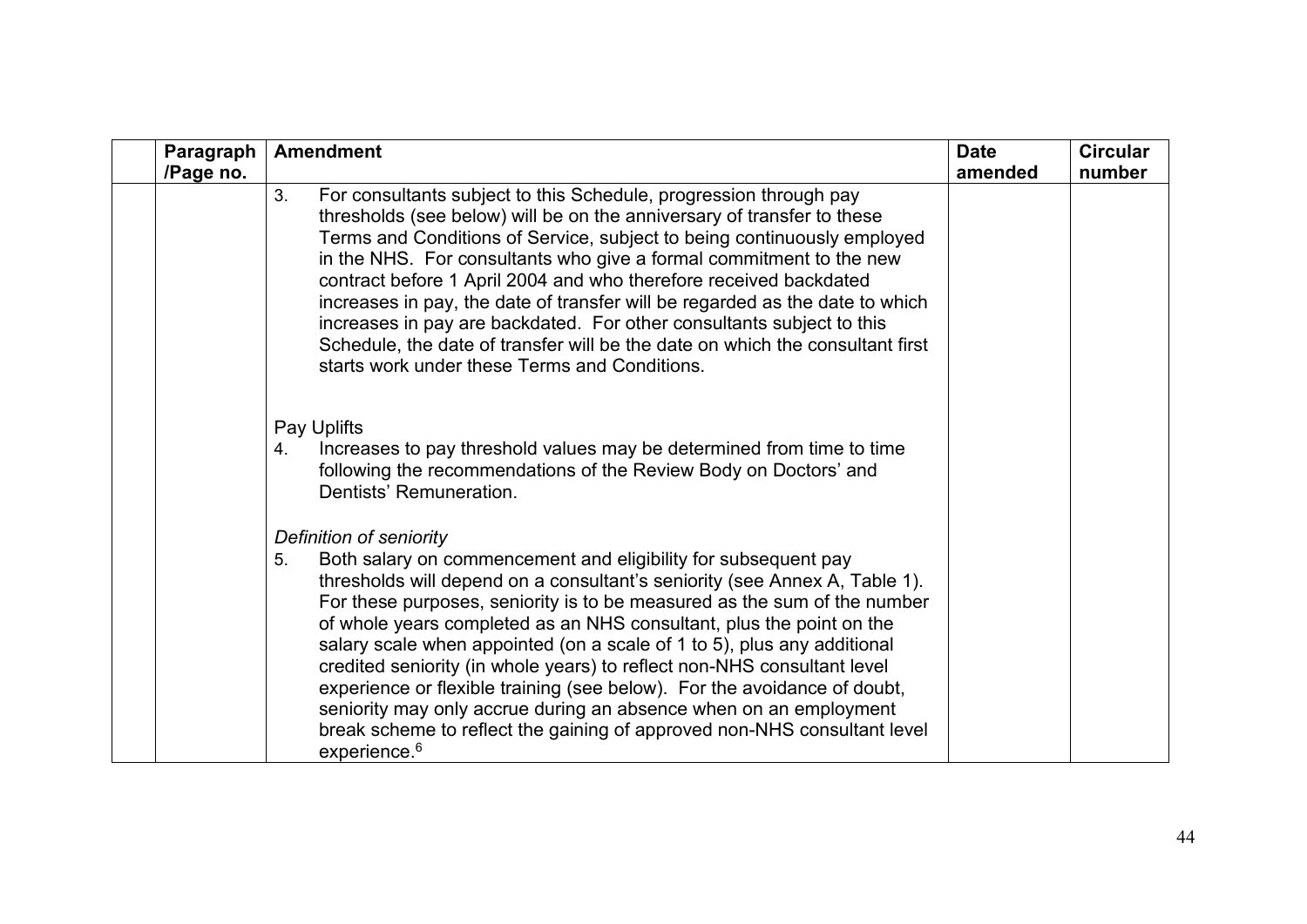| | Paragraph /Page no. | Amendment | Date amended | Circular number |
|---|---|---|---|---|
| | | 3. For consultants subject to this Schedule, progression through pay thresholds (see below) will be on the anniversary of transfer to these Terms and Conditions of Service, subject to being continuously employed in the NHS. For consultants who give a formal commitment to the new contract before 1 April 2004 and who therefore received backdated increases in pay, the date of transfer will be regarded as the date to which increases in pay are backdated. For other consultants subject to this Schedule, the date of transfer will be the date on which the consultant first starts work under these Terms and Conditions.<br><br>Pay Uplifts<br>4. Increases to pay threshold values may be determined from time to time following the recommendations of the Review Body on Doctors' and Dentists' Remuneration.<br><br>*Definition of seniority*<br>5. Both salary on commencement and eligibility for subsequent pay thresholds will depend on a consultant's seniority (see Annex A, Table 1). For these purposes, seniority is to be measured as the sum of the number of whole years completed as an NHS consultant, plus the point on the salary scale when appointed (on a scale of 1 to 5), plus any additional credited seniority (in whole years) to reflect non-NHS consultant level experience or flexible training (see below). For the avoidance of doubt, seniority may only accrue during an absence when on an employment break scheme to reflect the gaining of approved non-NHS consultant level experience.[6] | | |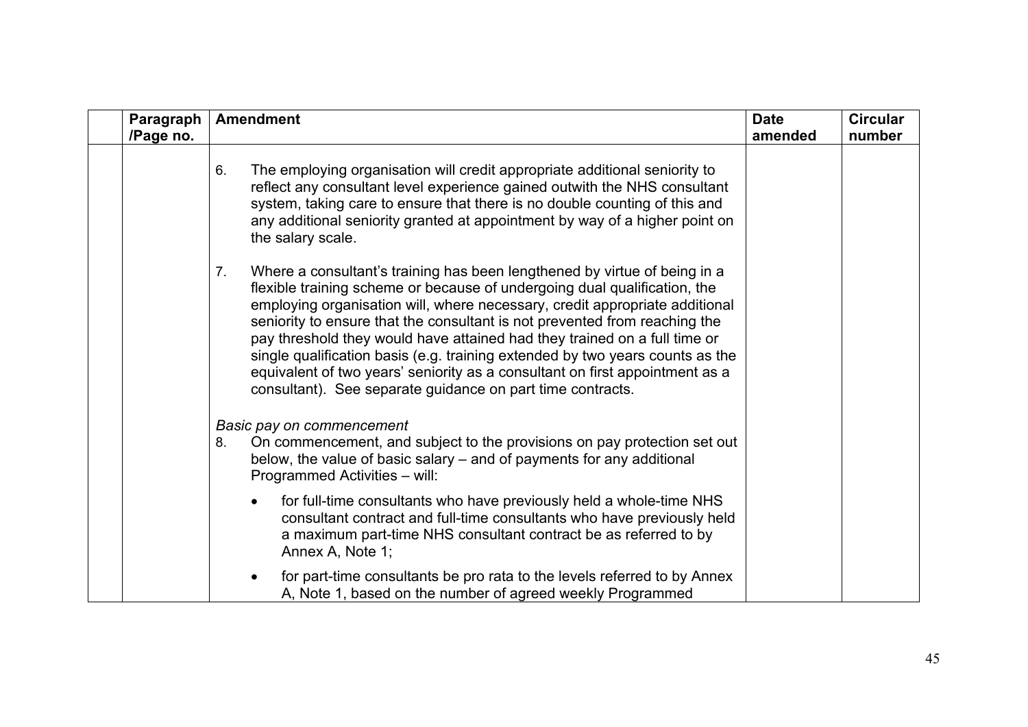| | Paragraph /Page no. | Amendment | Date amended | Circular number |
|---|---|---|---|---|
| | | 6. The employing organisation will credit appropriate additional seniority to reflect any consultant level experience gained outwith the NHS consultant system, taking care to ensure that there is no double counting of this and any additional seniority granted at appointment by way of a higher point on the salary scale.<br><br>7. Where a consultant's training has been lengthened by virtue of being in a flexible training scheme or because of undergoing dual qualification, the employing organisation will, where necessary, credit appropriate additional seniority to ensure that the consultant is not prevented from reaching the pay threshold they would have attained had they trained on a full time or single qualification basis (e.g. training extended by two years counts as the equivalent of two years' seniority as a consultant on first appointment as a consultant). See separate guidance on part time contracts.<br><br>*Basic pay on commencement*<br>8. On commencement, and subject to the provisions on pay protection set out below, the value of basic salary – and of payments for any additional Programmed Activities – will:<br><br>• for full-time consultants who have previously held a whole-time NHS consultant contract and full-time consultants who have previously held a maximum part-time NHS consultant contract be as referred to by Annex A, Note 1;<br><br>• for part-time consultants be pro rata to the levels referred to by Annex A, Note 1, based on the number of agreed weekly Programmed | | |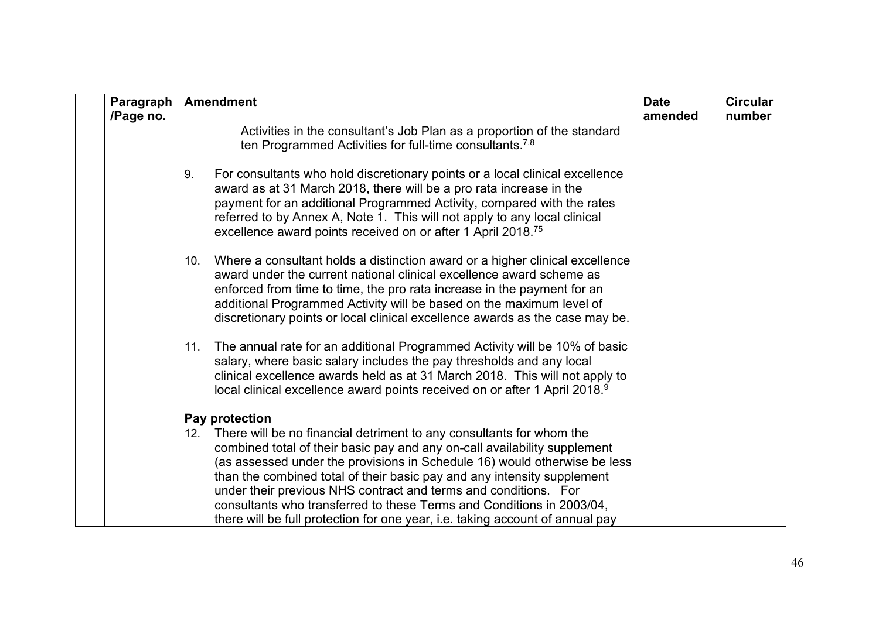| | Paragraph /Page no. | Amendment | Date amended | Circular number |
|---|---|---|---|---|
| | | Activities in the consultant's Job Plan as a proportion of the standard ten Programmed Activities for full-time consultants.[7,8]<br><br>9. For consultants who hold discretionary points or a local clinical excellence award as at 31 March 2018, there will be a pro rata increase in the payment for an additional Programmed Activity, compared with the rates referred to by Annex A, Note 1. This will not apply to any local clinical excellence award points received on or after 1 April 2018.[75]<br><br>10. Where a consultant holds a distinction award or a higher clinical excellence award under the current national clinical excellence award scheme as enforced from time to time, the pro rata increase in the payment for an additional Programmed Activity will be based on the maximum level of discretionary points or local clinical excellence awards as the case may be.<br><br>11. The annual rate for an additional Programmed Activity will be 10% of basic salary, where basic salary includes the pay thresholds and any local clinical excellence awards held as at 31 March 2018. This will not apply to local clinical excellence award points received on or after 1 April 2018.[9]<br><br>**Pay protection**<br>12. There will be no financial detriment to any consultants for whom the combined total of their basic pay and any on-call availability supplement (as assessed under the provisions in Schedule 16) would otherwise be less than the combined total of their basic pay and any intensity supplement under their previous NHS contract and terms and conditions. For consultants who transferred to these Terms and Conditions in 2003/04, there will be full protection for one year, i.e. taking account of annual pay | | |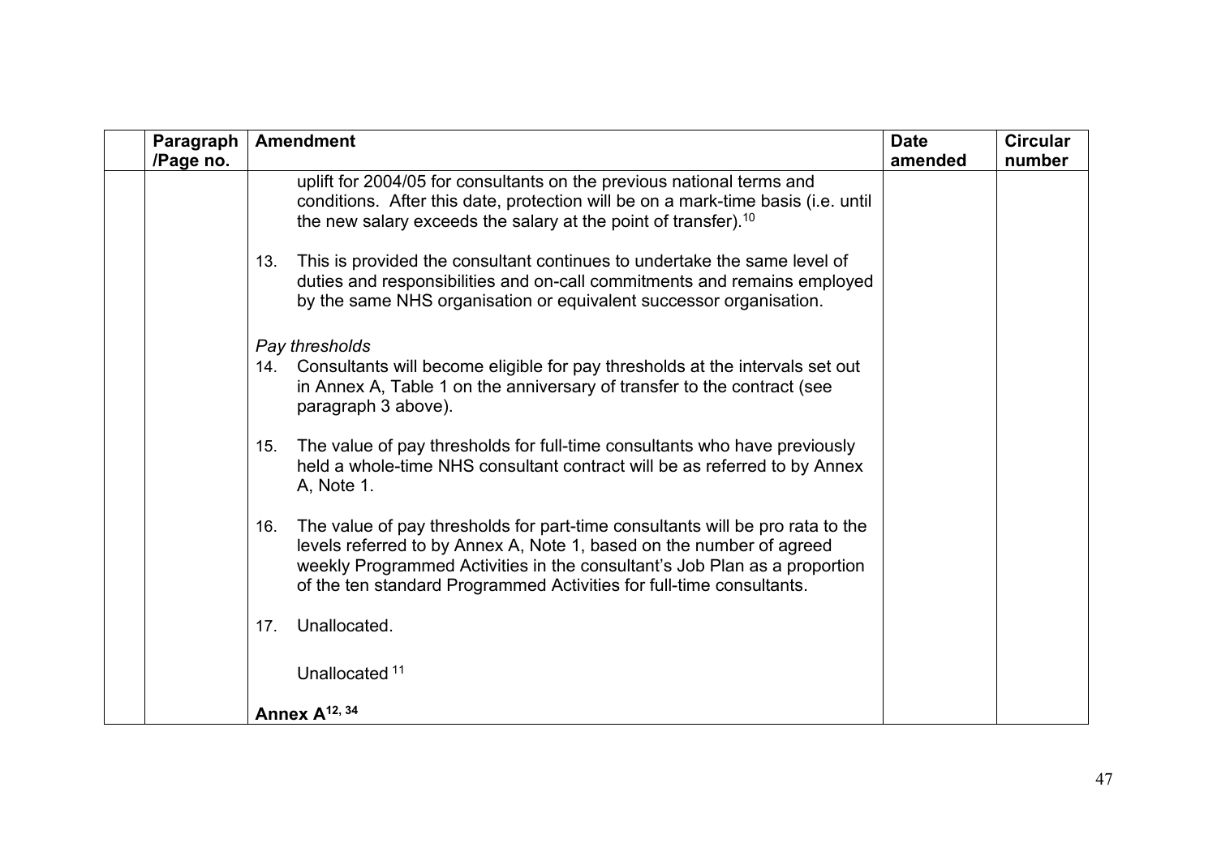| | Paragraph /Page no. | Amendment | Date amended | Circular number |
|---|---|---|---|---|
| | | uplift for 2004/05 for consultants on the previous national terms and conditions. After this date, protection will be on a mark-time basis (i.e. until the new salary exceeds the salary at the point of transfer).[10]<br><br>13. This is provided the consultant continues to undertake the same level of duties and responsibilities and on-call commitments and remains employed by the same NHS organisation or equivalent successor organisation.<br><br>*Pay thresholds*<br>14. Consultants will become eligible for pay thresholds at the intervals set out in Annex A, Table 1 on the anniversary of transfer to the contract (see paragraph 3 above).<br><br>15. The value of pay thresholds for full-time consultants who have previously held a whole-time NHS consultant contract will be as referred to by Annex A, Note 1.<br><br>16. The value of pay thresholds for part-time consultants will be pro rata to the levels referred to by Annex A, Note 1, based on the number of agreed weekly Programmed Activities in the consultant's Job Plan as a proportion of the ten standard Programmed Activities for full-time consultants.<br><br>17. Unallocated.<br><br>Unallocated [11]<br><br>**Annex A[12, 34]** | | |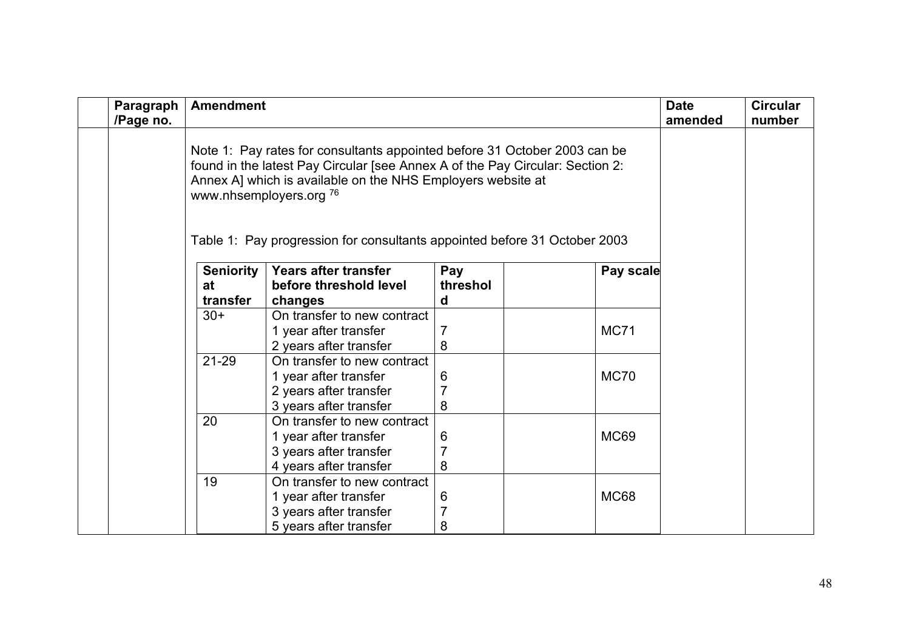| | Paragraph /Page no. | Amendment | Date amended | Circular number |
|---|---|---|---|---|
| | | Note 1: Pay rates for consultants appointed before 31 October 2003 can be found in the latest Pay Circular [see Annex A of the Pay Circular: Section 2: Annex A] which is available on the NHS Employers website at www.nhsemployers.org [76] | | |

Table 1: Pay progression for consultants appointed before 31 October 2003

| Seniority at transfer | Years after transfer before threshold level changes | Pay threshold | | Pay scale |
|---|---|---|---|---|
| 30+ | On transfer to new contract<br>1 year after transfer<br>2 years after transfer | <br>7<br>8 | | MC71 |
| 21-29 | On transfer to new contract<br>1 year after transfer<br>2 years after transfer<br>3 years after transfer | <br>6<br>7<br>8 | | MC70 |
| 20 | On transfer to new contract<br>1 year after transfer<br>3 years after transfer<br>4 years after transfer | <br>6<br>7<br>8 | | MC69 |
| 19 | On transfer to new contract<br>1 year after transfer<br>3 years after transfer<br>5 years after transfer | <br>6<br>7<br>8 | | MC68 |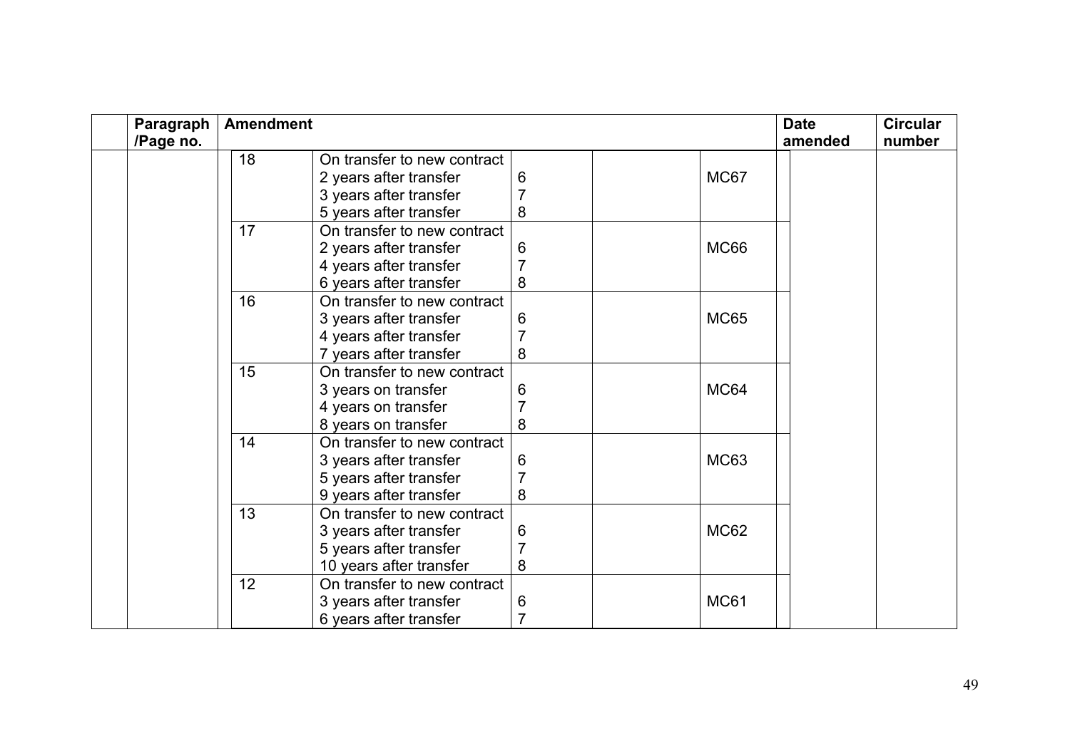| | Paragraph /Page no. | Amendment | | | | | | Date amended | Circular number |
|---|---|---|---|---|---|---|---|---|---|
| | | 18 | On transfer to new contract<br>2 years after transfer<br>3 years after transfer<br>5 years after transfer | <br>6<br>7<br>8 | | MC67 | | | |
| | | 17 | On transfer to new contract<br>2 years after transfer<br>4 years after transfer<br>6 years after transfer | <br>6<br>7<br>8 | | MC66 | | | |
| | | 16 | On transfer to new contract<br>3 years after transfer<br>4 years after transfer<br>7 years after transfer | <br>6<br>7<br>8 | | MC65 | | | |
| | | 15 | On transfer to new contract<br>3 years on transfer<br>4 years on transfer<br>8 years on transfer | <br>6<br>7<br>8 | | MC64 | | | |
| | | 14 | On transfer to new contract<br>3 years after transfer<br>5 years after transfer<br>9 years after transfer | <br>6<br>7<br>8 | | MC63 | | | |
| | | 13 | On transfer to new contract<br>3 years after transfer<br>5 years after transfer<br>10 years after transfer | <br>6<br>7<br>8 | | MC62 | | | |
| | | 12 | On transfer to new contract<br>3 years after transfer<br>6 years after transfer | <br>6<br>7 | | MC61 | | | |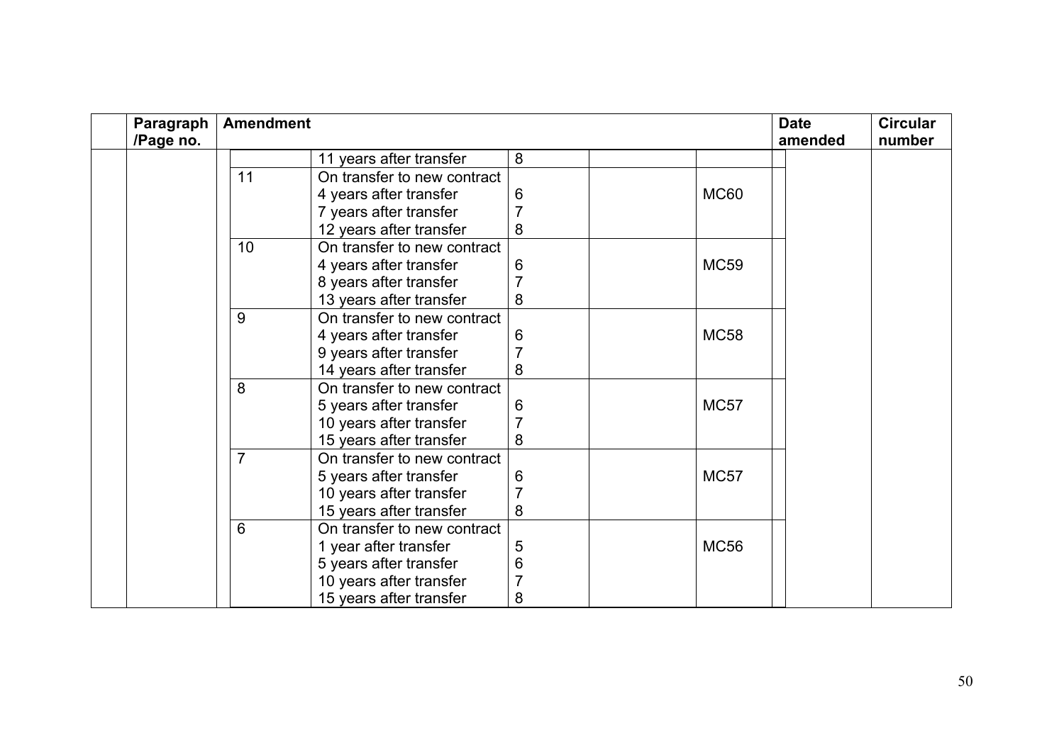| | Paragraph /Page no. | Amendment | | | | | Date amended | Circular number |
|---|---|---|---|---|---|---|---|---|
| | | | 11 years after transfer | 8 | | | | |
| | | 11 | On transfer to new contract<br>4 years after transfer<br>7 years after transfer<br>12 years after transfer | <br>6<br>7<br>8 | | MC60 | | |
| | | 10 | On transfer to new contract<br>4 years after transfer<br>8 years after transfer<br>13 years after transfer | <br>6<br>7<br>8 | | MC59 | | |
| | | 9 | On transfer to new contract<br>4 years after transfer<br>9 years after transfer<br>14 years after transfer | <br>6<br>7<br>8 | | MC58 | | |
| | | 8 | On transfer to new contract<br>5 years after transfer<br>10 years after transfer<br>15 years after transfer | <br>6<br>7<br>8 | | MC57 | | |
| | | 7 | On transfer to new contract<br>5 years after transfer<br>10 years after transfer<br>15 years after transfer | <br>6<br>7<br>8 | | MC57 | | |
| | | 6 | On transfer to new contract<br>1 year after transfer<br>5 years after transfer<br>10 years after transfer<br>15 years after transfer | <br>5<br>6<br>7<br>8 | | MC56 | | |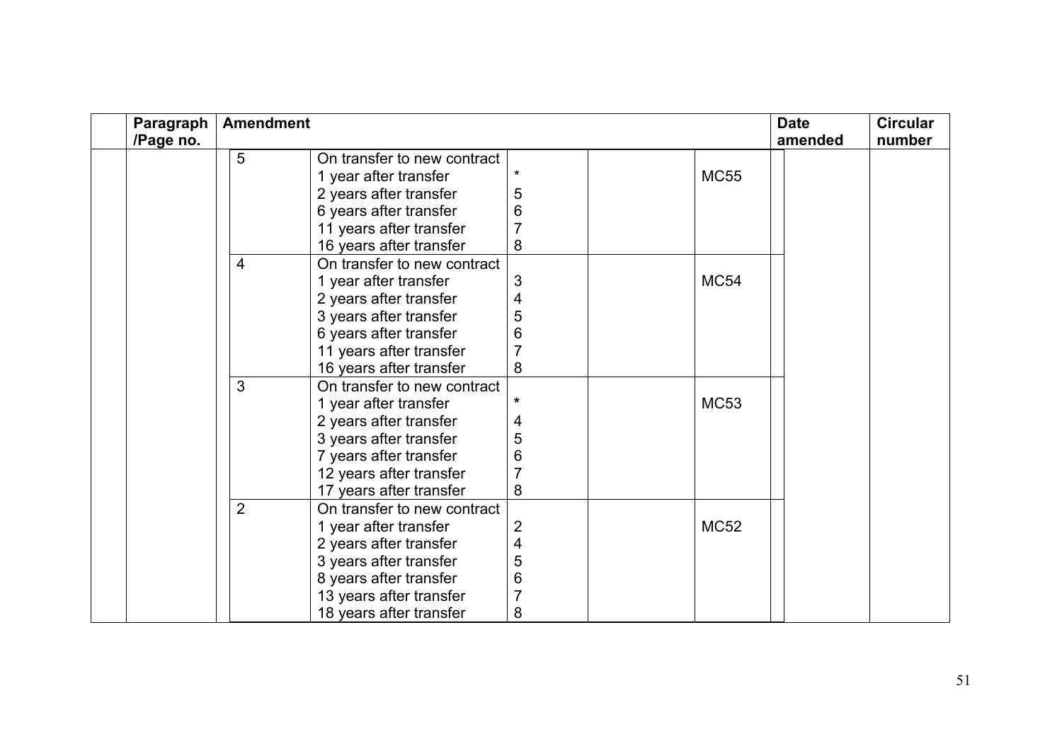| | Paragraph /Page no. | Amendment | | | | | | Date amended | Circular number |
|---|---|---|---|---|---|---|---|---|---|
| | | 5 | On transfer to new contract<br>1 year after transfer<br>2 years after transfer<br>6 years after transfer<br>11 years after transfer<br>16 years after transfer | <br>*<br>5<br>6<br>7<br>8 | | MC55 | | | |
| | | 4 | On transfer to new contract<br>1 year after transfer<br>2 years after transfer<br>3 years after transfer<br>6 years after transfer<br>11 years after transfer<br>16 years after transfer | <br>3<br>4<br>5<br>6<br>7<br>8 | | MC54 | | | |
| | | 3 | On transfer to new contract<br>1 year after transfer<br>2 years after transfer<br>3 years after transfer<br>7 years after transfer<br>12 years after transfer<br>17 years after transfer | <br>*<br>4<br>5<br>6<br>7<br>8 | | MC53 | | | |
| | | 2 | On transfer to new contract<br>1 year after transfer<br>2 years after transfer<br>3 years after transfer<br>8 years after transfer<br>13 years after transfer<br>18 years after transfer | <br>2<br>4<br>5<br>6<br>7<br>8 | | MC52 | | | |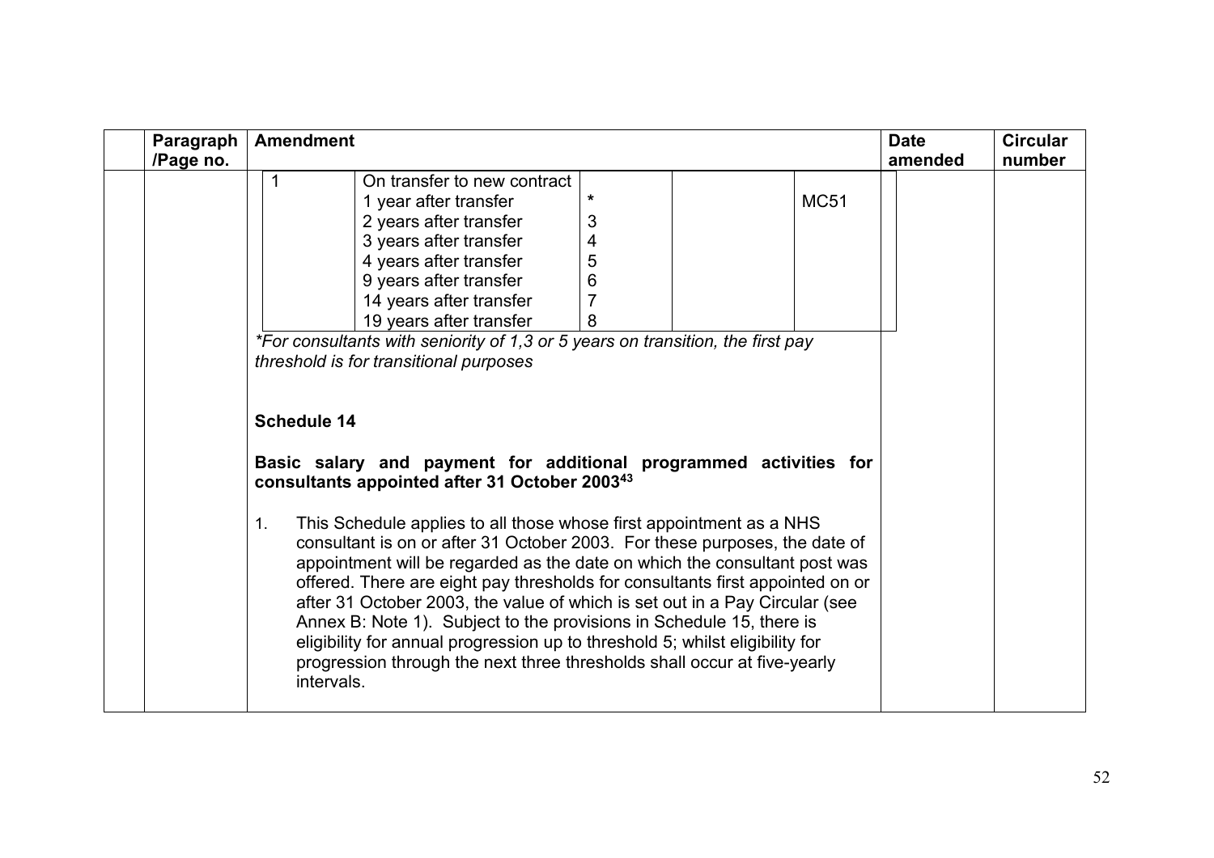| | Paragraph /Page no. | Amendment | Date amended | Circular number |
|---|---|---|---|---|
| | | (see nested table below) | | |

| 1 | On transfer to new contract | | | |
|---|---|---|---|---|
| | 1 year after transfer | * | | MC51 |
| | 2 years after transfer | 3 | | |
| | 3 years after transfer | 4 | | |
| | 4 years after transfer | 5 | | |
| | 9 years after transfer | 6 | | |
| | 14 years after transfer | 7 | | |
| | 19 years after transfer | 8 | | |

*\*For consultants with seniority of 1,3 or 5 years on transition, the first pay threshold is for transitional purposes*

**Schedule 14**

**Basic salary and payment for additional programmed activities for consultants appointed after 31 October 2003[43]**

1. This Schedule applies to all those whose first appointment as a NHS consultant is on or after 31 October 2003. For these purposes, the date of appointment will be regarded as the date on which the consultant post was offered. There are eight pay thresholds for consultants first appointed on or after 31 October 2003, the value of which is set out in a Pay Circular (see Annex B: Note 1). Subject to the provisions in Schedule 15, there is eligibility for annual progression up to threshold 5; whilst eligibility for progression through the next three thresholds shall occur at five-yearly intervals.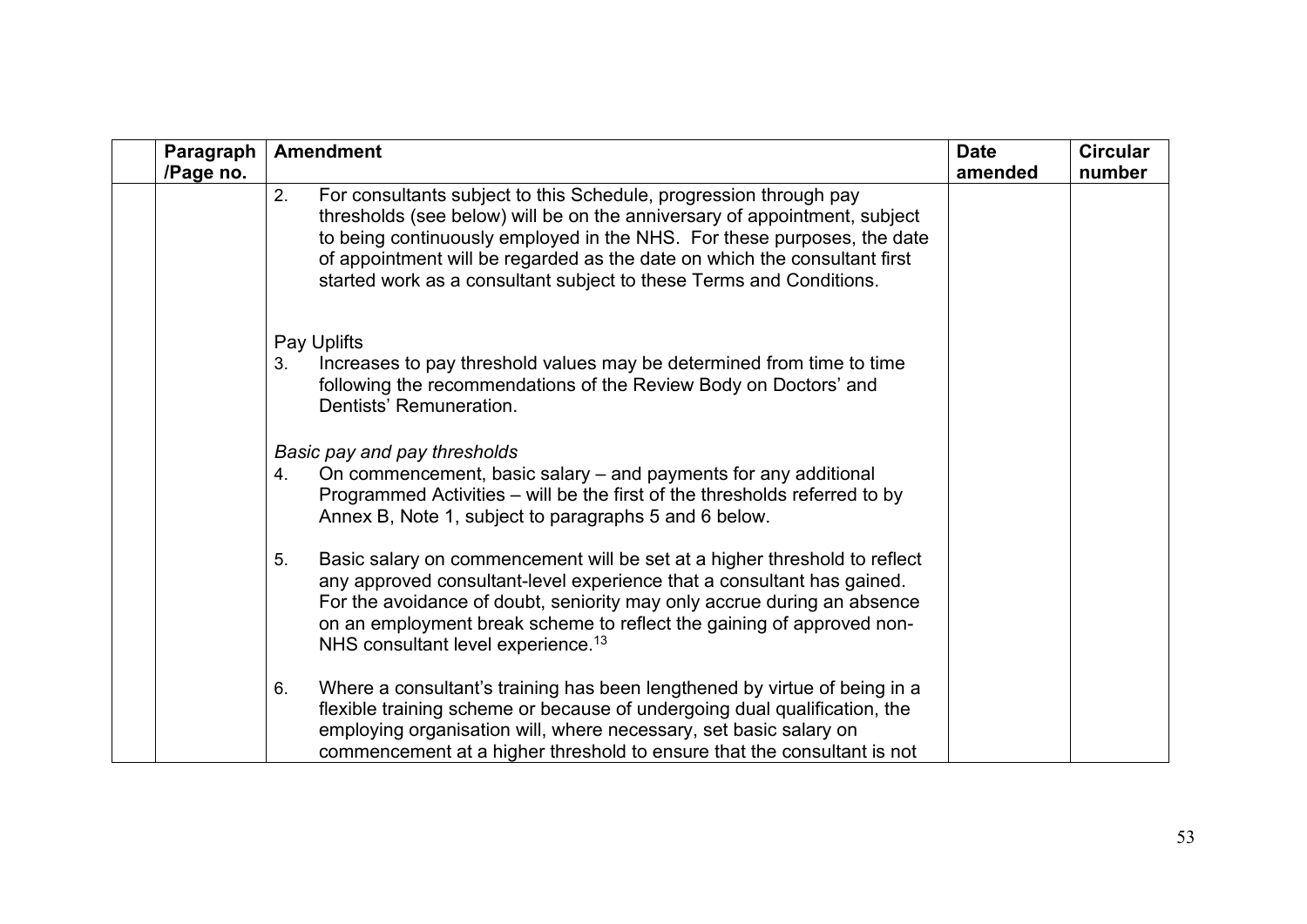| | Paragraph /Page no. | Amendment | Date amended | Circular number |
|---|---|---|---|---|
| | | 2. For consultants subject to this Schedule, progression through pay thresholds (see below) will be on the anniversary of appointment, subject to being continuously employed in the NHS. For these purposes, the date of appointment will be regarded as the date on which the consultant first started work as a consultant subject to these Terms and Conditions.<br><br>Pay Uplifts<br>3. Increases to pay threshold values may be determined from time to time following the recommendations of the Review Body on Doctors' and Dentists' Remuneration.<br><br>*Basic pay and pay thresholds*<br>4. On commencement, basic salary – and payments for any additional Programmed Activities – will be the first of the thresholds referred to by Annex B, Note 1, subject to paragraphs 5 and 6 below.<br><br>5. Basic salary on commencement will be set at a higher threshold to reflect any approved consultant-level experience that a consultant has gained. For the avoidance of doubt, seniority may only accrue during an absence on an employment break scheme to reflect the gaining of approved non-NHS consultant level experience.[13]<br><br>6. Where a consultant's training has been lengthened by virtue of being in a flexible training scheme or because of undergoing dual qualification, the employing organisation will, where necessary, set basic salary on commencement at a higher threshold to ensure that the consultant is not | | |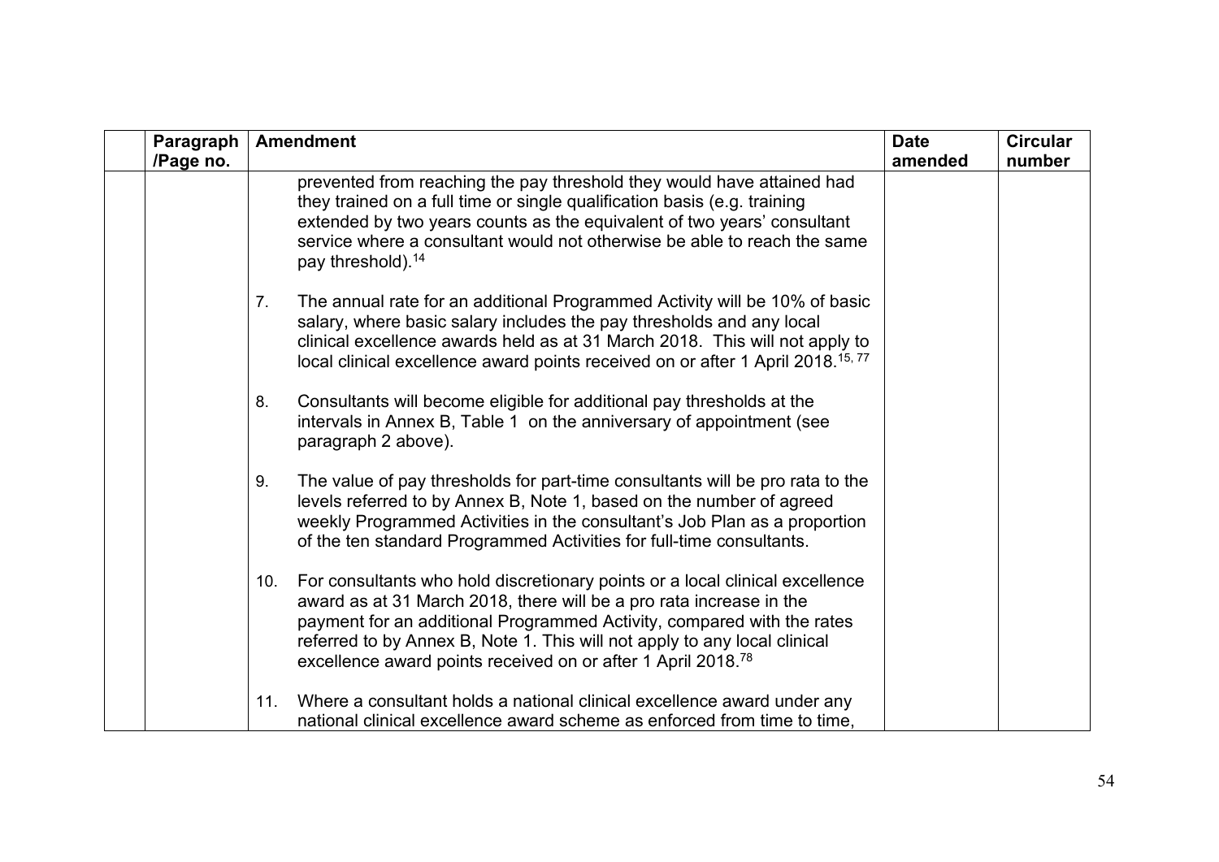| | Paragraph /Page no. | Amendment | Date amended | Circular number |
|---|---|---|---|---|
| | | prevented from reaching the pay threshold they would have attained had they trained on a full time or single qualification basis (e.g. training extended by two years counts as the equivalent of two years' consultant service where a consultant would not otherwise be able to reach the same pay threshold).[14]<br><br>7. The annual rate for an additional Programmed Activity will be 10% of basic salary, where basic salary includes the pay thresholds and any local clinical excellence awards held as at 31 March 2018. This will not apply to local clinical excellence award points received on or after 1 April 2018.[15, 77]<br><br>8. Consultants will become eligible for additional pay thresholds at the intervals in Annex B, Table 1 on the anniversary of appointment (see paragraph 2 above).<br><br>9. The value of pay thresholds for part-time consultants will be pro rata to the levels referred to by Annex B, Note 1, based on the number of agreed weekly Programmed Activities in the consultant's Job Plan as a proportion of the ten standard Programmed Activities for full-time consultants.<br><br>10. For consultants who hold discretionary points or a local clinical excellence award as at 31 March 2018, there will be a pro rata increase in the payment for an additional Programmed Activity, compared with the rates referred to by Annex B, Note 1. This will not apply to any local clinical excellence award points received on or after 1 April 2018.[78]<br><br>11. Where a consultant holds a national clinical excellence award under any national clinical excellence award scheme as enforced from time to time, | | |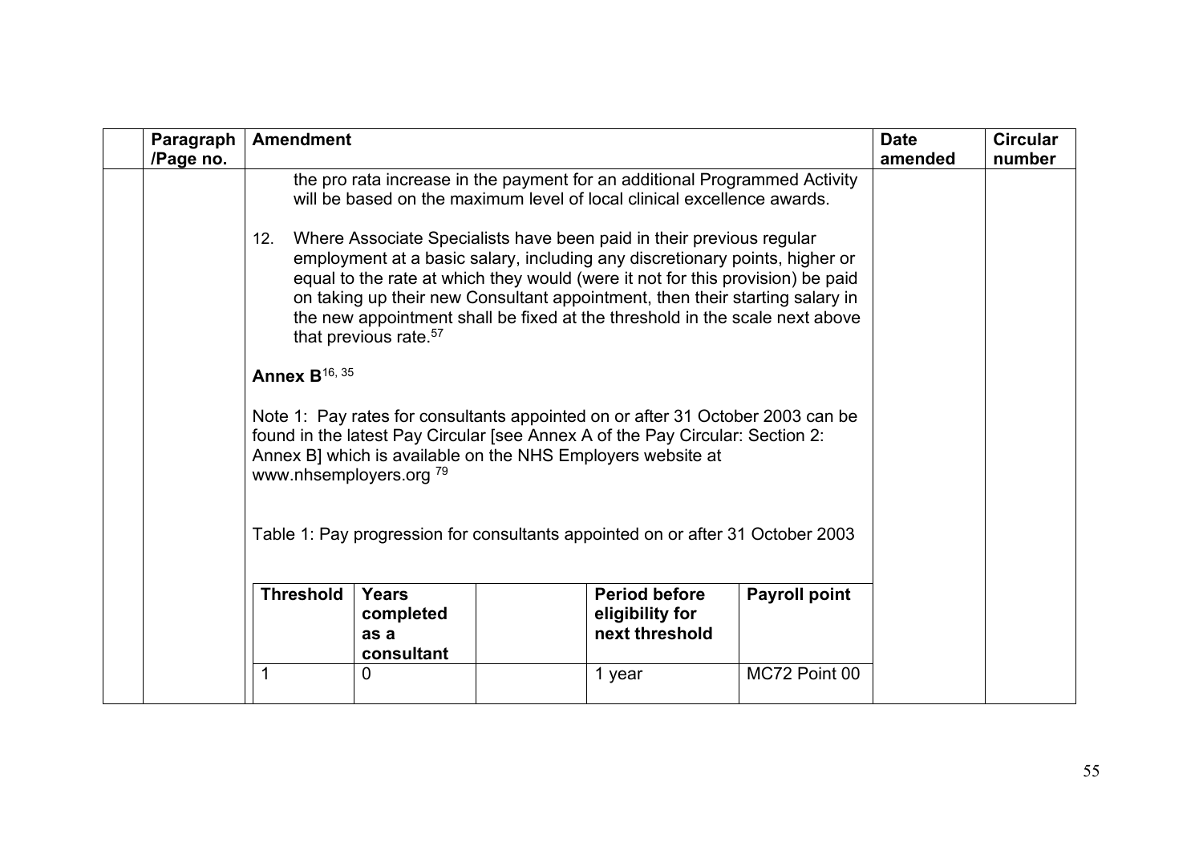| | Paragraph /Page no. | Amendment | Date amended | Circular number |
|---|---|---|---|---|
| | | the pro rata increase in the payment for an additional Programmed Activity will be based on the maximum level of local clinical excellence awards.<br><br>12. Where Associate Specialists have been paid in their previous regular employment at a basic salary, including any discretionary points, higher or equal to the rate at which they would (were it not for this provision) be paid on taking up their new Consultant appointment, then their starting salary in the new appointment shall be fixed at the threshold in the scale next above that previous rate.[57]<br><br>**Annex B**[16, 35]<br><br>Note 1: Pay rates for consultants appointed on or after 31 October 2003 can be found in the latest Pay Circular [see Annex A of the Pay Circular: Section 2: Annex B] which is available on the NHS Employers website at www.nhsemployers.org [79]<br><br>Table 1: Pay progression for consultants appointed on or after 31 October 2003 | | |

| Threshold | Years completed as a consultant | | Period before eligibility for next threshold | Payroll point |
|---|---|---|---|---|
| 1 | 0 | | 1 year | MC72 Point 00 |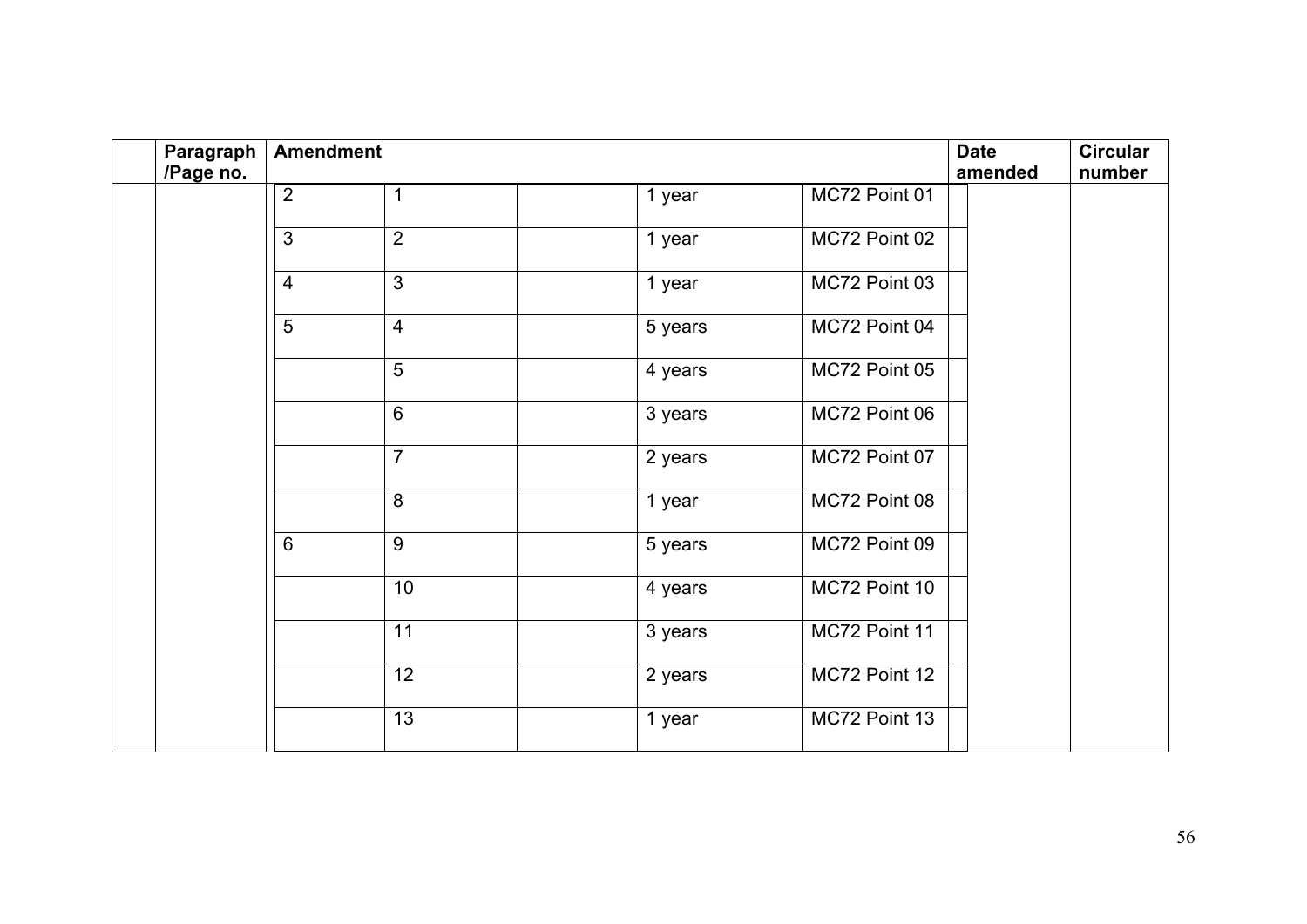|  | Paragraph /Page no. | Amendment |  |  |  |  |  | Date amended | Circular number |
|---|---|---|---|---|---|---|---|---|---|
|  |  | 2 | 1 |  | 1 year | MC72 Point 01 |  |  |  |
|  |  | 3 | 2 |  | 1 year | MC72 Point 02 |  |  |  |
|  |  | 4 | 3 |  | 1 year | MC72 Point 03 |  |  |  |
|  |  | 5 | 4 |  | 5 years | MC72 Point 04 |  |  |  |
|  |  |  | 5 |  | 4 years | MC72 Point 05 |  |  |  |
|  |  |  | 6 |  | 3 years | MC72 Point 06 |  |  |  |
|  |  |  | 7 |  | 2 years | MC72 Point 07 |  |  |  |
|  |  |  | 8 |  | 1 year | MC72 Point 08 |  |  |  |
|  |  | 6 | 9 |  | 5 years | MC72 Point 09 |  |  |  |
|  |  |  | 10 |  | 4 years | MC72 Point 10 |  |  |  |
|  |  |  | 11 |  | 3 years | MC72 Point 11 |  |  |  |
|  |  |  | 12 |  | 2 years | MC72 Point 12 |  |  |  |
|  |  |  | 13 |  | 1 year | MC72 Point 13 |  |  |  |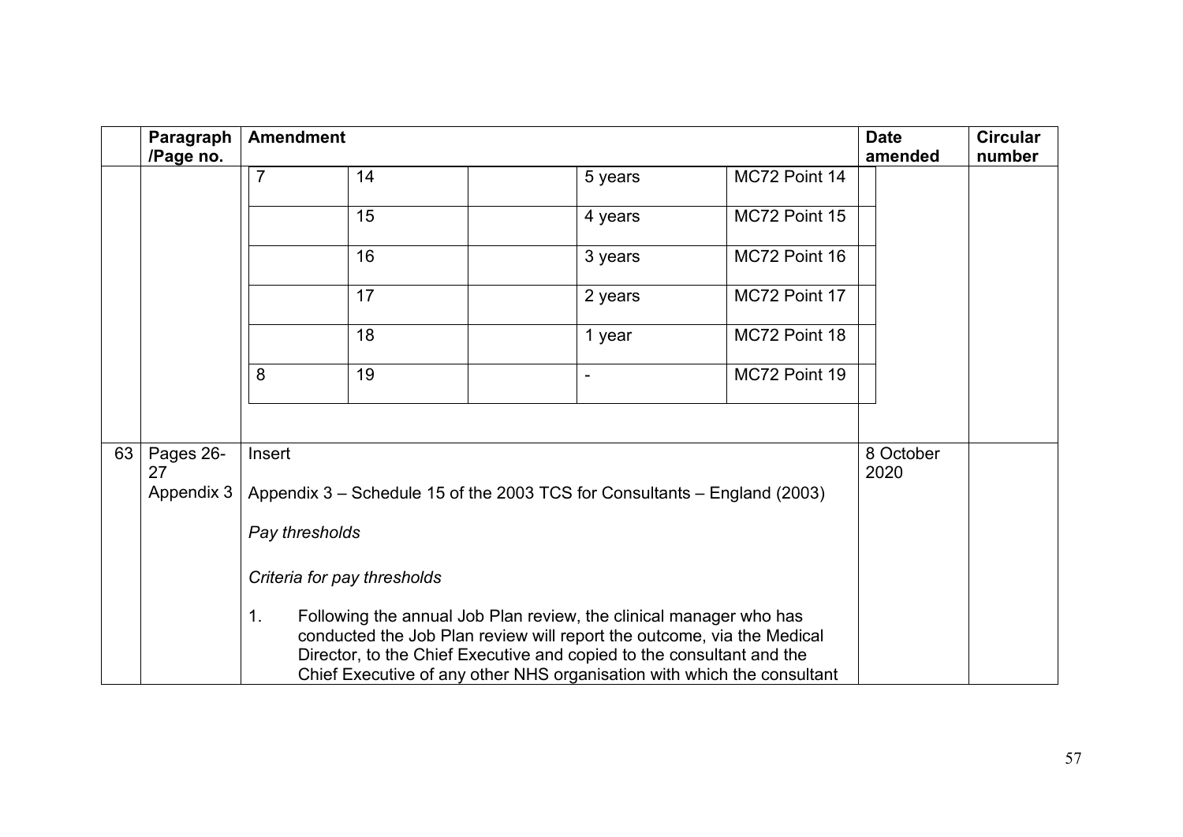| | Paragraph /Page no. | Amendment | Date amended | Circular number |
|---|---|---|---|---|
| | | 7 \| 14 \| \| 5 years \| MC72 Point 14 | | |
| | | \| 15 \| \| 4 years \| MC72 Point 15 | | |
| | | \| 16 \| \| 3 years \| MC72 Point 16 | | |
| | | \| 17 \| \| 2 years \| MC72 Point 17 | | |
| | | \| 18 \| \| 1 year \| MC72 Point 18 | | |
| | | 8 \| 19 \| \| - \| MC72 Point 19 | | |
| 63 | Pages 26-27 Appendix 3 | Insert<br><br>Appendix 3 – Schedule 15 of the 2003 TCS for Consultants – England (2003)<br><br>*Pay thresholds*<br><br>*Criteria for pay thresholds*<br><br>1. Following the annual Job Plan review, the clinical manager who has conducted the Job Plan review will report the outcome, via the Medical Director, to the Chief Executive and copied to the consultant and the Chief Executive of any other NHS organisation with which the consultant | 8 October 2020 | |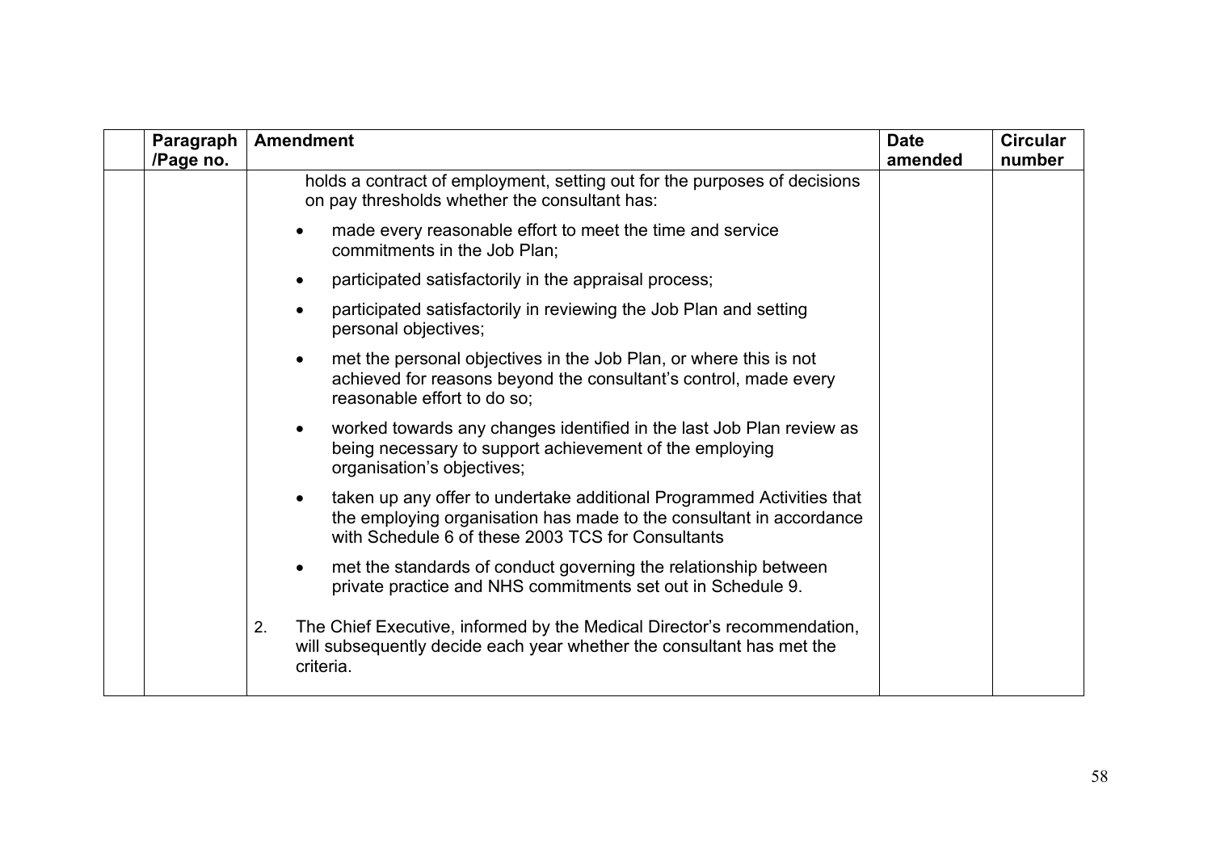| | Paragraph /Page no. | Amendment | Date amended | Circular number |
|---|---|---|---|---|
| | | holds a contract of employment, setting out for the purposes of decisions on pay thresholds whether the consultant has:<br>• made every reasonable effort to meet the time and service commitments in the Job Plan;<br>• participated satisfactorily in the appraisal process;<br>• participated satisfactorily in reviewing the Job Plan and setting personal objectives;<br>• met the personal objectives in the Job Plan, or where this is not achieved for reasons beyond the consultant's control, made every reasonable effort to do so;<br>• worked towards any changes identified in the last Job Plan review as being necessary to support achievement of the employing organisation's objectives;<br>• taken up any offer to undertake additional Programmed Activities that the employing organisation has made to the consultant in accordance with Schedule 6 of these 2003 TCS for Consultants<br>• met the standards of conduct governing the relationship between private practice and NHS commitments set out in Schedule 9.<br>2. The Chief Executive, informed by the Medical Director's recommendation, will subsequently decide each year whether the consultant has met the criteria. | | |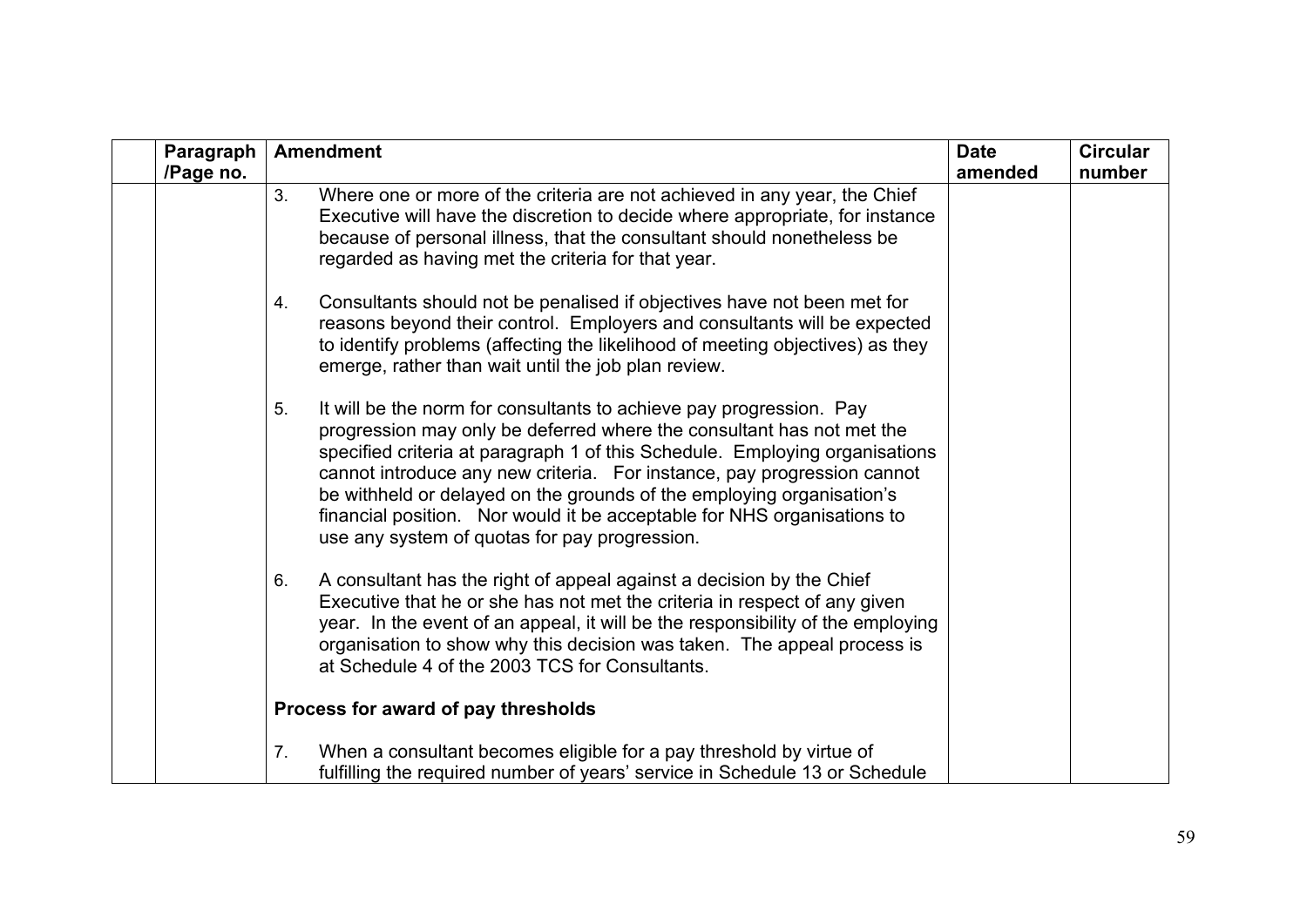| | Paragraph /Page no. | Amendment | Date amended | Circular number |
|---|---|---|---|---|
| | | 3. Where one or more of the criteria are not achieved in any year, the Chief Executive will have the discretion to decide where appropriate, for instance because of personal illness, that the consultant should nonetheless be regarded as having met the criteria for that year.<br><br>4. Consultants should not be penalised if objectives have not been met for reasons beyond their control. Employers and consultants will be expected to identify problems (affecting the likelihood of meeting objectives) as they emerge, rather than wait until the job plan review.<br><br>5. It will be the norm for consultants to achieve pay progression. Pay progression may only be deferred where the consultant has not met the specified criteria at paragraph 1 of this Schedule. Employing organisations cannot introduce any new criteria. For instance, pay progression cannot be withheld or delayed on the grounds of the employing organisation's financial position. Nor would it be acceptable for NHS organisations to use any system of quotas for pay progression.<br><br>6. A consultant has the right of appeal against a decision by the Chief Executive that he or she has not met the criteria in respect of any given year. In the event of an appeal, it will be the responsibility of the employing organisation to show why this decision was taken. The appeal process is at Schedule 4 of the 2003 TCS for Consultants.<br><br>**Process for award of pay thresholds**<br><br>7. When a consultant becomes eligible for a pay threshold by virtue of fulfilling the required number of years' service in Schedule 13 or Schedule | | |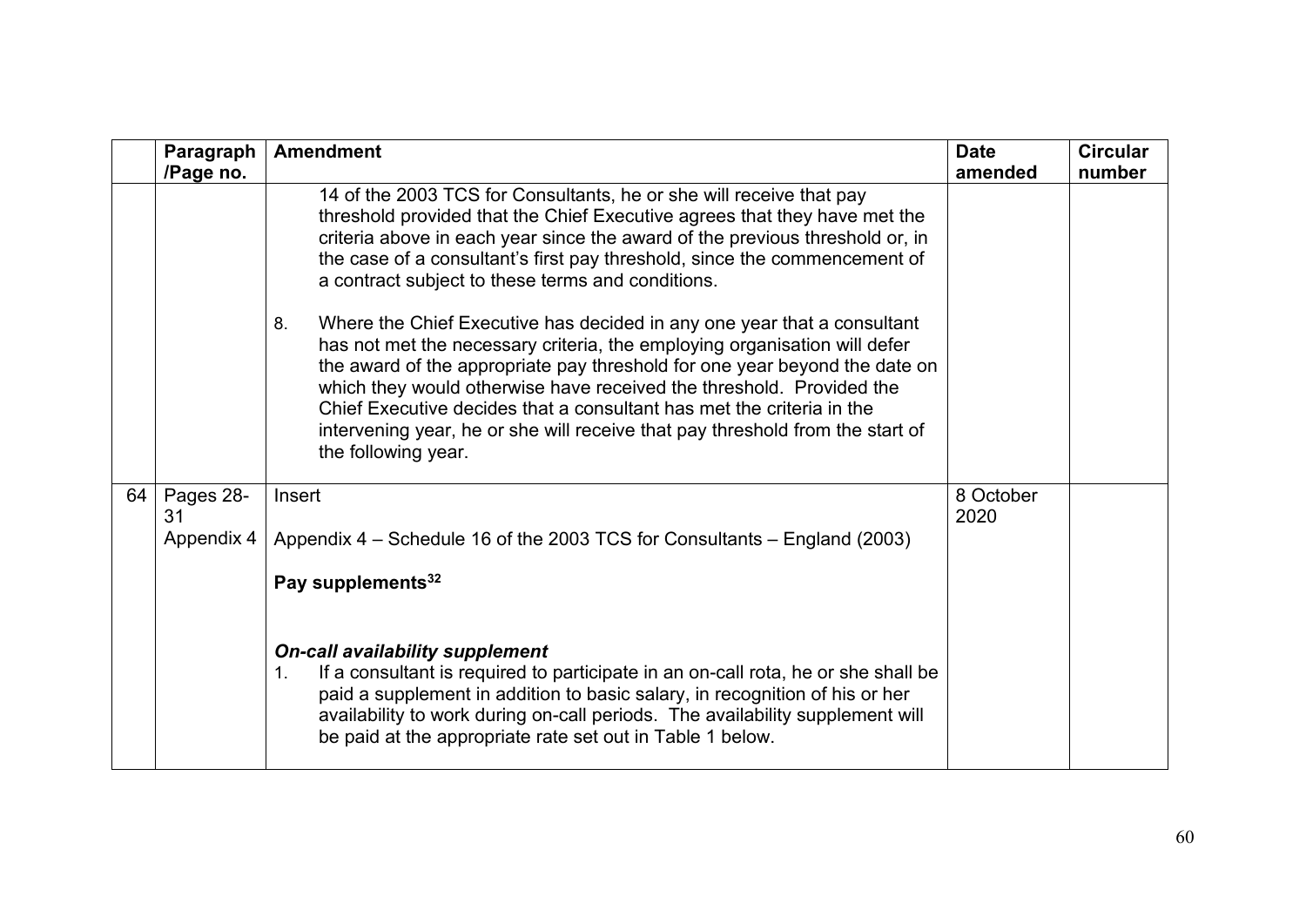|  | Paragraph /Page no. | Amendment | Date amended | Circular number |
|---|---|---|---|---|
|  |  | 14 of the 2003 TCS for Consultants, he or she will receive that pay threshold provided that the Chief Executive agrees that they have met the criteria above in each year since the award of the previous threshold or, in the case of a consultant's first pay threshold, since the commencement of a contract subject to these terms and conditions.<br><br>8. Where the Chief Executive has decided in any one year that a consultant has not met the necessary criteria, the employing organisation will defer the award of the appropriate pay threshold for one year beyond the date on which they would otherwise have received the threshold. Provided the Chief Executive decides that a consultant has met the criteria in the intervening year, he or she will receive that pay threshold from the start of the following year. |  |  |
| 64 | Pages 28-31<br>Appendix 4 | Insert<br><br>Appendix 4 – Schedule 16 of the 2003 TCS for Consultants – England (2003)<br><br>**Pay supplements**[32]<br><br>***On-call availability supplement***<br>1. If a consultant is required to participate in an on-call rota, he or she shall be paid a supplement in addition to basic salary, in recognition of his or her availability to work during on-call periods. The availability supplement will be paid at the appropriate rate set out in Table 1 below. | 8 October 2020 |  |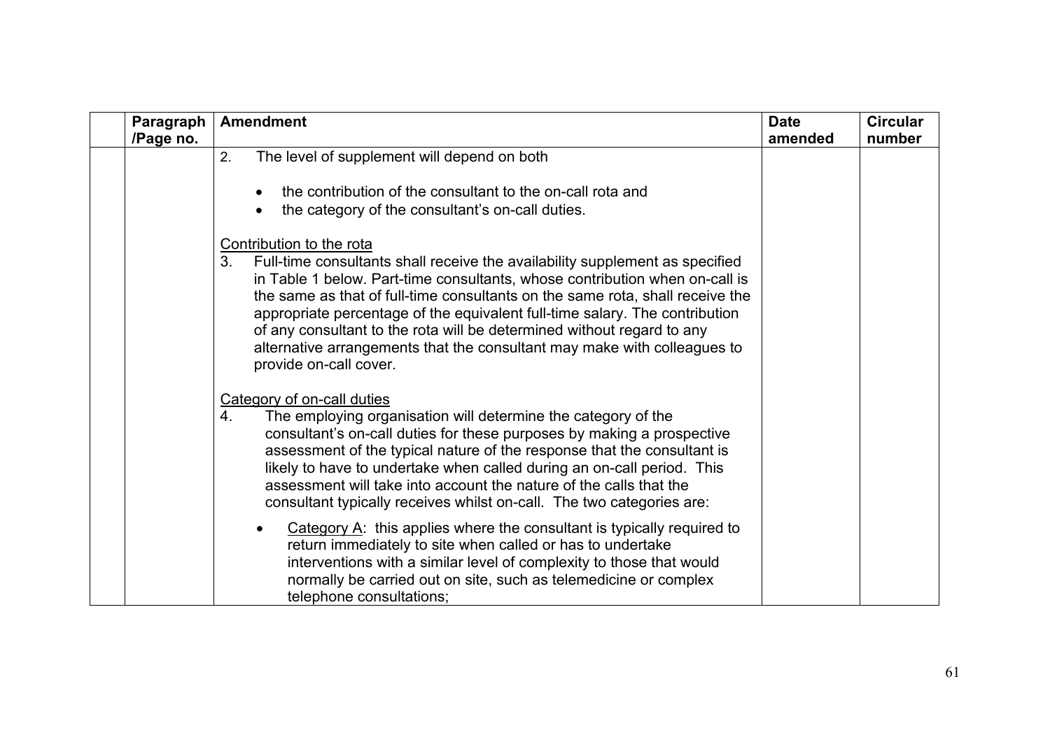| | Paragraph /Page no. | Amendment | Date amended | Circular number |
|---|---|---|---|---|
| | | 2. The level of supplement will depend on both<br><br>• the contribution of the consultant to the on-call rota and<br>• the category of the consultant's on-call duties.<br><br><u>Contribution to the rota</u><br>3. Full-time consultants shall receive the availability supplement as specified in Table 1 below. Part-time consultants, whose contribution when on-call is the same as that of full-time consultants on the same rota, shall receive the appropriate percentage of the equivalent full-time salary. The contribution of any consultant to the rota will be determined without regard to any alternative arrangements that the consultant may make with colleagues to provide on-call cover.<br><br><u>Category of on-call duties</u><br>4. The employing organisation will determine the category of the consultant's on-call duties for these purposes by making a prospective assessment of the typical nature of the response that the consultant is likely to have to undertake when called during an on-call period. This assessment will take into account the nature of the calls that the consultant typically receives whilst on-call. The two categories are:<br><br>• <u>Category A</u>: this applies where the consultant is typically required to return immediately to site when called or has to undertake interventions with a similar level of complexity to those that would normally be carried out on site, such as telemedicine or complex telephone consultations; | | |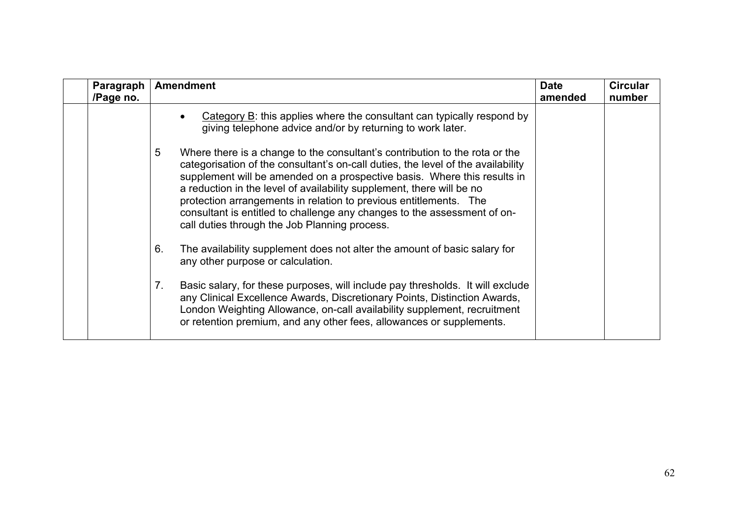| | Paragraph /Page no. | Amendment | Date amended | Circular number |
|---|---|---|---|---|
| | | • Category B: this applies where the consultant can typically respond by giving telephone advice and/or by returning to work later.<br><br>5 Where there is a change to the consultant's contribution to the rota or the categorisation of the consultant's on-call duties, the level of the availability supplement will be amended on a prospective basis. Where this results in a reduction in the level of availability supplement, there will be no protection arrangements in relation to previous entitlements. The consultant is entitled to challenge any changes to the assessment of on-call duties through the Job Planning process.<br><br>6. The availability supplement does not alter the amount of basic salary for any other purpose or calculation.<br><br>7. Basic salary, for these purposes, will include pay thresholds. It will exclude any Clinical Excellence Awards, Discretionary Points, Distinction Awards, London Weighting Allowance, on-call availability supplement, recruitment or retention premium, and any other fees, allowances or supplements. | | |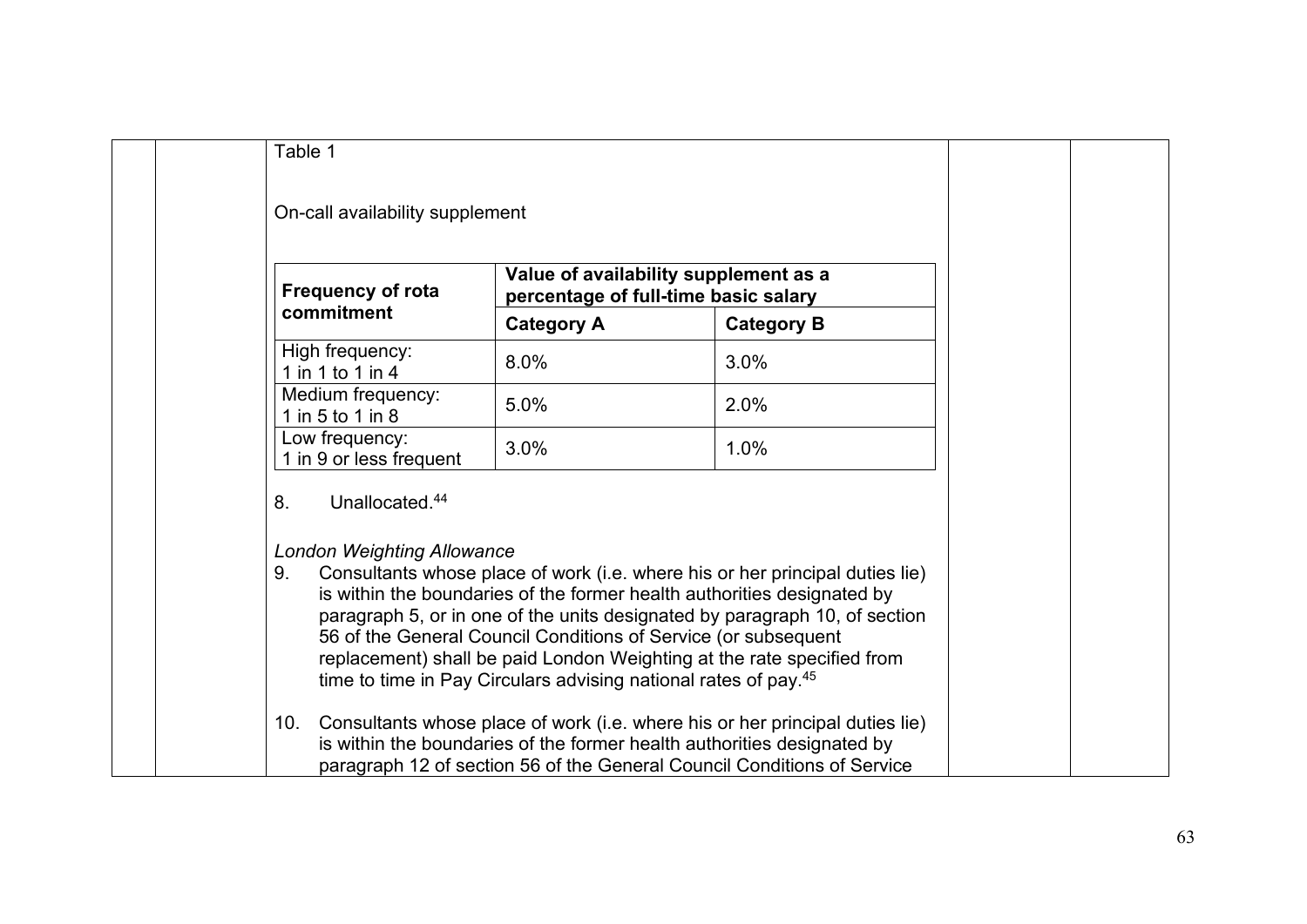Table 1

On-call availability supplement

| Frequency of rota commitment | Value of availability supplement as a percentage of full-time basic salary | |
|---|---|---|
| | **Category A** | **Category B** |
| High frequency: 1 in 1 to 1 in 4 | 8.0% | 3.0% |
| Medium frequency: 1 in 5 to 1 in 8 | 5.0% | 2.0% |
| Low frequency: 1 in 9 or less frequent | 3.0% | 1.0% |

8. Unallocated.[44]

*London Weighting Allowance*

9. Consultants whose place of work (i.e. where his or her principal duties lie) is within the boundaries of the former health authorities designated by paragraph 5, or in one of the units designated by paragraph 10, of section 56 of the General Council Conditions of Service (or subsequent replacement) shall be paid London Weighting at the rate specified from time to time in Pay Circulars advising national rates of pay.[45]

10. Consultants whose place of work (i.e. where his or her principal duties lie) is within the boundaries of the former health authorities designated by paragraph 12 of section 56 of the General Council Conditions of Service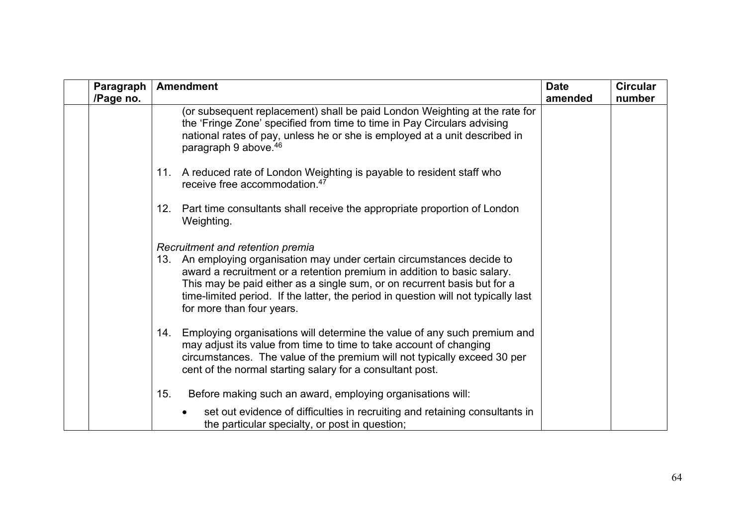| | Paragraph /Page no. | Amendment | Date amended | Circular number |
|---|---|---|---|---|
| | | (or subsequent replacement) shall be paid London Weighting at the rate for the 'Fringe Zone' specified from time to time in Pay Circulars advising national rates of pay, unless he or she is employed at a unit described in paragraph 9 above.[46]<br><br>11. A reduced rate of London Weighting is payable to resident staff who receive free accommodation.[47]<br><br>12. Part time consultants shall receive the appropriate proportion of London Weighting.<br><br>*Recruitment and retention premia*<br>13. An employing organisation may under certain circumstances decide to award a recruitment or a retention premium in addition to basic salary. This may be paid either as a single sum, or on recurrent basis but for a time-limited period. If the latter, the period in question will not typically last for more than four years.<br><br>14. Employing organisations will determine the value of any such premium and may adjust its value from time to time to take account of changing circumstances. The value of the premium will not typically exceed 30 per cent of the normal starting salary for a consultant post.<br><br>15. Before making such an award, employing organisations will:<br><br>• set out evidence of difficulties in recruiting and retaining consultants in the particular specialty, or post in question; | | |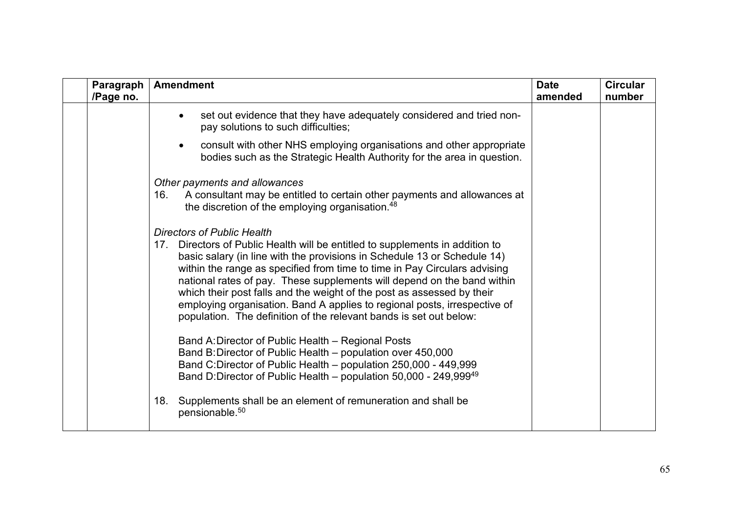| | Paragraph /Page no. | Amendment | Date amended | Circular number |
|---|---|---|---|---|
| | | • set out evidence that they have adequately considered and tried non-pay solutions to such difficulties;<br><br>• consult with other NHS employing organisations and other appropriate bodies such as the Strategic Health Authority for the area in question.<br><br>*Other payments and allowances*<br>16. A consultant may be entitled to certain other payments and allowances at the discretion of the employing organisation.[48]<br><br>*Directors of Public Health*<br>17. Directors of Public Health will be entitled to supplements in addition to basic salary (in line with the provisions in Schedule 13 or Schedule 14) within the range as specified from time to time in Pay Circulars advising national rates of pay. These supplements will depend on the band within which their post falls and the weight of the post as assessed by their employing organisation. Band A applies to regional posts, irrespective of population. The definition of the relevant bands is set out below:<br><br>Band A: Director of Public Health – Regional Posts<br>Band B: Director of Public Health – population over 450,000<br>Band C: Director of Public Health – population 250,000 - 449,999<br>Band D: Director of Public Health – population 50,000 - 249,999[49]<br><br>18. Supplements shall be an element of remuneration and shall be pensionable.[50] | | |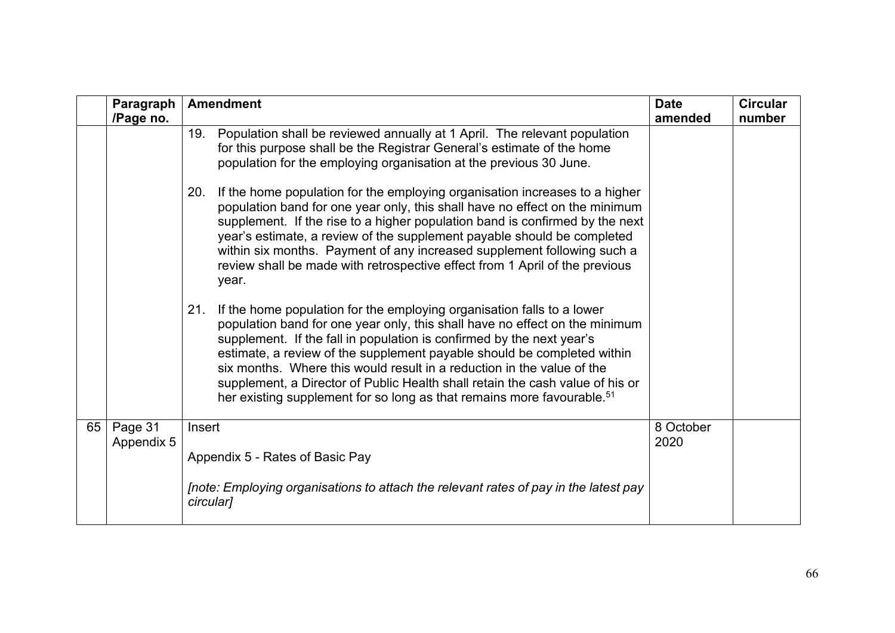| | Paragraph /Page no. | Amendment | Date amended | Circular number |
|---|---|---|---|---|
| | | 19. Population shall be reviewed annually at 1 April. The relevant population for this purpose shall be the Registrar General's estimate of the home population for the employing organisation at the previous 30 June.<br><br>20. If the home population for the employing organisation increases to a higher population band for one year only, this shall have no effect on the minimum supplement. If the rise to a higher population band is confirmed by the next year's estimate, a review of the supplement payable should be completed within six months. Payment of any increased supplement following such a review shall be made with retrospective effect from 1 April of the previous year.<br><br>21. If the home population for the employing organisation falls to a lower population band for one year only, this shall have no effect on the minimum supplement. If the fall in population is confirmed by the next year's estimate, a review of the supplement payable should be completed within six months. Where this would result in a reduction in the value of the supplement, a Director of Public Health shall retain the cash value of his or her existing supplement for so long as that remains more favourable.[51] | | |
| 65 | Page 31 Appendix 5 | Insert<br><br>Appendix 5 - Rates of Basic Pay<br><br>*[note: Employing organisations to attach the relevant rates of pay in the latest pay circular]* | 8 October 2020 | |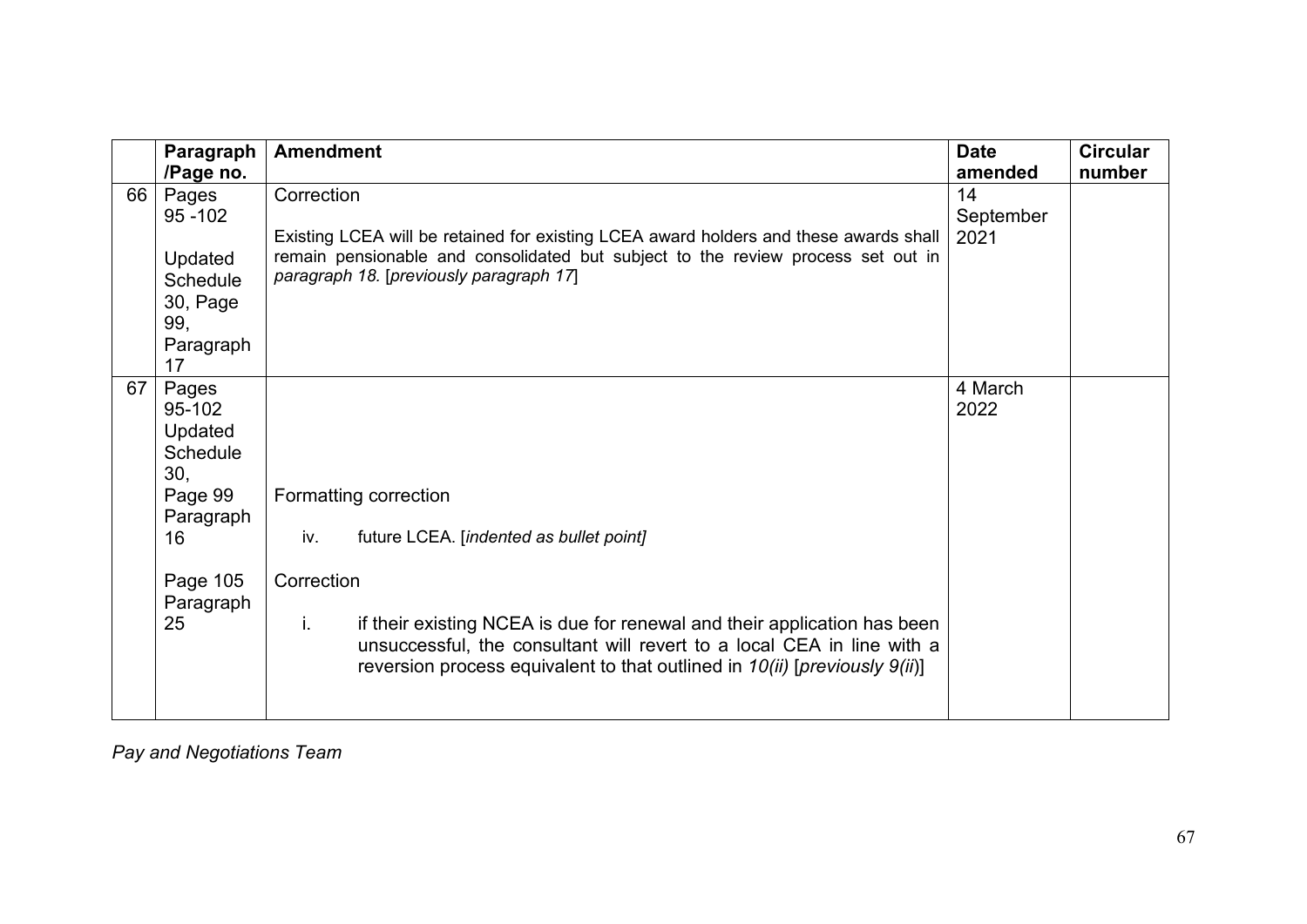| | Paragraph /Page no. | Amendment | Date amended | Circular number |
|---|---|---|---|---|
| 66 | Pages 95 -102<br><br>Updated Schedule 30, Page 99, Paragraph 17 | Correction<br><br>Existing LCEA will be retained for existing LCEA award holders and these awards shall remain pensionable and consolidated but subject to the review process set out in *paragraph 18.* [*previously paragraph 17*] | 14 September 2021 | |
| 67 | Pages 95-102 Updated Schedule 30,<br>Page 99 Paragraph 16<br><br>Page 105 Paragraph 25 | Formatting correction<br><br>iv. future LCEA. [*indented as bullet point]*<br><br>Correction<br><br>i. if their existing NCEA is due for renewal and their application has been unsuccessful, the consultant will revert to a local CEA in line with a reversion process equivalent to that outlined in *10(ii)* [*previously 9(ii*)] | 4 March 2022 | |

*Pay and Negotiations Team*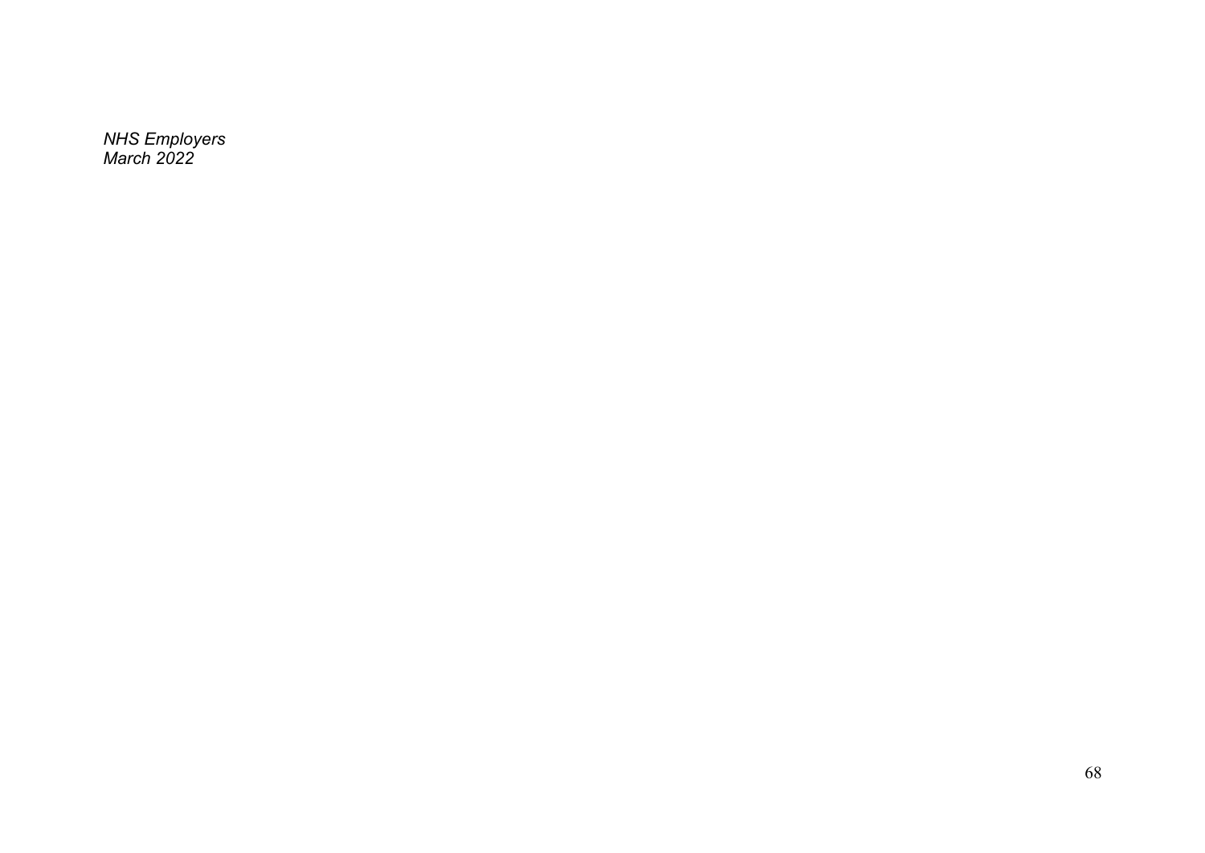*NHS Employers*
*March 2022*